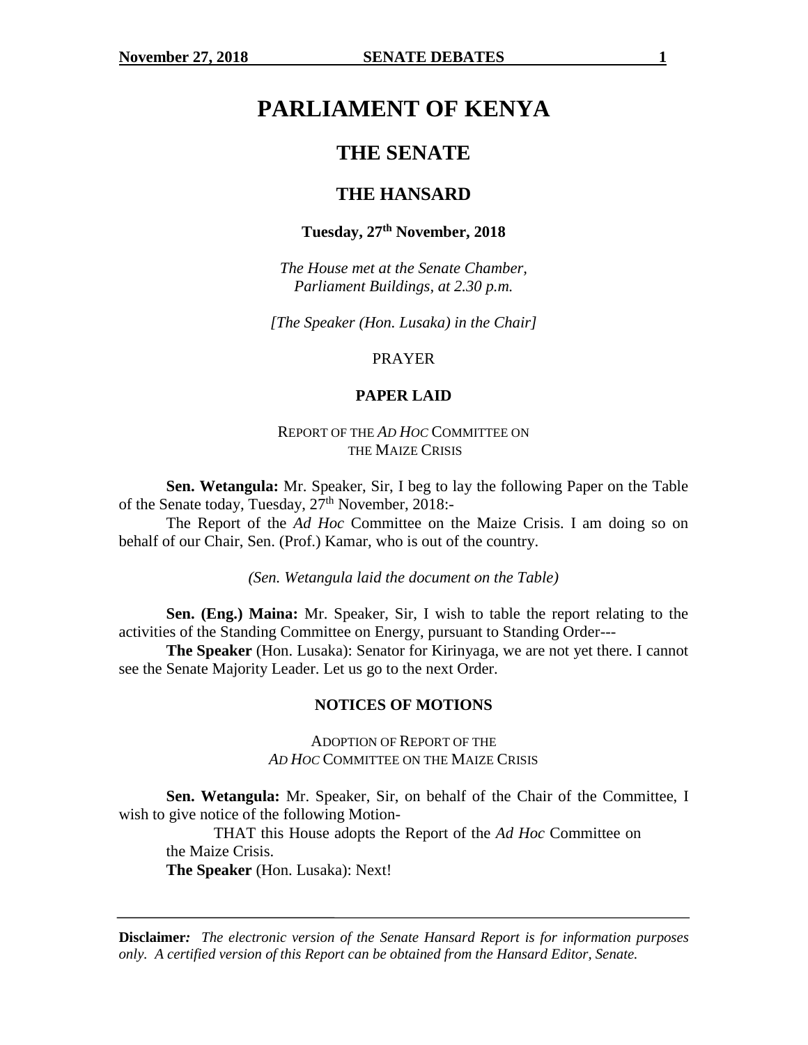# PARLIAMENT OF KENYA

## THE SENATE

## THE HANSARD

**Tuesday, 27th November, 2018**

*The House met at the Senate Chamber, Parliament Buildings, at 2.30 p.m.*

*[The Speaker (Hon. Lusaka) in the Chair]*

PRAYER

### PAPER LAID

REPORT OF THE *AD HOC* COMMITTEE ON THE MAIZE CRISIS

**Sen. Wetangula:** Mr. Speaker, Sir, I beg to lay the following Paper on the Table of the Senate today, Tuesday, 27th November, 2018:-

The Report of the *Ad Hoc* Committee on the Maize Crisis. I am doing so on behalf of our Chair, Sen. (Prof.) Kamar, who is out of the country.

*(Sen. Wetangula laid the document on the Table)*

**Sen. (Eng.) Maina:** Mr. Speaker, Sir, I wish to table the report relating to the activities of the Standing Committee on Energy, pursuant to Standing Order---

**The Speaker** (Hon. Lusaka): Senator for Kirinyaga, we are not yet there. I cannot see the Senate Majority Leader. Let us go to the next Order.

### NOTICES OF MOTIONS

ADOPTION OF REPORT OF THE *AD HOC* COMMITTEE ON THE MAIZE CRISIS

**Sen. Wetangula:** Mr. Speaker, Sir, on behalf of the Chair of the Committee, I wish to give notice of the following Motion-

THAT this House adopts the Report of the *Ad Hoc* Committee on the Maize Crisis.

**The Speaker** (Hon. Lusaka): Next!

**Disclaimer:** *The electronic version of the Senate Hansard Report is for information purposes only. A certified version of this Report can be obtained from the Hansard Editor, Senate.*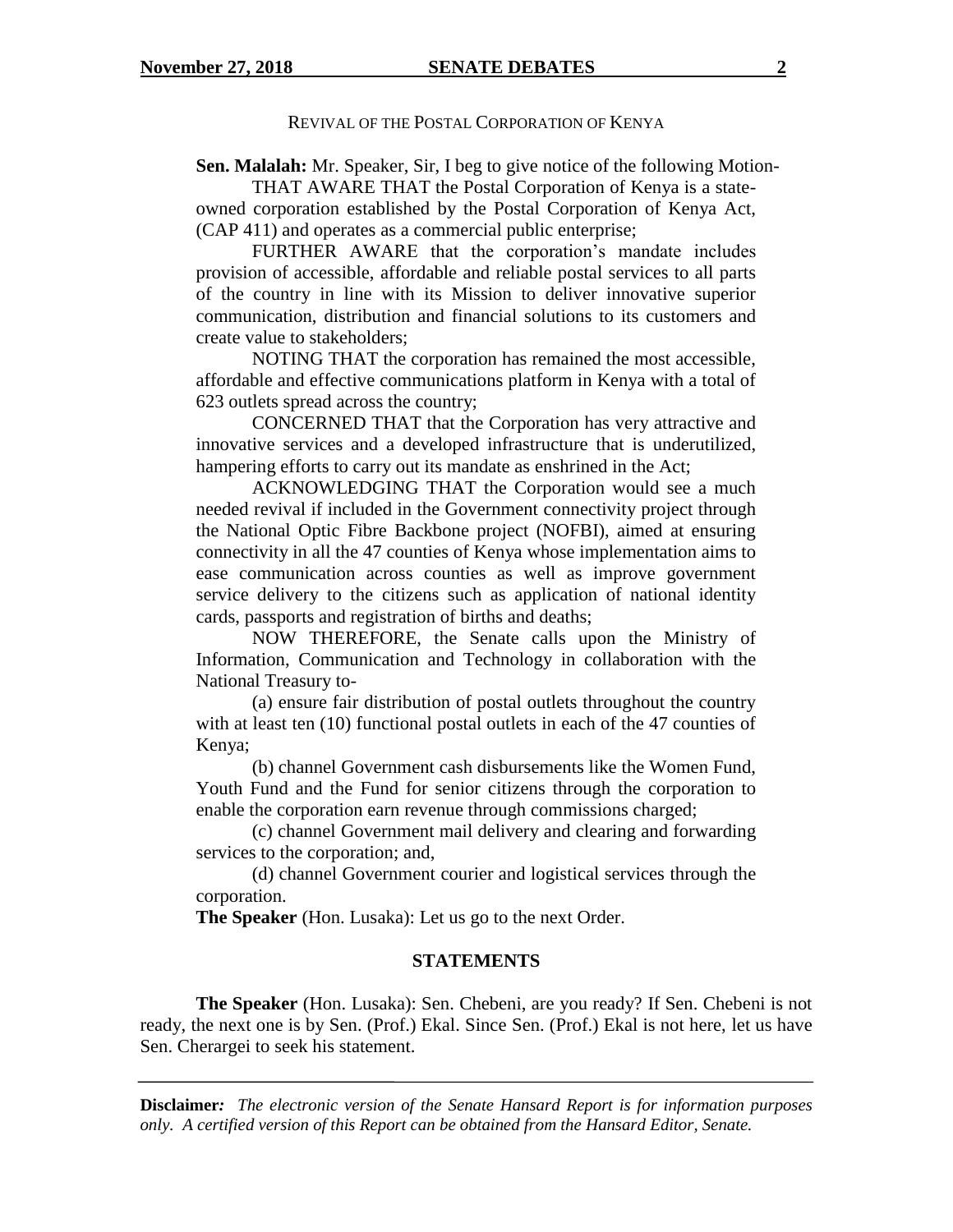REVIVAL OF THE POSTAL CORPORATION OF KENYA

**Sen. Malalah:** Mr. Speaker, Sir, I beg to give notice of the following Motion-

THAT AWARE THAT the Postal Corporation of Kenya is a state-owned corporation established by the Postal Corporation of Kenya Act, (CAP 411) and operates as a commercial public enterprise;

FURTHER AWARE that the corporation's mandate includes provision of accessible, affordable and reliable postal services to all parts of the country in line with its Mission to deliver innovative superior communication, distribution and financial solutions to its customers and create value to stakeholders;

NOTING THAT the corporation has remained the most accessible, affordable and effective communications platform in Kenya with a total of 623 outlets spread across the country;

CONCERNED THAT that the Corporation has very attractive and innovative services and a developed infrastructure that is underutilized, hampering efforts to carry out its mandate as enshrined in the Act;

ACKNOWLEDGING THAT the Corporation would see a much needed revival if included in the Government connectivity project through the National Optic Fibre Backbone project (NOFBI), aimed at ensuring connectivity in all the 47 counties of Kenya whose implementation aims to ease communication across counties as well as improve government service delivery to the citizens such as application of national identity cards, passports and registration of births and deaths;

NOW THEREFORE, the Senate calls upon the Ministry of Information, Communication and Technology in collaboration with the National Treasury to-

(a) ensure fair distribution of postal outlets throughout the country with at least ten (10) functional postal outlets in each of the 47 counties of Kenya;

(b) channel Government cash disbursements like the Women Fund, Youth Fund and the Fund for senior citizens through the corporation to enable the corporation earn revenue through commissions charged;

(c) channel Government mail delivery and clearing and forwarding services to the corporation; and,

(d) channel Government courier and logistical services through the corporation.

**The Speaker** (Hon. Lusaka): Let us go to the next Order.

## STATEMENTS

**The Speaker** (Hon. Lusaka): Sen. Chebeni, are you ready? If Sen. Chebeni is not ready, the next one is by Sen. (Prof.) Ekal. Since Sen. (Prof.) Ekal is not here, let us have Sen. Cherargei to seek his statement.

**Disclaimer:** *The electronic version of the Senate Hansard Report is for information purposes only. A certified version of this Report can be obtained from the Hansard Editor, Senate.*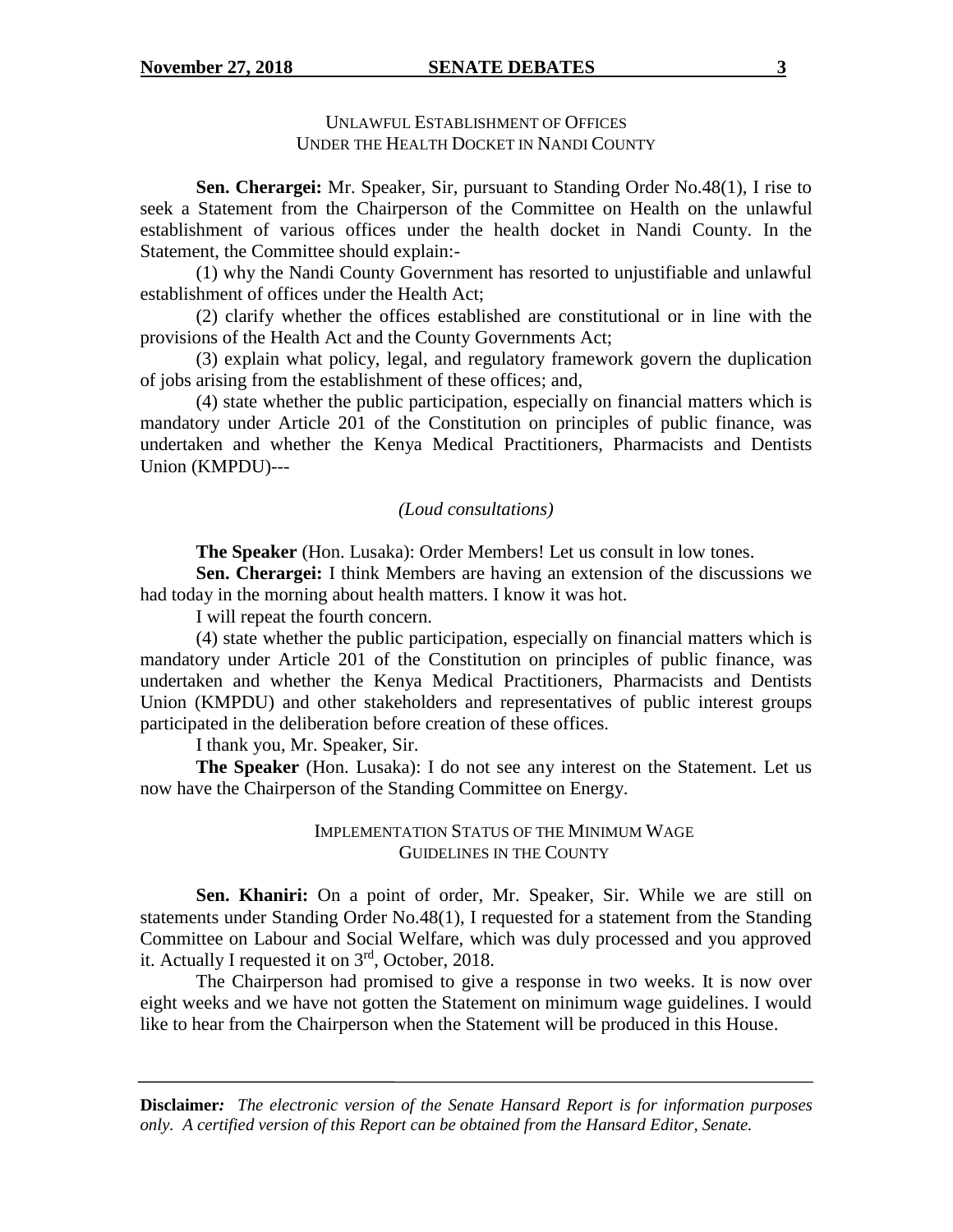UNLAWFUL ESTABLISHMENT OF OFFICES
UNDER THE HEALTH DOCKET IN NANDI COUNTY

**Sen. Cherargei:** Mr. Speaker, Sir, pursuant to Standing Order No.48(1), I rise to seek a Statement from the Chairperson of the Committee on Health on the unlawful establishment of various offices under the health docket in Nandi County. In the Statement, the Committee should explain:-

(1) why the Nandi County Government has resorted to unjustifiable and unlawful establishment of offices under the Health Act;

(2) clarify whether the offices established are constitutional or in line with the provisions of the Health Act and the County Governments Act;

(3) explain what policy, legal, and regulatory framework govern the duplication of jobs arising from the establishment of these offices; and,

(4) state whether the public participation, especially on financial matters which is mandatory under Article 201 of the Constitution on principles of public finance, was undertaken and whether the Kenya Medical Practitioners, Pharmacists and Dentists Union (KMPDU)---

*(Loud consultations)*

**The Speaker** (Hon. Lusaka): Order Members! Let us consult in low tones.

**Sen. Cherargei:** I think Members are having an extension of the discussions we had today in the morning about health matters. I know it was hot.

I will repeat the fourth concern.

(4) state whether the public participation, especially on financial matters which is mandatory under Article 201 of the Constitution on principles of public finance, was undertaken and whether the Kenya Medical Practitioners, Pharmacists and Dentists Union (KMPDU) and other stakeholders and representatives of public interest groups participated in the deliberation before creation of these offices.

I thank you, Mr. Speaker, Sir.

**The Speaker** (Hon. Lusaka): I do not see any interest on the Statement. Let us now have the Chairperson of the Standing Committee on Energy.

IMPLEMENTATION STATUS OF THE MINIMUM WAGE
GUIDELINES IN THE COUNTY

**Sen. Khaniri:** On a point of order, Mr. Speaker, Sir. While we are still on statements under Standing Order No.48(1), I requested for a statement from the Standing Committee on Labour and Social Welfare, which was duly processed and you approved it. Actually I requested it on 3rd, October, 2018.

The Chairperson had promised to give a response in two weeks. It is now over eight weeks and we have not gotten the Statement on minimum wage guidelines. I would like to hear from the Chairperson when the Statement will be produced in this House.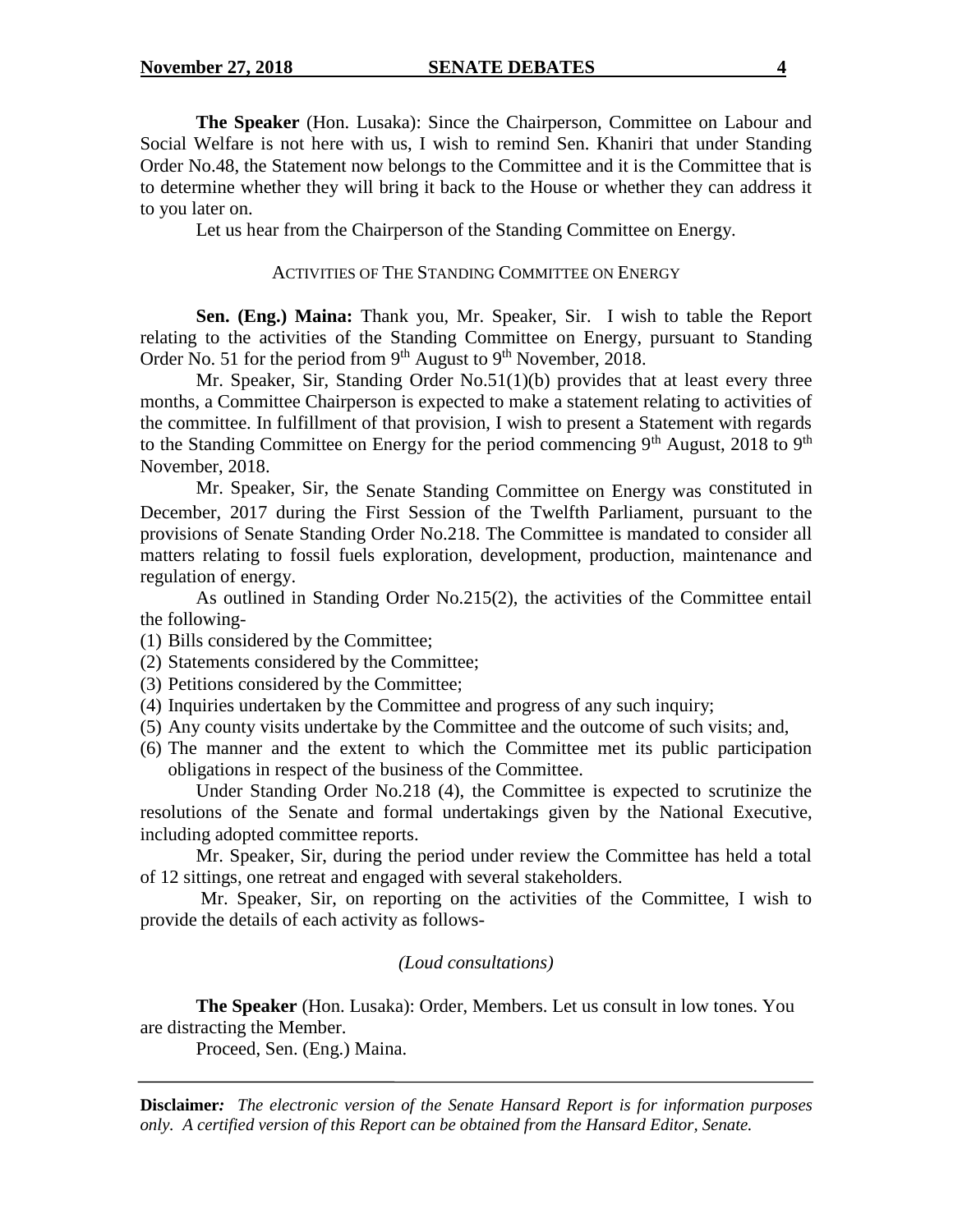**The Speaker** (Hon. Lusaka): Since the Chairperson, Committee on Labour and Social Welfare is not here with us, I wish to remind Sen. Khaniri that under Standing Order No.48, the Statement now belongs to the Committee and it is the Committee that is to determine whether they will bring it back to the House or whether they can address it to you later on.

Let us hear from the Chairperson of the Standing Committee on Energy.

ACTIVITIES OF THE STANDING COMMITTEE ON ENERGY

**Sen. (Eng.) Maina:** Thank you, Mr. Speaker, Sir. I wish to table the Report relating to the activities of the Standing Committee on Energy, pursuant to Standing Order No. 51 for the period from 9th August to 9th November, 2018.

Mr. Speaker, Sir, Standing Order No.51(1)(b) provides that at least every three months, a Committee Chairperson is expected to make a statement relating to activities of the committee. In fulfillment of that provision, I wish to present a Statement with regards to the Standing Committee on Energy for the period commencing 9th August, 2018 to 9th November, 2018.

Mr. Speaker, Sir, the Senate Standing Committee on Energy was constituted in December, 2017 during the First Session of the Twelfth Parliament, pursuant to the provisions of Senate Standing Order No.218. The Committee is mandated to consider all matters relating to fossil fuels exploration, development, production, maintenance and regulation of energy.

As outlined in Standing Order No.215(2), the activities of the Committee entail the following-

(1) Bills considered by the Committee;
(2) Statements considered by the Committee;
(3) Petitions considered by the Committee;
(4) Inquiries undertaken by the Committee and progress of any such inquiry;
(5) Any county visits undertake by the Committee and the outcome of such visits; and,
(6) The manner and the extent to which the Committee met its public participation obligations in respect of the business of the Committee.

Under Standing Order No.218 (4), the Committee is expected to scrutinize the resolutions of the Senate and formal undertakings given by the National Executive, including adopted committee reports.

Mr. Speaker, Sir, during the period under review the Committee has held a total of 12 sittings, one retreat and engaged with several stakeholders.

Mr. Speaker, Sir, on reporting on the activities of the Committee, I wish to provide the details of each activity as follows-

*(Loud consultations)*

**The Speaker** (Hon. Lusaka): Order, Members. Let us consult in low tones. You are distracting the Member.

Proceed, Sen. (Eng.) Maina.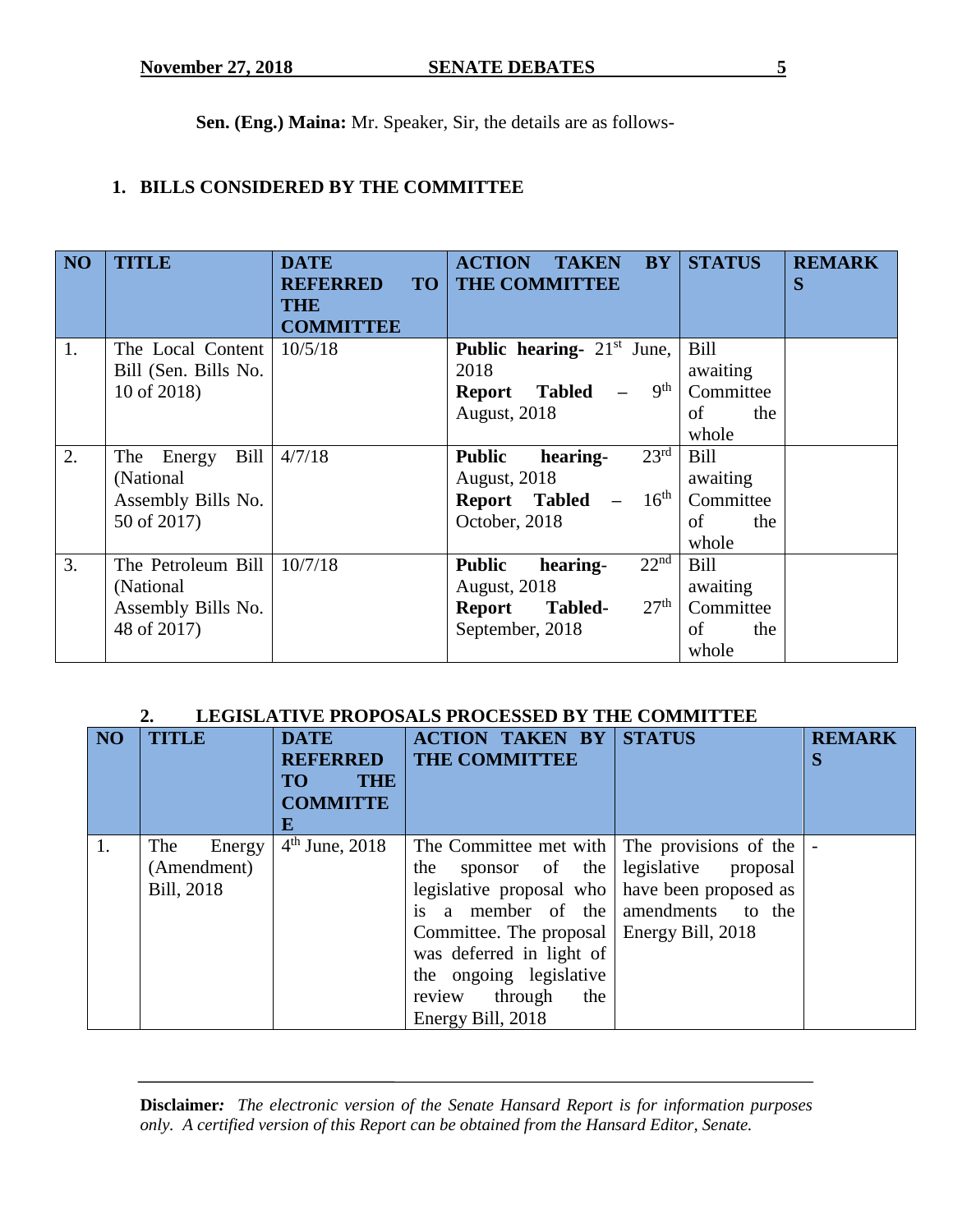**Sen. (Eng.) Maina:** Mr. Speaker, Sir, the details are as follows-

**1. BILLS CONSIDERED BY THE COMMITTEE**

| NO | TITLE | DATE REFERRED TO THE COMMITTEE | ACTION TAKEN BY THE COMMITTEE | STATUS | REMARKS |
|---|---|---|---|---|---|
| 1. | The Local Content Bill (Sen. Bills No. 10 of 2018) | 10/5/18 | **Public hearing-** 21st June, 2018 **Report Tabled** – 9th August, 2018 | Bill awaiting Committee of the whole | |
| 2. | The Energy Bill (National Assembly Bills No. 50 of 2017) | 4/7/18 | **Public hearing-** 23rd August, 2018 **Report Tabled** – 16th October, 2018 | Bill awaiting Committee of the whole | |
| 3. | The Petroleum Bill (National Assembly Bills No. 48 of 2017) | 10/7/18 | **Public hearing-** 22nd August, 2018 **Report Tabled-** 27th September, 2018 | Bill awaiting Committee of the whole | |

**2. LEGISLATIVE PROPOSALS PROCESSED BY THE COMMITTEE**

| NO | TITLE | DATE REFERRED TO THE COMMITTEE | ACTION TAKEN BY THE COMMITTEE | STATUS | REMARKS |
|---|---|---|---|---|---|
| 1. | The Energy (Amendment) Bill, 2018 | 4th June, 2018 | The Committee met with the sponsor of the legislative proposal who is a member of the Committee. The proposal was deferred in light of the ongoing legislative review through the Energy Bill, 2018 | The provisions of the legislative proposal have been proposed as amendments to the Energy Bill, 2018 | - |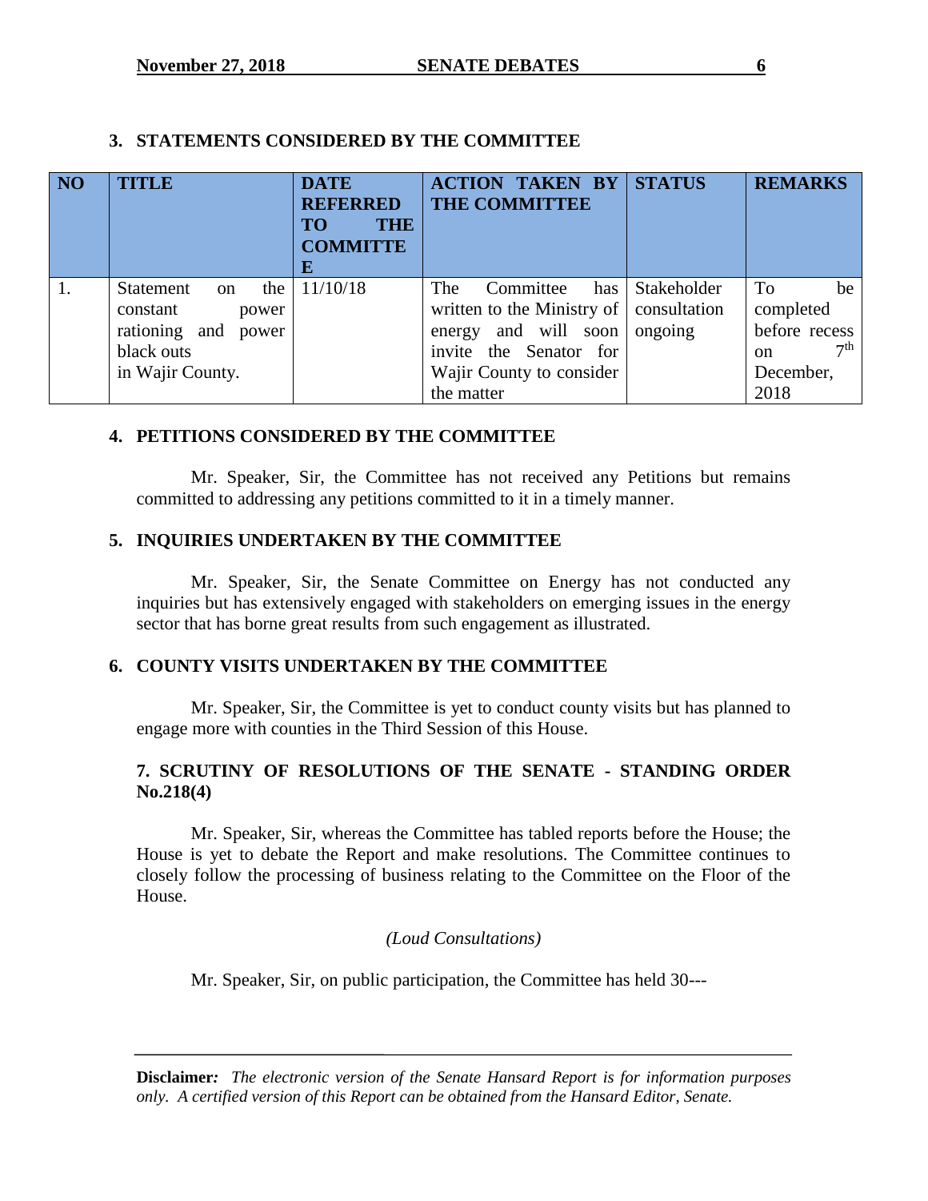## 3. STATEMENTS CONSIDERED BY THE COMMITTEE

| NO | TITLE | DATE REFERRED TO THE COMMITTE E | ACTION TAKEN BY THE COMMITTEE | STATUS | REMARKS |
|---|---|---|---|---|---|
| 1. | Statement on the constant power rationing and power black outs in Wajir County. | 11/10/18 | The Committee has written to the Ministry of energy and will soon invite the Senator for Wajir County to consider the matter | Stakeholder consultation ongoing | To be completed before recess on 7th December, 2018 |

## 4. PETITIONS CONSIDERED BY THE COMMITTEE

Mr. Speaker, Sir, the Committee has not received any Petitions but remains committed to addressing any petitions committed to it in a timely manner.

## 5. INQUIRIES UNDERTAKEN BY THE COMMITTEE

Mr. Speaker, Sir, the Senate Committee on Energy has not conducted any inquiries but has extensively engaged with stakeholders on emerging issues in the energy sector that has borne great results from such engagement as illustrated.

## 6. COUNTY VISITS UNDERTAKEN BY THE COMMITTEE

Mr. Speaker, Sir, the Committee is yet to conduct county visits but has planned to engage more with counties in the Third Session of this House.

## 7. SCRUTINY OF RESOLUTIONS OF THE SENATE - STANDING ORDER No.218(4)

Mr. Speaker, Sir, whereas the Committee has tabled reports before the House; the House is yet to debate the Report and make resolutions. The Committee continues to closely follow the processing of business relating to the Committee on the Floor of the House.

*(Loud Consultations)*

Mr. Speaker, Sir, on public participation, the Committee has held 30---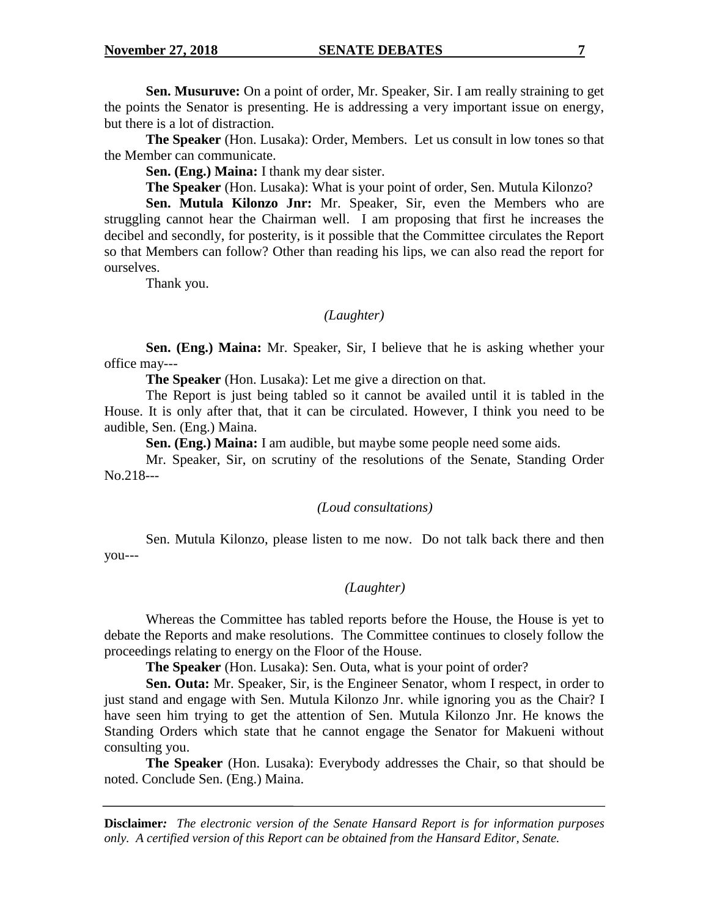**Sen. Musuruve:** On a point of order, Mr. Speaker, Sir. I am really straining to get the points the Senator is presenting. He is addressing a very important issue on energy, but there is a lot of distraction.

**The Speaker** (Hon. Lusaka): Order, Members. Let us consult in low tones so that the Member can communicate.

**Sen. (Eng.) Maina:** I thank my dear sister.

**The Speaker** (Hon. Lusaka): What is your point of order, Sen. Mutula Kilonzo?

**Sen. Mutula Kilonzo Jnr:** Mr. Speaker, Sir, even the Members who are struggling cannot hear the Chairman well. I am proposing that first he increases the decibel and secondly, for posterity, is it possible that the Committee circulates the Report so that Members can follow? Other than reading his lips, we can also read the report for ourselves.

Thank you.

*(Laughter)*

**Sen. (Eng.) Maina:** Mr. Speaker, Sir, I believe that he is asking whether your office may---

**The Speaker** (Hon. Lusaka): Let me give a direction on that.

The Report is just being tabled so it cannot be availed until it is tabled in the House. It is only after that, that it can be circulated. However, I think you need to be audible, Sen. (Eng.) Maina.

**Sen. (Eng.) Maina:** I am audible, but maybe some people need some aids.

Mr. Speaker, Sir, on scrutiny of the resolutions of the Senate, Standing Order No.218---

*(Loud consultations)*

Sen. Mutula Kilonzo, please listen to me now. Do not talk back there and then you---

*(Laughter)*

Whereas the Committee has tabled reports before the House, the House is yet to debate the Reports and make resolutions. The Committee continues to closely follow the proceedings relating to energy on the Floor of the House.

**The Speaker** (Hon. Lusaka): Sen. Outa, what is your point of order?

**Sen. Outa:** Mr. Speaker, Sir, is the Engineer Senator, whom I respect, in order to just stand and engage with Sen. Mutula Kilonzo Jnr. while ignoring you as the Chair? I have seen him trying to get the attention of Sen. Mutula Kilonzo Jnr. He knows the Standing Orders which state that he cannot engage the Senator for Makueni without consulting you.

**The Speaker** (Hon. Lusaka): Everybody addresses the Chair, so that should be noted. Conclude Sen. (Eng.) Maina.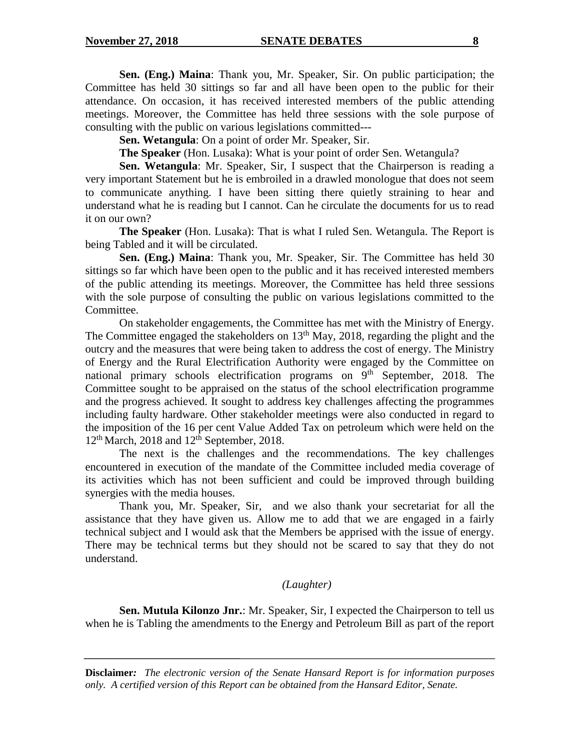**Sen. (Eng.) Maina**: Thank you, Mr. Speaker, Sir. On public participation; the Committee has held 30 sittings so far and all have been open to the public for their attendance. On occasion, it has received interested members of the public attending meetings. Moreover, the Committee has held three sessions with the sole purpose of consulting with the public on various legislations committed---

**Sen. Wetangula**: On a point of order Mr. Speaker, Sir.

**The Speaker** (Hon. Lusaka): What is your point of order Sen. Wetangula?

**Sen. Wetangula**: Mr. Speaker, Sir, I suspect that the Chairperson is reading a very important Statement but he is embroiled in a drawled monologue that does not seem to communicate anything. I have been sitting there quietly straining to hear and understand what he is reading but I cannot. Can he circulate the documents for us to read it on our own?

**The Speaker** (Hon. Lusaka): That is what I ruled Sen. Wetangula. The Report is being Tabled and it will be circulated.

**Sen. (Eng.) Maina**: Thank you, Mr. Speaker, Sir. The Committee has held 30 sittings so far which have been open to the public and it has received interested members of the public attending its meetings. Moreover, the Committee has held three sessions with the sole purpose of consulting the public on various legislations committed to the Committee.

On stakeholder engagements, the Committee has met with the Ministry of Energy. The Committee engaged the stakeholders on 13th May, 2018, regarding the plight and the outcry and the measures that were being taken to address the cost of energy. The Ministry of Energy and the Rural Electrification Authority were engaged by the Committee on national primary schools electrification programs on 9th September, 2018. The Committee sought to be appraised on the status of the school electrification programme and the progress achieved. It sought to address key challenges affecting the programmes including faulty hardware. Other stakeholder meetings were also conducted in regard to the imposition of the 16 per cent Value Added Tax on petroleum which were held on the 12th March, 2018 and 12th September, 2018.

The next is the challenges and the recommendations. The key challenges encountered in execution of the mandate of the Committee included media coverage of its activities which has not been sufficient and could be improved through building synergies with the media houses.

Thank you, Mr. Speaker, Sir, and we also thank your secretariat for all the assistance that they have given us. Allow me to add that we are engaged in a fairly technical subject and I would ask that the Members be apprised with the issue of energy. There may be technical terms but they should not be scared to say that they do not understand.

*(Laughter)*

**Sen. Mutula Kilonzo Jnr.**: Mr. Speaker, Sir, I expected the Chairperson to tell us when he is Tabling the amendments to the Energy and Petroleum Bill as part of the report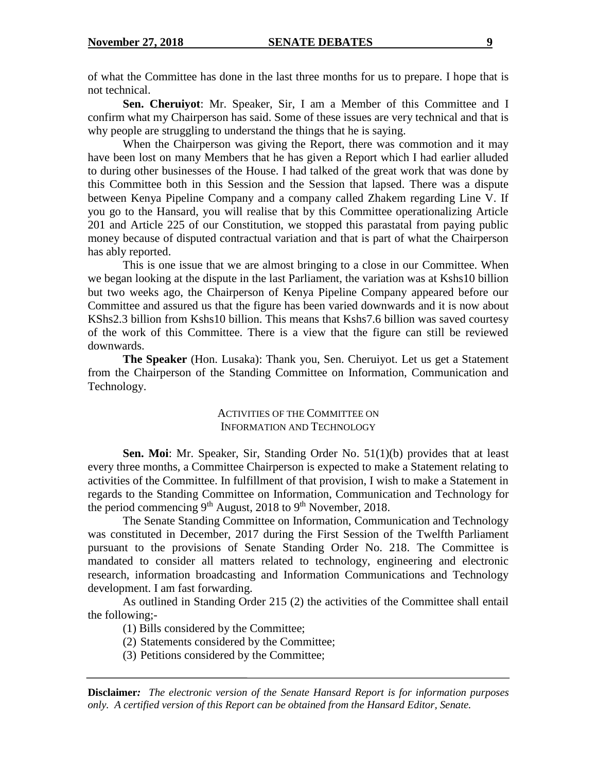of what the Committee has done in the last three months for us to prepare. I hope that is not technical.

**Sen. Cheruiyot**: Mr. Speaker, Sir, I am a Member of this Committee and I confirm what my Chairperson has said. Some of these issues are very technical and that is why people are struggling to understand the things that he is saying.

When the Chairperson was giving the Report, there was commotion and it may have been lost on many Members that he has given a Report which I had earlier alluded to during other businesses of the House. I had talked of the great work that was done by this Committee both in this Session and the Session that lapsed. There was a dispute between Kenya Pipeline Company and a company called Zhakem regarding Line V. If you go to the Hansard, you will realise that by this Committee operationalizing Article 201 and Article 225 of our Constitution, we stopped this parastatal from paying public money because of disputed contractual variation and that is part of what the Chairperson has ably reported.

This is one issue that we are almost bringing to a close in our Committee. When we began looking at the dispute in the last Parliament, the variation was at Kshs10 billion but two weeks ago, the Chairperson of Kenya Pipeline Company appeared before our Committee and assured us that the figure has been varied downwards and it is now about KShs2.3 billion from Kshs10 billion. This means that Kshs7.6 billion was saved courtesy of the work of this Committee. There is a view that the figure can still be reviewed downwards.

**The Speaker** (Hon. Lusaka): Thank you, Sen. Cheruiyot. Let us get a Statement from the Chairperson of the Standing Committee on Information, Communication and Technology.

ACTIVITIES OF THE COMMITTEE ON INFORMATION AND TECHNOLOGY

**Sen. Moi**: Mr. Speaker, Sir, Standing Order No. 51(1)(b) provides that at least every three months, a Committee Chairperson is expected to make a Statement relating to activities of the Committee. In fulfillment of that provision, I wish to make a Statement in regards to the Standing Committee on Information, Communication and Technology for the period commencing 9th August, 2018 to 9th November, 2018.

The Senate Standing Committee on Information, Communication and Technology was constituted in December, 2017 during the First Session of the Twelfth Parliament pursuant to the provisions of Senate Standing Order No. 218. The Committee is mandated to consider all matters related to technology, engineering and electronic research, information broadcasting and Information Communications and Technology development. I am fast forwarding.

As outlined in Standing Order 215 (2) the activities of the Committee shall entail the following;-

(1) Bills considered by the Committee;

(2) Statements considered by the Committee;

(3) Petitions considered by the Committee;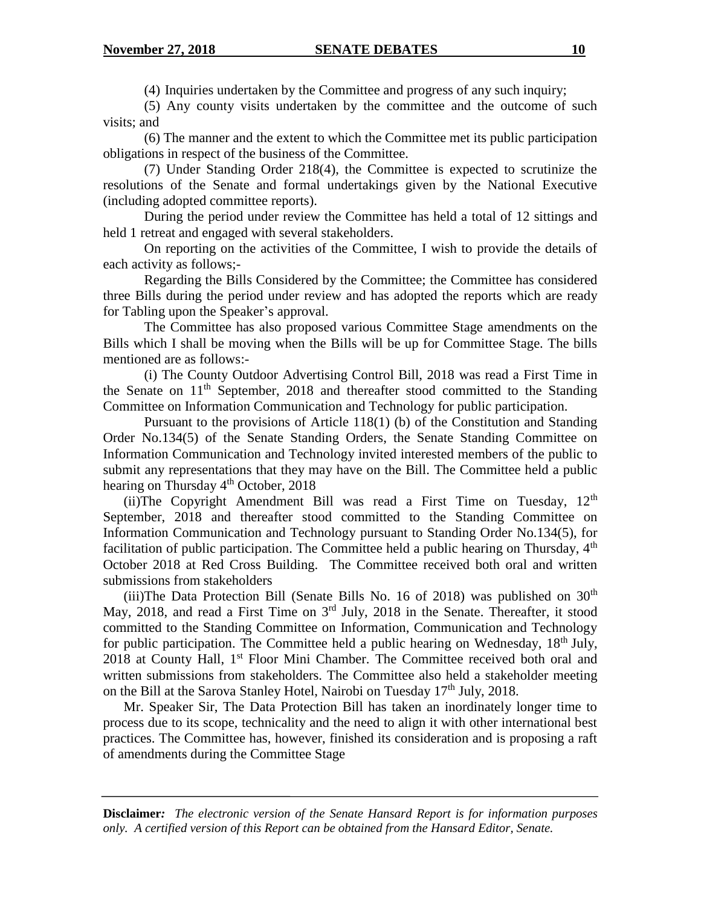(4) Inquiries undertaken by the Committee and progress of any such inquiry;

(5) Any county visits undertaken by the committee and the outcome of such visits; and

(6) The manner and the extent to which the Committee met its public participation obligations in respect of the business of the Committee.

(7) Under Standing Order 218(4), the Committee is expected to scrutinize the resolutions of the Senate and formal undertakings given by the National Executive (including adopted committee reports).

During the period under review the Committee has held a total of 12 sittings and held 1 retreat and engaged with several stakeholders.

On reporting on the activities of the Committee, I wish to provide the details of each activity as follows;-

Regarding the Bills Considered by the Committee; the Committee has considered three Bills during the period under review and has adopted the reports which are ready for Tabling upon the Speaker's approval.

The Committee has also proposed various Committee Stage amendments on the Bills which I shall be moving when the Bills will be up for Committee Stage. The bills mentioned are as follows:-

(i) The County Outdoor Advertising Control Bill, 2018 was read a First Time in the Senate on 11th September, 2018 and thereafter stood committed to the Standing Committee on Information Communication and Technology for public participation.

Pursuant to the provisions of Article 118(1) (b) of the Constitution and Standing Order No.134(5) of the Senate Standing Orders, the Senate Standing Committee on Information Communication and Technology invited interested members of the public to submit any representations that they may have on the Bill. The Committee held a public hearing on Thursday 4th October, 2018

(ii)The Copyright Amendment Bill was read a First Time on Tuesday, 12th September, 2018 and thereafter stood committed to the Standing Committee on Information Communication and Technology pursuant to Standing Order No.134(5), for facilitation of public participation. The Committee held a public hearing on Thursday, 4th October 2018 at Red Cross Building. The Committee received both oral and written submissions from stakeholders

(iii)The Data Protection Bill (Senate Bills No. 16 of 2018) was published on 30th May, 2018, and read a First Time on 3rd July, 2018 in the Senate. Thereafter, it stood committed to the Standing Committee on Information, Communication and Technology for public participation. The Committee held a public hearing on Wednesday, 18th July, 2018 at County Hall, 1st Floor Mini Chamber. The Committee received both oral and written submissions from stakeholders. The Committee also held a stakeholder meeting on the Bill at the Sarova Stanley Hotel, Nairobi on Tuesday 17th July, 2018.

Mr. Speaker Sir, The Data Protection Bill has taken an inordinately longer time to process due to its scope, technicality and the need to align it with other international best practices. The Committee has, however, finished its consideration and is proposing a raft of amendments during the Committee Stage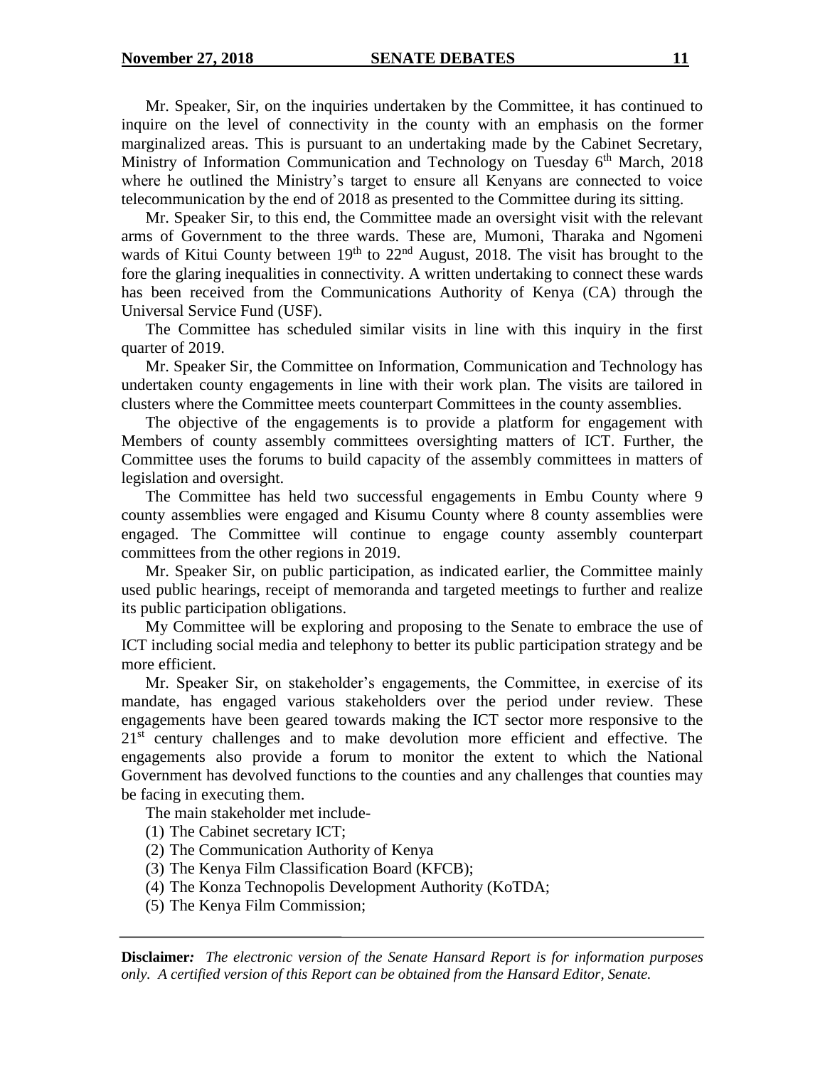Mr. Speaker, Sir, on the inquiries undertaken by the Committee, it has continued to inquire on the level of connectivity in the county with an emphasis on the former marginalized areas. This is pursuant to an undertaking made by the Cabinet Secretary, Ministry of Information Communication and Technology on Tuesday 6th March, 2018 where he outlined the Ministry's target to ensure all Kenyans are connected to voice telecommunication by the end of 2018 as presented to the Committee during its sitting.

Mr. Speaker Sir, to this end, the Committee made an oversight visit with the relevant arms of Government to the three wards. These are, Mumoni, Tharaka and Ngomeni wards of Kitui County between 19th to 22nd August, 2018. The visit has brought to the fore the glaring inequalities in connectivity. A written undertaking to connect these wards has been received from the Communications Authority of Kenya (CA) through the Universal Service Fund (USF).

The Committee has scheduled similar visits in line with this inquiry in the first quarter of 2019.

Mr. Speaker Sir, the Committee on Information, Communication and Technology has undertaken county engagements in line with their work plan. The visits are tailored in clusters where the Committee meets counterpart Committees in the county assemblies.

The objective of the engagements is to provide a platform for engagement with Members of county assembly committees oversighting matters of ICT. Further, the Committee uses the forums to build capacity of the assembly committees in matters of legislation and oversight.

The Committee has held two successful engagements in Embu County where 9 county assemblies were engaged and Kisumu County where 8 county assemblies were engaged. The Committee will continue to engage county assembly counterpart committees from the other regions in 2019.

Mr. Speaker Sir, on public participation, as indicated earlier, the Committee mainly used public hearings, receipt of memoranda and targeted meetings to further and realize its public participation obligations.

My Committee will be exploring and proposing to the Senate to embrace the use of ICT including social media and telephony to better its public participation strategy and be more efficient.

Mr. Speaker Sir, on stakeholder's engagements, the Committee, in exercise of its mandate, has engaged various stakeholders over the period under review. These engagements have been geared towards making the ICT sector more responsive to the 21st century challenges and to make devolution more efficient and effective. The engagements also provide a forum to monitor the extent to which the National Government has devolved functions to the counties and any challenges that counties may be facing in executing them.

The main stakeholder met include-

(1) The Cabinet secretary ICT;
(2) The Communication Authority of Kenya
(3) The Kenya Film Classification Board (KFCB);
(4) The Konza Technopolis Development Authority (KoTDA;
(5) The Kenya Film Commission;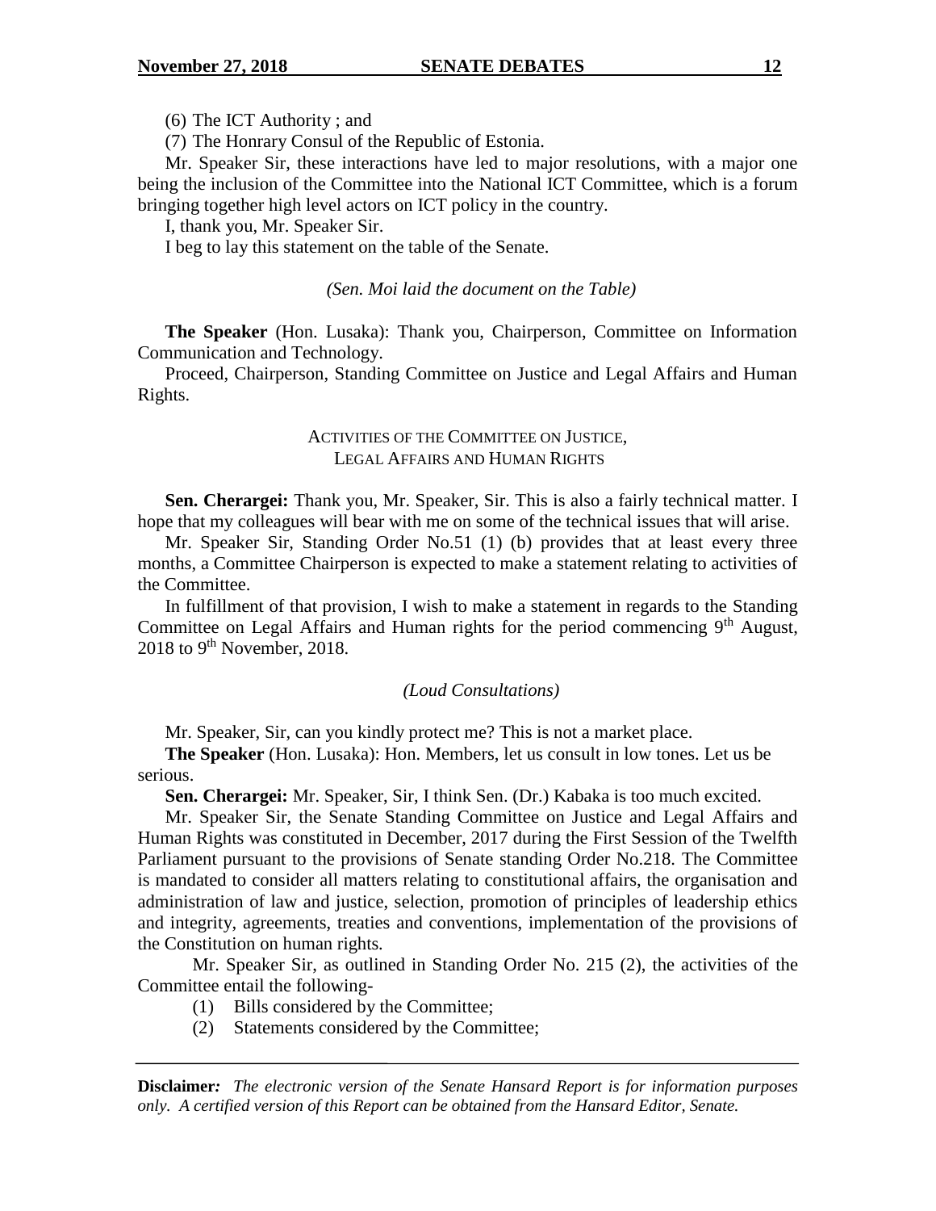(6) The ICT Authority ; and

(7) The Honrary Consul of the Republic of Estonia.

Mr. Speaker Sir, these interactions have led to major resolutions, with a major one being the inclusion of the Committee into the National ICT Committee, which is a forum bringing together high level actors on ICT policy in the country.

I, thank you, Mr. Speaker Sir.

I beg to lay this statement on the table of the Senate.

*(Sen. Moi laid the document on the Table)*

**The Speaker** (Hon. Lusaka): Thank you, Chairperson, Committee on Information Communication and Technology.

Proceed, Chairperson, Standing Committee on Justice and Legal Affairs and Human Rights.

### ACTIVITIES OF THE COMMITTEE ON JUSTICE, LEGAL AFFAIRS AND HUMAN RIGHTS

**Sen. Cherargei:** Thank you, Mr. Speaker, Sir. This is also a fairly technical matter. I hope that my colleagues will bear with me on some of the technical issues that will arise.

Mr. Speaker Sir, Standing Order No.51 (1) (b) provides that at least every three months, a Committee Chairperson is expected to make a statement relating to activities of the Committee.

In fulfillment of that provision, I wish to make a statement in regards to the Standing Committee on Legal Affairs and Human rights for the period commencing 9th August, 2018 to 9th November, 2018.

*(Loud Consultations)*

Mr. Speaker, Sir, can you kindly protect me? This is not a market place.

**The Speaker** (Hon. Lusaka): Hon. Members, let us consult in low tones. Let us be serious.

**Sen. Cherargei:** Mr. Speaker, Sir, I think Sen. (Dr.) Kabaka is too much excited.

Mr. Speaker Sir, the Senate Standing Committee on Justice and Legal Affairs and Human Rights was constituted in December, 2017 during the First Session of the Twelfth Parliament pursuant to the provisions of Senate standing Order No.218. The Committee is mandated to consider all matters relating to constitutional affairs, the organisation and administration of law and justice, selection, promotion of principles of leadership ethics and integrity, agreements, treaties and conventions, implementation of the provisions of the Constitution on human rights.

Mr. Speaker Sir, as outlined in Standing Order No. 215 (2), the activities of the Committee entail the following-

(1) Bills considered by the Committee;

(2) Statements considered by the Committee;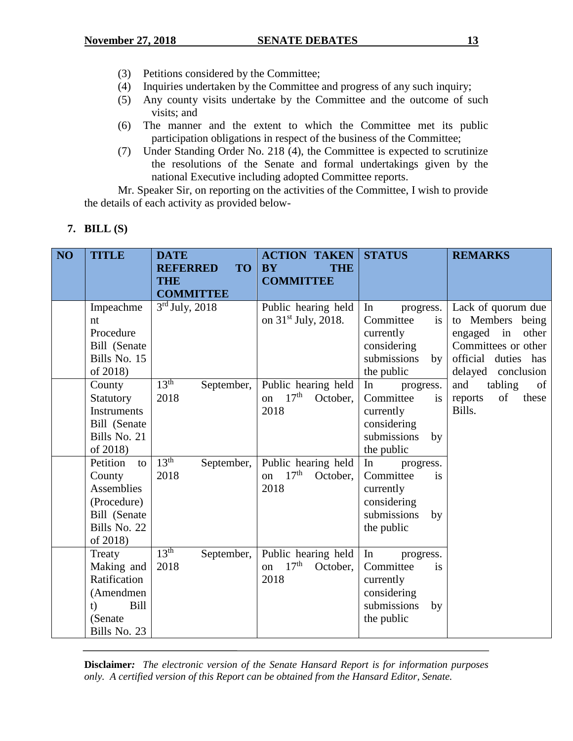(3) Petitions considered by the Committee;
(4) Inquiries undertaken by the Committee and progress of any such inquiry;
(5) Any county visits undertake by the Committee and the outcome of such visits; and
(6) The manner and the extent to which the Committee met its public participation obligations in respect of the business of the Committee;
(7) Under Standing Order No. 218 (4), the Committee is expected to scrutinize the resolutions of the Senate and formal undertakings given by the national Executive including adopted Committee reports.

Mr. Speaker Sir, on reporting on the activities of the Committee, I wish to provide the details of each activity as provided below-

**7. BILL (S)**

| NO | TITLE | DATE REFERRED TO THE COMMITTEE | ACTION TAKEN BY THE COMMITTEE | STATUS | REMARKS |
|---|---|---|---|---|---|
| | Impeachment Procedure Bill (Senate Bills No. 15 of 2018) | 3rd July, 2018 | Public hearing held on 31st July, 2018. | In progress. Committee is currently considering submissions by the public | Lack of quorum due to Members being engaged in other Committees or other official duties has delayed conclusion and tabling of reports of these Bills. |
| | County Statutory Instruments Bill (Senate Bills No. 21 of 2018) | 13th September, 2018 | Public hearing held on 17th October, 2018 | In progress. Committee is currently considering submissions by the public | |
| | Petition to County Assemblies (Procedure) Bill (Senate Bills No. 22 of 2018) | 13th September, 2018 | Public hearing held on 17th October, 2018 | In progress. Committee is currently considering submissions by the public | |
| | Treaty Making and Ratification (Amendment) Bill (Senate Bills No. 23 | 13th September, 2018 | Public hearing held on 17th October, 2018 | In progress. Committee is currently considering submissions by the public | |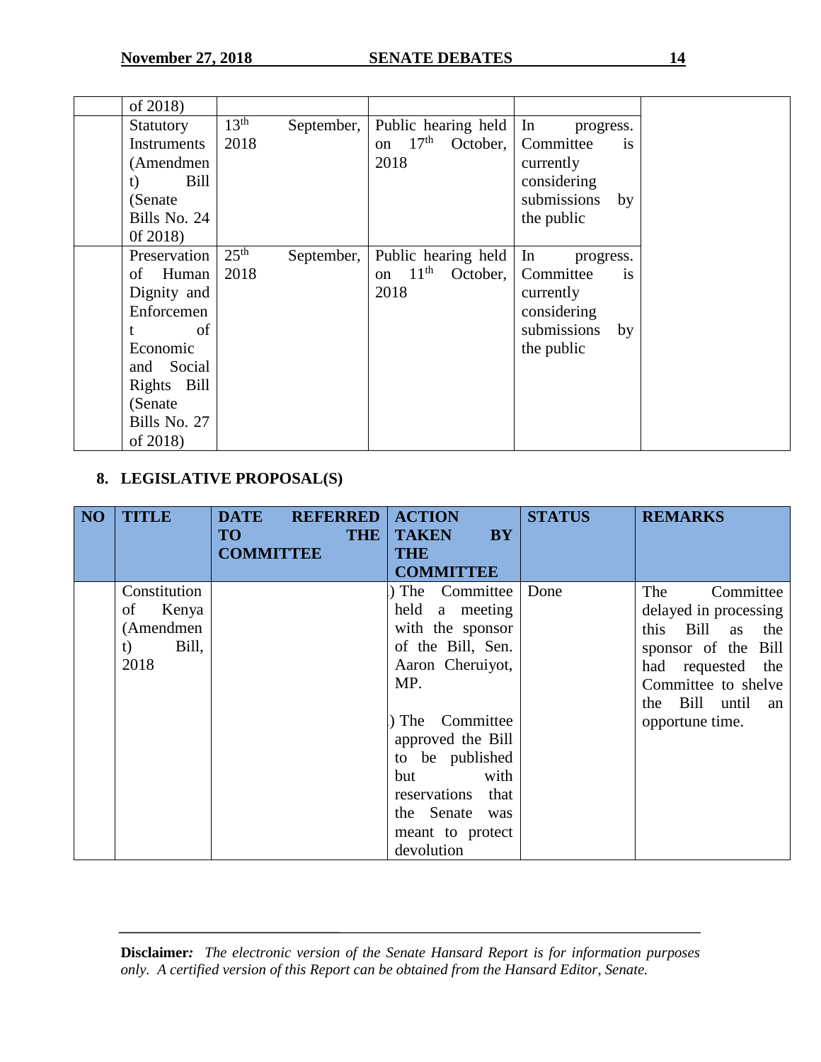| | | | | | |
|---|---|---|---|---|---|
| | of 2018) | | | | |
| | Statutory Instruments (Amendment) Bill (Senate Bills No. 24 0f 2018) | 13th September, 2018 | Public hearing held on 17th October, 2018 | In progress. Committee is currently considering submissions by the public | |
| | Preservation of Human Dignity and Enforcement of Economic and Social Rights Bill (Senate Bills No. 27 of 2018) | 25th September, 2018 | Public hearing held on 11th October, 2018 | In progress. Committee is currently considering submissions by the public | |

## 8. LEGISLATIVE PROPOSAL(S)

| NO | TITLE | DATE REFERRED TO THE COMMITTEE | ACTION TAKEN BY THE COMMITTEE | STATUS | REMARKS |
|---|---|---|---|---|---|
| | Constitution of Kenya (Amendment) Bill, 2018 | | ) The Committee held a meeting with the sponsor of the Bill, Sen. Aaron Cheruiyot, MP. <br><br> ) The Committee approved the Bill to be published but with reservations that the Senate was meant to protect devolution | Done | The Committee delayed in processing this Bill as the sponsor of the Bill had requested the Committee to shelve the Bill until an opportune time. |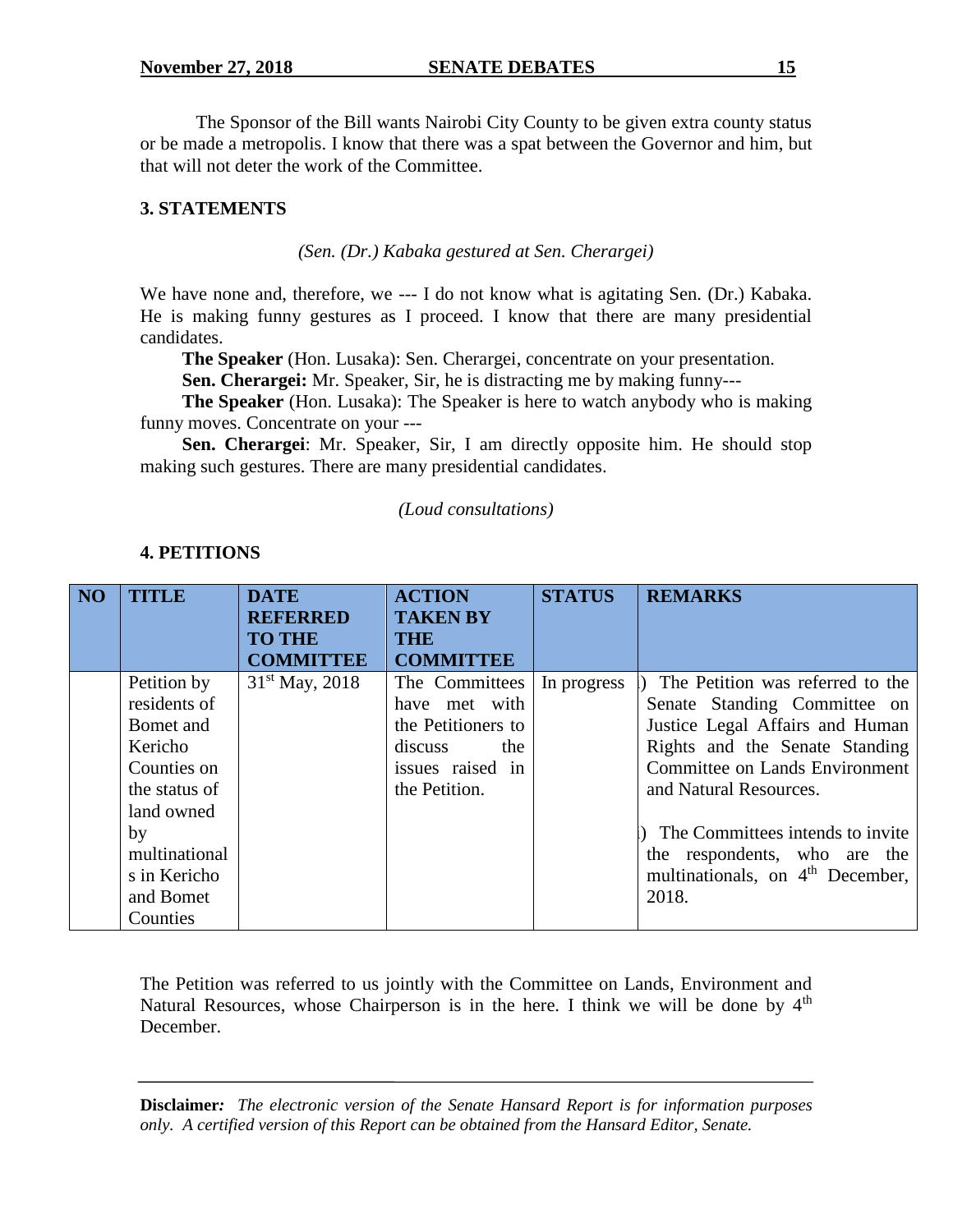The Sponsor of the Bill wants Nairobi City County to be given extra county status or be made a metropolis. I know that there was a spat between the Governor and him, but that will not deter the work of the Committee.

**3. STATEMENTS**

*(Sen. (Dr.) Kabaka gestured at Sen. Cherargei)*

We have none and, therefore, we --- I do not know what is agitating Sen. (Dr.) Kabaka. He is making funny gestures as I proceed. I know that there are many presidential candidates.

**The Speaker** (Hon. Lusaka): Sen. Cherargei, concentrate on your presentation.

**Sen. Cherargei:** Mr. Speaker, Sir, he is distracting me by making funny---

**The Speaker** (Hon. Lusaka): The Speaker is here to watch anybody who is making funny moves. Concentrate on your ---

**Sen. Cherargei**: Mr. Speaker, Sir, I am directly opposite him. He should stop making such gestures. There are many presidential candidates.

*(Loud consultations)*

**4. PETITIONS**

| NO | TITLE | DATE REFERRED TO THE COMMITTEE | ACTION TAKEN BY THE COMMITTEE | STATUS | REMARKS |
|---|---|---|---|---|---|
| | Petition by residents of Bomet and Kericho Counties on the status of land owned by multinationals in Kericho and Bomet Counties | 31st May, 2018 | The Committees have met with the Petitioners to discuss the issues raised in the Petition. | In progress | i) The Petition was referred to the Senate Standing Committee on Justice Legal Affairs and Human Rights and the Senate Standing Committee on Lands Environment and Natural Resources.<br><br>ii) The Committees intends to invite the respondents, who are the multinationals, on 4th December, 2018. |

The Petition was referred to us jointly with the Committee on Lands, Environment and Natural Resources, whose Chairperson is in the here. I think we will be done by 4th December.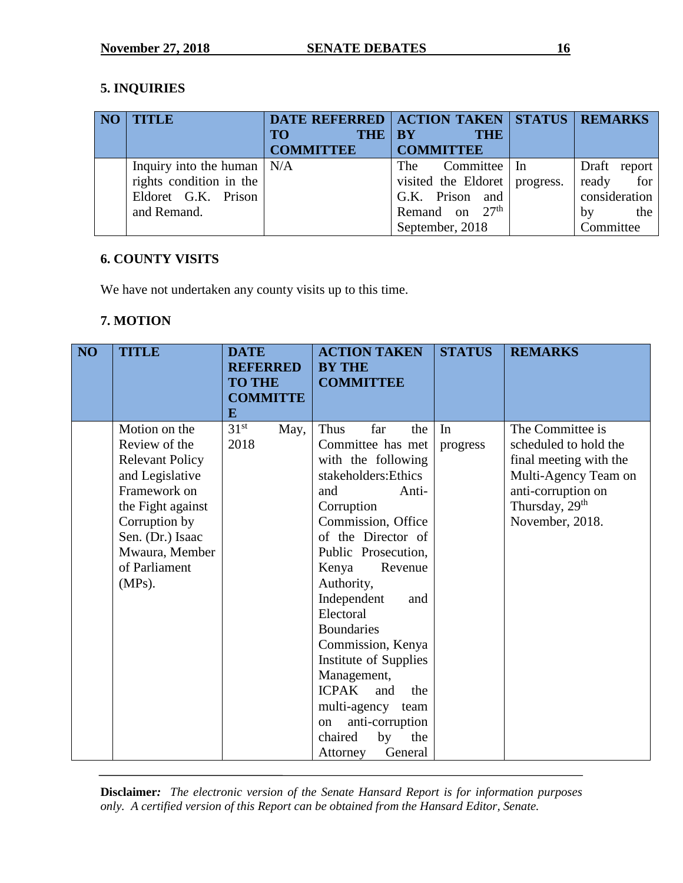## 5. INQUIRIES

| NO | TITLE | DATE REFERRED TO THE COMMITTEE | ACTION TAKEN BY THE COMMITTEE | STATUS | REMARKS |
|---|---|---|---|---|---|
| | Inquiry into the human rights condition in the Eldoret G.K. Prison and Remand. | N/A | The Committee visited the Eldoret G.K. Prison and Remand on 27th September, 2018 | In progress. | Draft report ready for consideration by the Committee |

## 6. COUNTY VISITS

We have not undertaken any county visits up to this time.

## 7. MOTION

| NO | TITLE | DATE REFERRED TO THE COMMITTEE | ACTION TAKEN BY THE COMMITTEE | STATUS | REMARKS |
|---|---|---|---|---|---|
| | Motion on the Review of the Relevant Policy and Legislative Framework on the Fight against Corruption by Sen. (Dr.) Isaac Mwaura, Member of Parliament (MPs). | 31st May, 2018 | Thus far the Committee has met with the following stakeholders:Ethics and Anti-Corruption Commission, Office of the Director of Public Prosecution, Kenya Revenue Authority, Independent and Electoral Boundaries Commission, Kenya Institute of Supplies Management, ICPAK and the multi-agency team on anti-corruption chaired by the Attorney General | In progress | The Committee is scheduled to hold the final meeting with the Multi-Agency Team on anti-corruption on Thursday, 29th November, 2018. |

**Disclaimer:** *The electronic version of the Senate Hansard Report is for information purposes only. A certified version of this Report can be obtained from the Hansard Editor, Senate.*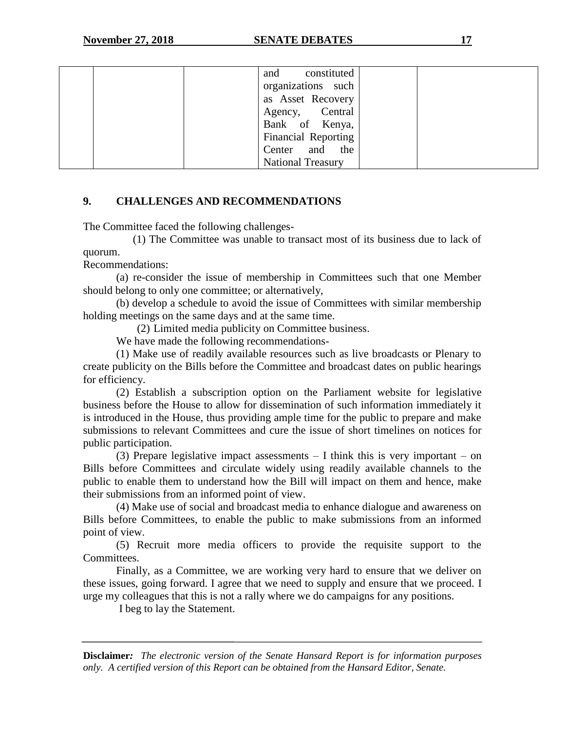| | | | and constituted organizations such as Asset Recovery Agency, Central Bank of Kenya, Financial Reporting Center and the National Treasury | | |
|---|---|---|---|---|---|

## 9. CHALLENGES AND RECOMMENDATIONS

The Committee faced the following challenges-

(1) The Committee was unable to transact most of its business due to lack of quorum.

Recommendations:

(a) re-consider the issue of membership in Committees such that one Member should belong to only one committee; or alternatively,

(b) develop a schedule to avoid the issue of Committees with similar membership holding meetings on the same days and at the same time.

(2) Limited media publicity on Committee business.

We have made the following recommendations-

(1) Make use of readily available resources such as live broadcasts or Plenary to create publicity on the Bills before the Committee and broadcast dates on public hearings for efficiency.

(2) Establish a subscription option on the Parliament website for legislative business before the House to allow for dissemination of such information immediately it is introduced in the House, thus providing ample time for the public to prepare and make submissions to relevant Committees and cure the issue of short timelines on notices for public participation.

(3) Prepare legislative impact assessments – I think this is very important – on Bills before Committees and circulate widely using readily available channels to the public to enable them to understand how the Bill will impact on them and hence, make their submissions from an informed point of view.

(4) Make use of social and broadcast media to enhance dialogue and awareness on Bills before Committees, to enable the public to make submissions from an informed point of view.

(5) Recruit more media officers to provide the requisite support to the Committees.

Finally, as a Committee, we are working very hard to ensure that we deliver on these issues, going forward. I agree that we need to supply and ensure that we proceed. I urge my colleagues that this is not a rally where we do campaigns for any positions.

I beg to lay the Statement.

**Disclaimer:** *The electronic version of the Senate Hansard Report is for information purposes only. A certified version of this Report can be obtained from the Hansard Editor, Senate.*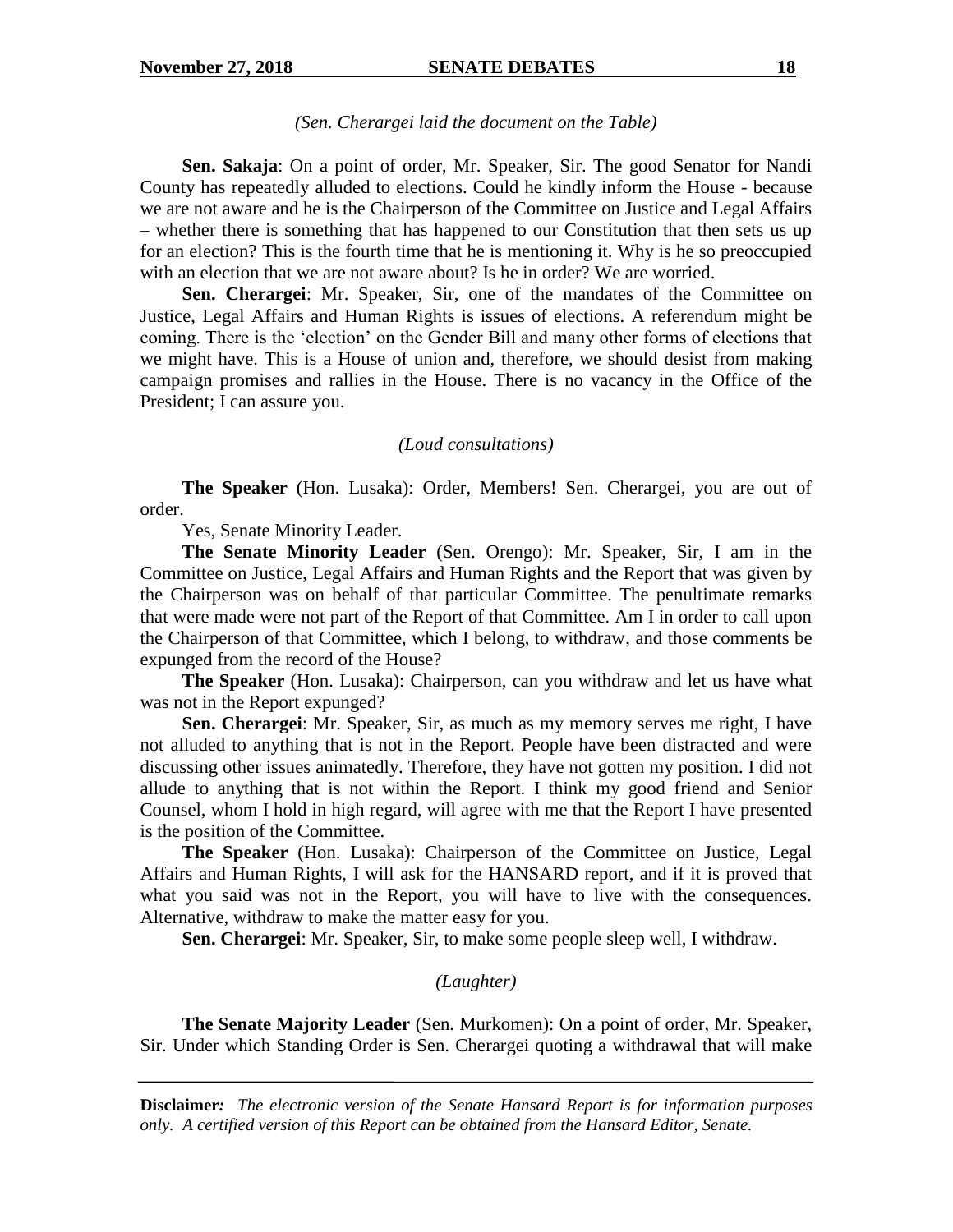*(Sen. Cherargei laid the document on the Table)*

**Sen. Sakaja**: On a point of order, Mr. Speaker, Sir. The good Senator for Nandi County has repeatedly alluded to elections. Could he kindly inform the House - because we are not aware and he is the Chairperson of the Committee on Justice and Legal Affairs – whether there is something that has happened to our Constitution that then sets us up for an election? This is the fourth time that he is mentioning it. Why is he so preoccupied with an election that we are not aware about? Is he in order? We are worried.

**Sen. Cherargei**: Mr. Speaker, Sir, one of the mandates of the Committee on Justice, Legal Affairs and Human Rights is issues of elections. A referendum might be coming. There is the 'election' on the Gender Bill and many other forms of elections that we might have. This is a House of union and, therefore, we should desist from making campaign promises and rallies in the House. There is no vacancy in the Office of the President; I can assure you.

*(Loud consultations)*

**The Speaker** (Hon. Lusaka): Order, Members! Sen. Cherargei, you are out of order.

Yes, Senate Minority Leader.

**The Senate Minority Leader** (Sen. Orengo): Mr. Speaker, Sir, I am in the Committee on Justice, Legal Affairs and Human Rights and the Report that was given by the Chairperson was on behalf of that particular Committee. The penultimate remarks that were made were not part of the Report of that Committee. Am I in order to call upon the Chairperson of that Committee, which I belong, to withdraw, and those comments be expunged from the record of the House?

**The Speaker** (Hon. Lusaka): Chairperson, can you withdraw and let us have what was not in the Report expunged?

**Sen. Cherargei**: Mr. Speaker, Sir, as much as my memory serves me right, I have not alluded to anything that is not in the Report. People have been distracted and were discussing other issues animatedly. Therefore, they have not gotten my position. I did not allude to anything that is not within the Report. I think my good friend and Senior Counsel, whom I hold in high regard, will agree with me that the Report I have presented is the position of the Committee.

**The Speaker** (Hon. Lusaka): Chairperson of the Committee on Justice, Legal Affairs and Human Rights, I will ask for the HANSARD report, and if it is proved that what you said was not in the Report, you will have to live with the consequences. Alternative, withdraw to make the matter easy for you.

**Sen. Cherargei**: Mr. Speaker, Sir, to make some people sleep well, I withdraw.

*(Laughter)*

**The Senate Majority Leader** (Sen. Murkomen): On a point of order, Mr. Speaker, Sir. Under which Standing Order is Sen. Cherargei quoting a withdrawal that will make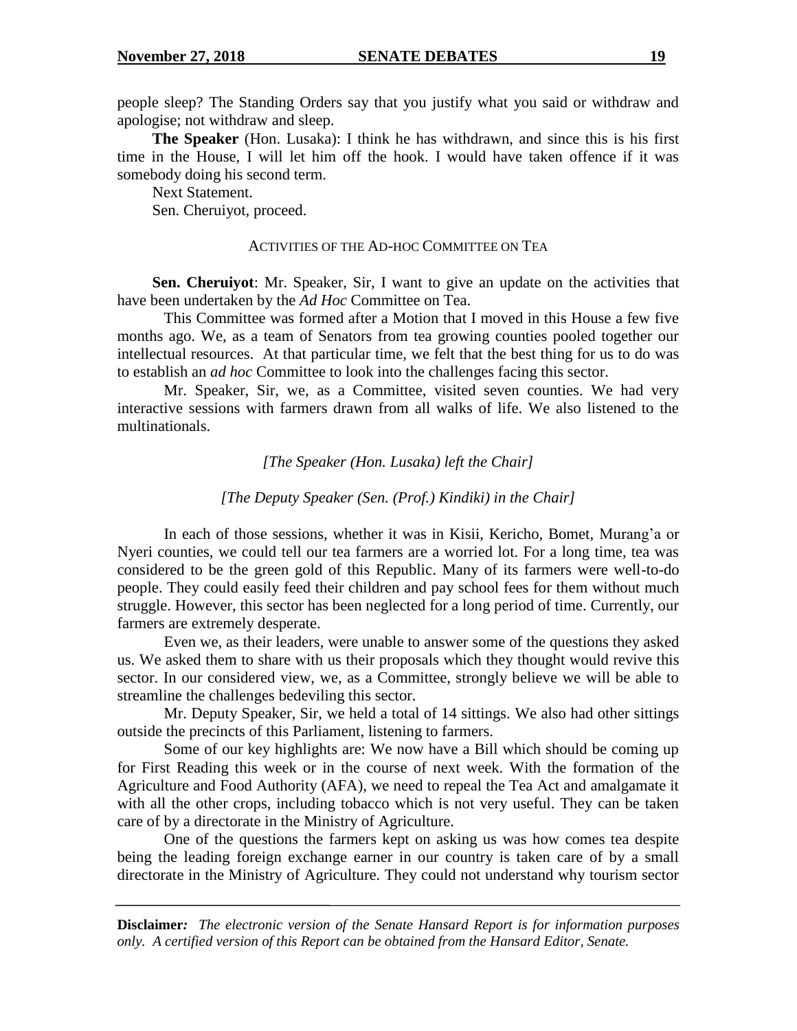people sleep? The Standing Orders say that you justify what you said or withdraw and apologise; not withdraw and sleep.

**The Speaker** (Hon. Lusaka): I think he has withdrawn, and since this is his first time in the House, I will let him off the hook. I would have taken offence if it was somebody doing his second term.

Next Statement.

Sen. Cheruiyot, proceed.

ACTIVITIES OF THE AD-HOC COMMITTEE ON TEA

**Sen. Cheruiyot**: Mr. Speaker, Sir, I want to give an update on the activities that have been undertaken by the *Ad Hoc* Committee on Tea.

This Committee was formed after a Motion that I moved in this House a few five months ago. We, as a team of Senators from tea growing counties pooled together our intellectual resources. At that particular time, we felt that the best thing for us to do was to establish an *ad hoc* Committee to look into the challenges facing this sector.

Mr. Speaker, Sir, we, as a Committee, visited seven counties. We had very interactive sessions with farmers drawn from all walks of life. We also listened to the multinationals.

*[The Speaker (Hon. Lusaka) left the Chair]*

*[The Deputy Speaker (Sen. (Prof.) Kindiki) in the Chair]*

In each of those sessions, whether it was in Kisii, Kericho, Bomet, Murang'a or Nyeri counties, we could tell our tea farmers are a worried lot. For a long time, tea was considered to be the green gold of this Republic. Many of its farmers were well-to-do people. They could easily feed their children and pay school fees for them without much struggle. However, this sector has been neglected for a long period of time. Currently, our farmers are extremely desperate.

Even we, as their leaders, were unable to answer some of the questions they asked us. We asked them to share with us their proposals which they thought would revive this sector. In our considered view, we, as a Committee, strongly believe we will be able to streamline the challenges bedeviling this sector.

Mr. Deputy Speaker, Sir, we held a total of 14 sittings. We also had other sittings outside the precincts of this Parliament, listening to farmers.

Some of our key highlights are: We now have a Bill which should be coming up for First Reading this week or in the course of next week. With the formation of the Agriculture and Food Authority (AFA), we need to repeal the Tea Act and amalgamate it with all the other crops, including tobacco which is not very useful. They can be taken care of by a directorate in the Ministry of Agriculture.

One of the questions the farmers kept on asking us was how comes tea despite being the leading foreign exchange earner in our country is taken care of by a small directorate in the Ministry of Agriculture. They could not understand why tourism sector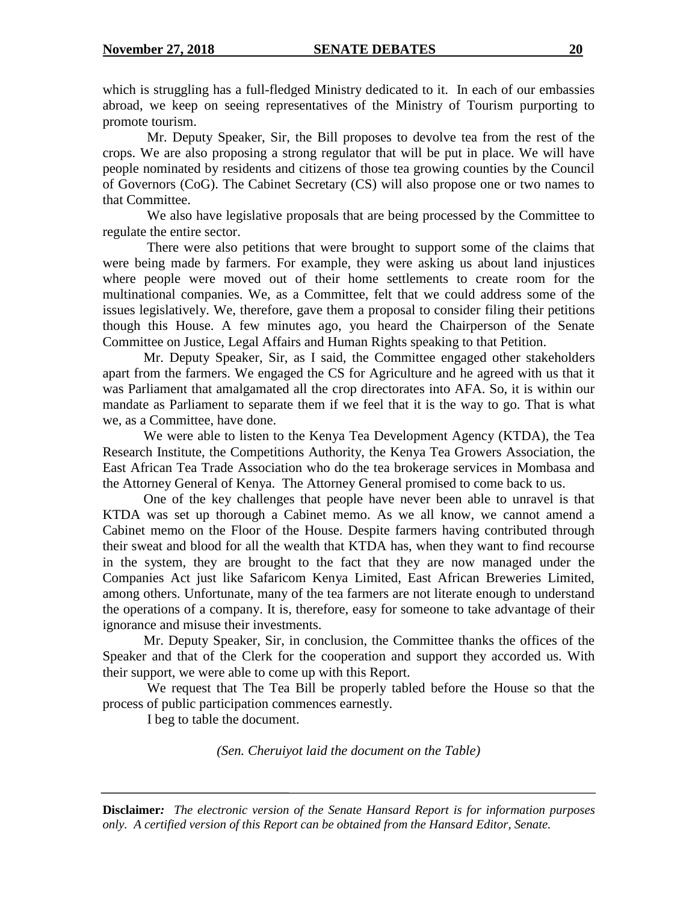which is struggling has a full-fledged Ministry dedicated to it. In each of our embassies abroad, we keep on seeing representatives of the Ministry of Tourism purporting to promote tourism.

Mr. Deputy Speaker, Sir, the Bill proposes to devolve tea from the rest of the crops. We are also proposing a strong regulator that will be put in place. We will have people nominated by residents and citizens of those tea growing counties by the Council of Governors (CoG). The Cabinet Secretary (CS) will also propose one or two names to that Committee.

We also have legislative proposals that are being processed by the Committee to regulate the entire sector.

There were also petitions that were brought to support some of the claims that were being made by farmers. For example, they were asking us about land injustices where people were moved out of their home settlements to create room for the multinational companies. We, as a Committee, felt that we could address some of the issues legislatively. We, therefore, gave them a proposal to consider filing their petitions though this House. A few minutes ago, you heard the Chairperson of the Senate Committee on Justice, Legal Affairs and Human Rights speaking to that Petition.

Mr. Deputy Speaker, Sir, as I said, the Committee engaged other stakeholders apart from the farmers. We engaged the CS for Agriculture and he agreed with us that it was Parliament that amalgamated all the crop directorates into AFA. So, it is within our mandate as Parliament to separate them if we feel that it is the way to go. That is what we, as a Committee, have done.

We were able to listen to the Kenya Tea Development Agency (KTDA), the Tea Research Institute, the Competitions Authority, the Kenya Tea Growers Association, the East African Tea Trade Association who do the tea brokerage services in Mombasa and the Attorney General of Kenya. The Attorney General promised to come back to us.

One of the key challenges that people have never been able to unravel is that KTDA was set up thorough a Cabinet memo. As we all know, we cannot amend a Cabinet memo on the Floor of the House. Despite farmers having contributed through their sweat and blood for all the wealth that KTDA has, when they want to find recourse in the system, they are brought to the fact that they are now managed under the Companies Act just like Safaricom Kenya Limited, East African Breweries Limited, among others. Unfortunate, many of the tea farmers are not literate enough to understand the operations of a company. It is, therefore, easy for someone to take advantage of their ignorance and misuse their investments.

Mr. Deputy Speaker, Sir, in conclusion, the Committee thanks the offices of the Speaker and that of the Clerk for the cooperation and support they accorded us. With their support, we were able to come up with this Report.

We request that The Tea Bill be properly tabled before the House so that the process of public participation commences earnestly.

I beg to table the document.

*(Sen. Cheruiyot laid the document on the Table)*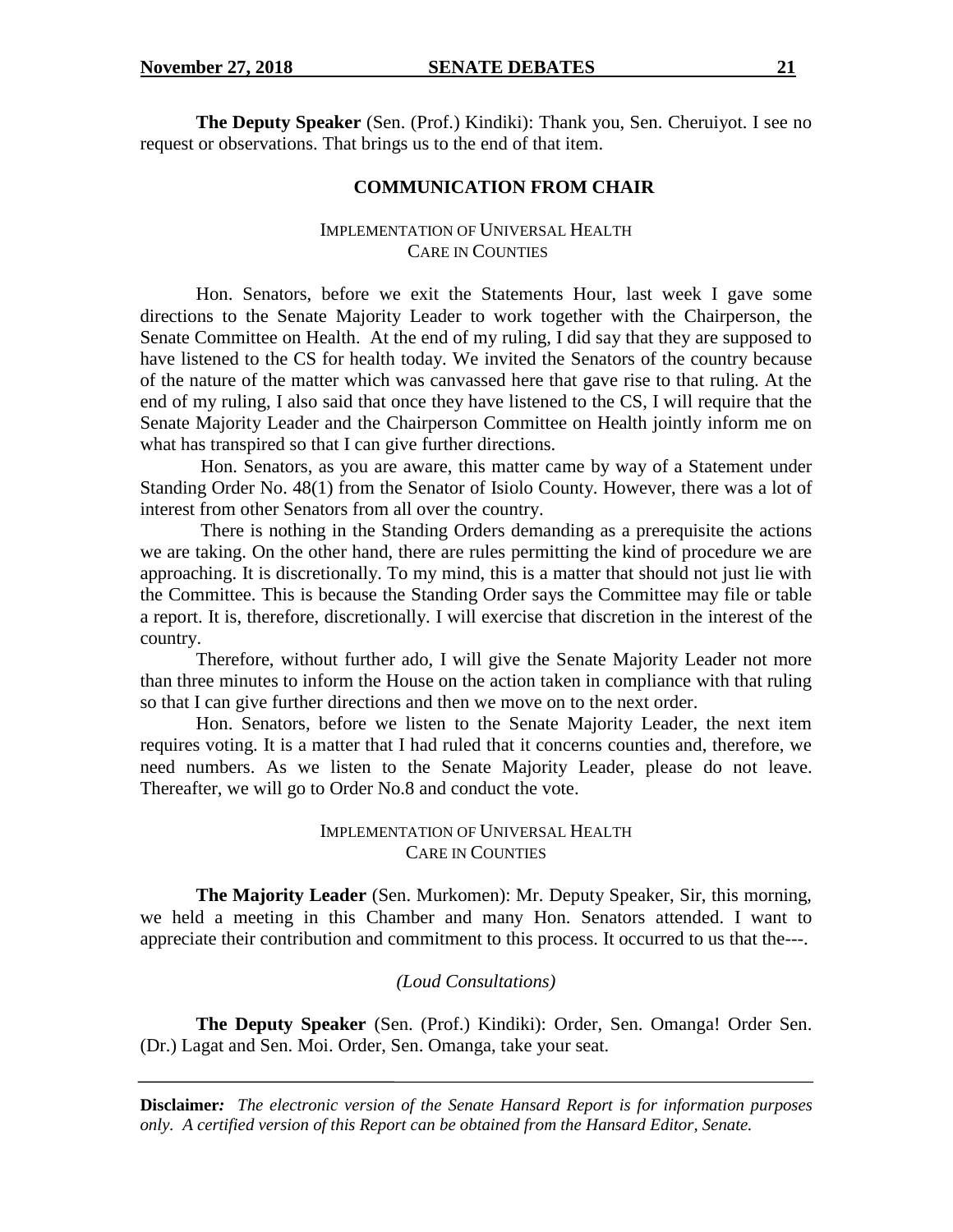**The Deputy Speaker** (Sen. (Prof.) Kindiki): Thank you, Sen. Cheruiyot. I see no request or observations. That brings us to the end of that item.

## COMMUNICATION FROM CHAIR

### IMPLEMENTATION OF UNIVERSAL HEALTH CARE IN COUNTIES

Hon. Senators, before we exit the Statements Hour, last week I gave some directions to the Senate Majority Leader to work together with the Chairperson, the Senate Committee on Health. At the end of my ruling, I did say that they are supposed to have listened to the CS for health today. We invited the Senators of the country because of the nature of the matter which was canvassed here that gave rise to that ruling. At the end of my ruling, I also said that once they have listened to the CS, I will require that the Senate Majority Leader and the Chairperson Committee on Health jointly inform me on what has transpired so that I can give further directions.

Hon. Senators, as you are aware, this matter came by way of a Statement under Standing Order No. 48(1) from the Senator of Isiolo County. However, there was a lot of interest from other Senators from all over the country.

There is nothing in the Standing Orders demanding as a prerequisite the actions we are taking. On the other hand, there are rules permitting the kind of procedure we are approaching. It is discretionally. To my mind, this is a matter that should not just lie with the Committee. This is because the Standing Order says the Committee may file or table a report. It is, therefore, discretionally. I will exercise that discretion in the interest of the country.

Therefore, without further ado, I will give the Senate Majority Leader not more than three minutes to inform the House on the action taken in compliance with that ruling so that I can give further directions and then we move on to the next order.

Hon. Senators, before we listen to the Senate Majority Leader, the next item requires voting. It is a matter that I had ruled that it concerns counties and, therefore, we need numbers. As we listen to the Senate Majority Leader, please do not leave. Thereafter, we will go to Order No.8 and conduct the vote.

### IMPLEMENTATION OF UNIVERSAL HEALTH CARE IN COUNTIES

**The Majority Leader** (Sen. Murkomen): Mr. Deputy Speaker, Sir, this morning, we held a meeting in this Chamber and many Hon. Senators attended. I want to appreciate their contribution and commitment to this process. It occurred to us that the---.

*(Loud Consultations)*

**The Deputy Speaker** (Sen. (Prof.) Kindiki): Order, Sen. Omanga! Order Sen. (Dr.) Lagat and Sen. Moi. Order, Sen. Omanga, take your seat.

**Disclaimer:** *The electronic version of the Senate Hansard Report is for information purposes only. A certified version of this Report can be obtained from the Hansard Editor, Senate.*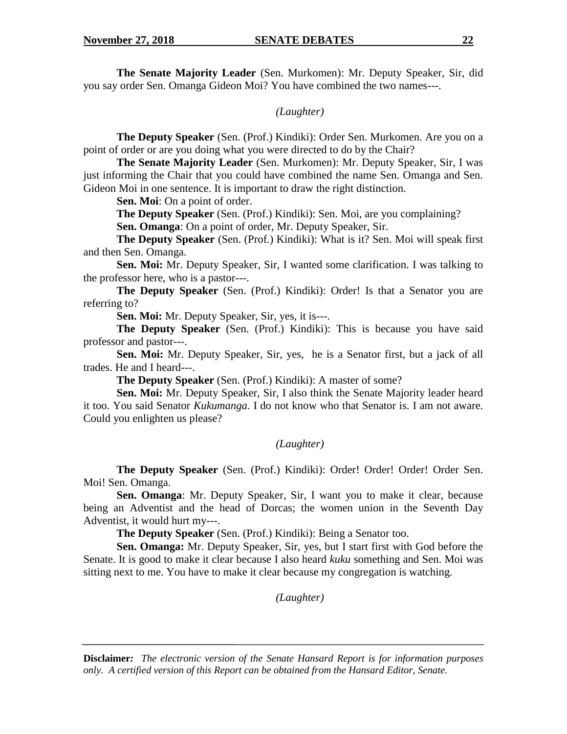**The Senate Majority Leader** (Sen. Murkomen): Mr. Deputy Speaker, Sir, did you say order Sen. Omanga Gideon Moi? You have combined the two names---.

*(Laughter)*

**The Deputy Speaker** (Sen. (Prof.) Kindiki): Order Sen. Murkomen. Are you on a point of order or are you doing what you were directed to do by the Chair?

**The Senate Majority Leader** (Sen. Murkomen): Mr. Deputy Speaker, Sir, I was just informing the Chair that you could have combined the name Sen. Omanga and Sen. Gideon Moi in one sentence. It is important to draw the right distinction.

**Sen. Moi**: On a point of order.

**The Deputy Speaker** (Sen. (Prof.) Kindiki): Sen. Moi, are you complaining?

**Sen. Omanga**: On a point of order, Mr. Deputy Speaker, Sir.

**The Deputy Speaker** (Sen. (Prof.) Kindiki): What is it? Sen. Moi will speak first and then Sen. Omanga.

**Sen. Moi:** Mr. Deputy Speaker, Sir, I wanted some clarification. I was talking to the professor here, who is a pastor---.

**The Deputy Speaker** (Sen. (Prof.) Kindiki): Order! Is that a Senator you are referring to?

**Sen. Moi:** Mr. Deputy Speaker, Sir, yes, it is---.

**The Deputy Speaker** (Sen. (Prof.) Kindiki): This is because you have said professor and pastor---.

**Sen. Moi:** Mr. Deputy Speaker, Sir, yes, he is a Senator first, but a jack of all trades. He and I heard---.

**The Deputy Speaker** (Sen. (Prof.) Kindiki): A master of some?

**Sen. Moi:** Mr. Deputy Speaker, Sir, I also think the Senate Majority leader heard it too. You said Senator *Kukumanga.* I do not know who that Senator is. I am not aware. Could you enlighten us please?

*(Laughter)*

**The Deputy Speaker** (Sen. (Prof.) Kindiki): Order! Order! Order! Order Sen. Moi! Sen. Omanga.

**Sen. Omanga**: Mr. Deputy Speaker, Sir, I want you to make it clear, because being an Adventist and the head of Dorcas; the women union in the Seventh Day Adventist, it would hurt my---.

**The Deputy Speaker** (Sen. (Prof.) Kindiki): Being a Senator too.

**Sen. Omanga:** Mr. Deputy Speaker, Sir, yes, but I start first with God before the Senate. It is good to make it clear because I also heard *kuku* something and Sen. Moi was sitting next to me. You have to make it clear because my congregation is watching.

*(Laughter)*

**Disclaimer***:* *The electronic version of the Senate Hansard Report is for information purposes only. A certified version of this Report can be obtained from the Hansard Editor, Senate.*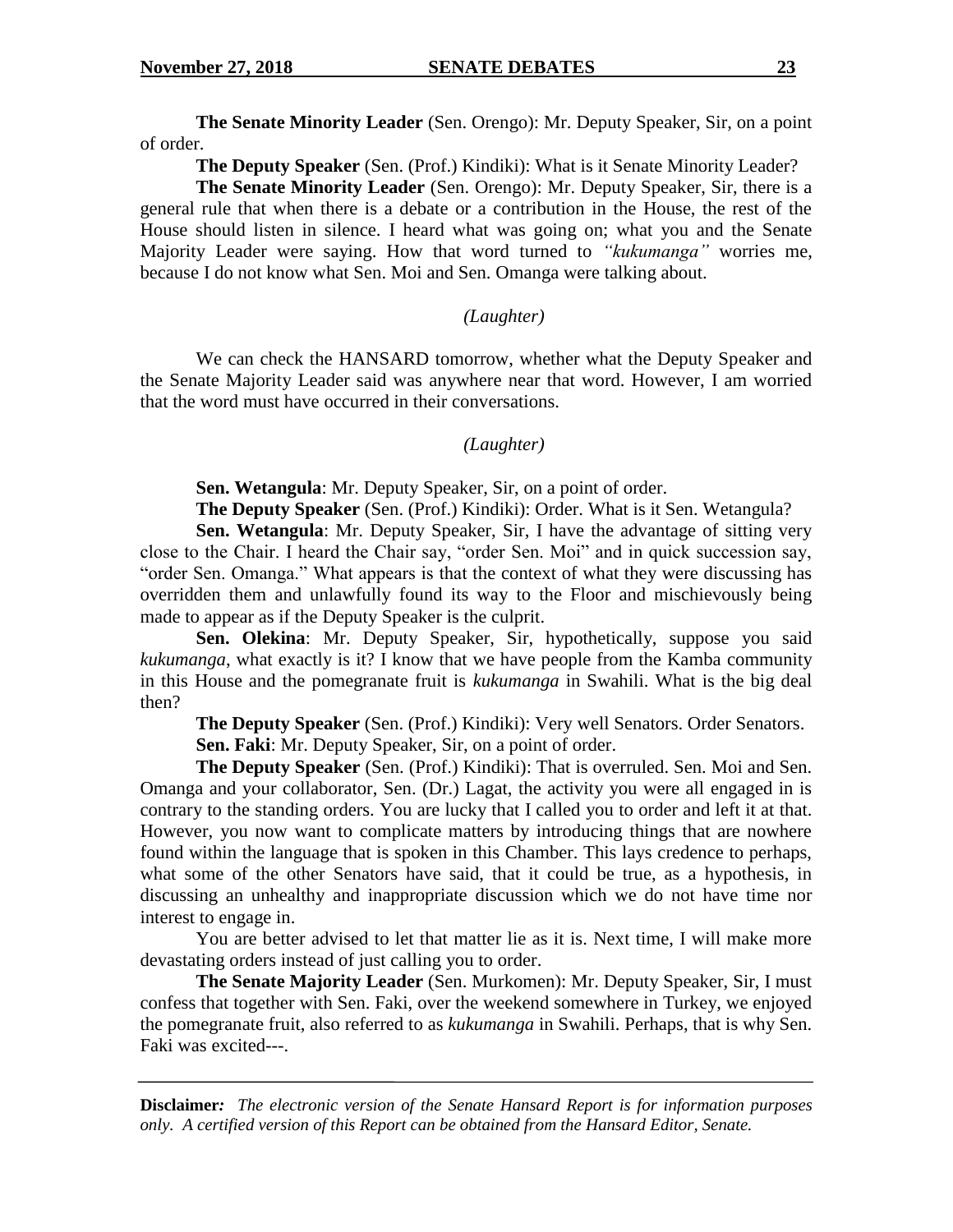**The Senate Minority Leader** (Sen. Orengo): Mr. Deputy Speaker, Sir, on a point of order.

**The Deputy Speaker** (Sen. (Prof.) Kindiki): What is it Senate Minority Leader?

**The Senate Minority Leader** (Sen. Orengo): Mr. Deputy Speaker, Sir, there is a general rule that when there is a debate or a contribution in the House, the rest of the House should listen in silence. I heard what was going on; what you and the Senate Majority Leader were saying. How that word turned to *"kukumanga"* worries me, because I do not know what Sen. Moi and Sen. Omanga were talking about.

*(Laughter)*

We can check the HANSARD tomorrow, whether what the Deputy Speaker and the Senate Majority Leader said was anywhere near that word. However, I am worried that the word must have occurred in their conversations.

*(Laughter)*

**Sen. Wetangula**: Mr. Deputy Speaker, Sir, on a point of order.

**The Deputy Speaker** (Sen. (Prof.) Kindiki): Order. What is it Sen. Wetangula?

**Sen. Wetangula**: Mr. Deputy Speaker, Sir, I have the advantage of sitting very close to the Chair. I heard the Chair say, "order Sen. Moi" and in quick succession say, "order Sen. Omanga." What appears is that the context of what they were discussing has overridden them and unlawfully found its way to the Floor and mischievously being made to appear as if the Deputy Speaker is the culprit.

**Sen. Olekina**: Mr. Deputy Speaker, Sir, hypothetically, suppose you said *kukumanga*, what exactly is it? I know that we have people from the Kamba community in this House and the pomegranate fruit is *kukumanga* in Swahili. What is the big deal then?

**The Deputy Speaker** (Sen. (Prof.) Kindiki): Very well Senators. Order Senators.

**Sen. Faki**: Mr. Deputy Speaker, Sir, on a point of order.

**The Deputy Speaker** (Sen. (Prof.) Kindiki): That is overruled. Sen. Moi and Sen. Omanga and your collaborator, Sen. (Dr.) Lagat, the activity you were all engaged in is contrary to the standing orders. You are lucky that I called you to order and left it at that. However, you now want to complicate matters by introducing things that are nowhere found within the language that is spoken in this Chamber. This lays credence to perhaps, what some of the other Senators have said, that it could be true, as a hypothesis, in discussing an unhealthy and inappropriate discussion which we do not have time nor interest to engage in.

You are better advised to let that matter lie as it is. Next time, I will make more devastating orders instead of just calling you to order.

**The Senate Majority Leader** (Sen. Murkomen): Mr. Deputy Speaker, Sir, I must confess that together with Sen. Faki, over the weekend somewhere in Turkey, we enjoyed the pomegranate fruit, also referred to as *kukumanga* in Swahili. Perhaps, that is why Sen. Faki was excited---.

**Disclaimer***:* *The electronic version of the Senate Hansard Report is for information purposes only. A certified version of this Report can be obtained from the Hansard Editor, Senate.*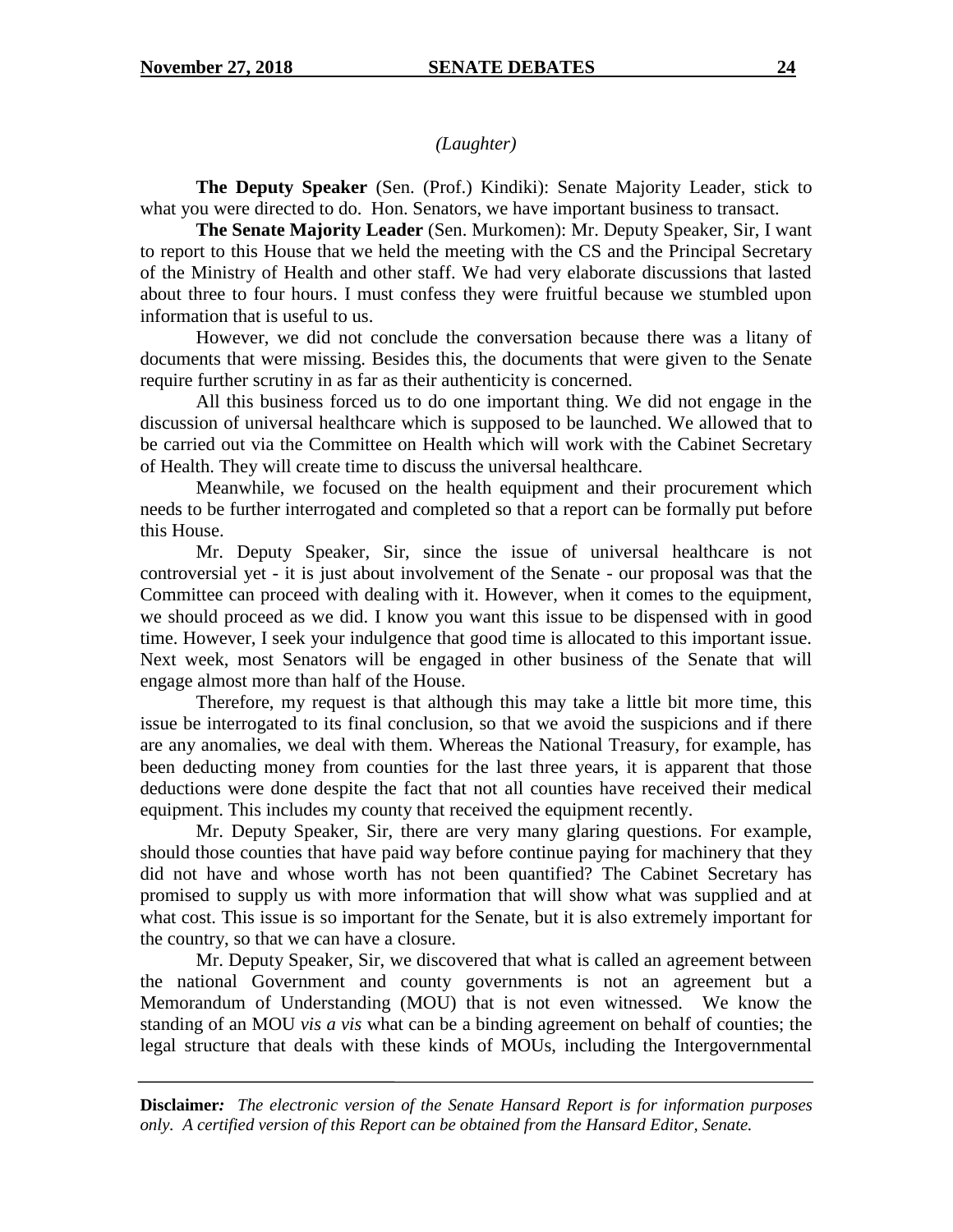*(Laughter)*

**The Deputy Speaker** (Sen. (Prof.) Kindiki): Senate Majority Leader, stick to what you were directed to do. Hon. Senators, we have important business to transact.

**The Senate Majority Leader** (Sen. Murkomen): Mr. Deputy Speaker, Sir, I want to report to this House that we held the meeting with the CS and the Principal Secretary of the Ministry of Health and other staff. We had very elaborate discussions that lasted about three to four hours. I must confess they were fruitful because we stumbled upon information that is useful to us.

However, we did not conclude the conversation because there was a litany of documents that were missing. Besides this, the documents that were given to the Senate require further scrutiny in as far as their authenticity is concerned.

All this business forced us to do one important thing. We did not engage in the discussion of universal healthcare which is supposed to be launched. We allowed that to be carried out via the Committee on Health which will work with the Cabinet Secretary of Health. They will create time to discuss the universal healthcare.

Meanwhile, we focused on the health equipment and their procurement which needs to be further interrogated and completed so that a report can be formally put before this House.

Mr. Deputy Speaker, Sir, since the issue of universal healthcare is not controversial yet - it is just about involvement of the Senate - our proposal was that the Committee can proceed with dealing with it. However, when it comes to the equipment, we should proceed as we did. I know you want this issue to be dispensed with in good time. However, I seek your indulgence that good time is allocated to this important issue. Next week, most Senators will be engaged in other business of the Senate that will engage almost more than half of the House.

Therefore, my request is that although this may take a little bit more time, this issue be interrogated to its final conclusion, so that we avoid the suspicions and if there are any anomalies, we deal with them. Whereas the National Treasury, for example, has been deducting money from counties for the last three years, it is apparent that those deductions were done despite the fact that not all counties have received their medical equipment. This includes my county that received the equipment recently.

Mr. Deputy Speaker, Sir, there are very many glaring questions. For example, should those counties that have paid way before continue paying for machinery that they did not have and whose worth has not been quantified? The Cabinet Secretary has promised to supply us with more information that will show what was supplied and at what cost. This issue is so important for the Senate, but it is also extremely important for the country, so that we can have a closure.

Mr. Deputy Speaker, Sir, we discovered that what is called an agreement between the national Government and county governments is not an agreement but a Memorandum of Understanding (MOU) that is not even witnessed. We know the standing of an MOU *vis a vis* what can be a binding agreement on behalf of counties; the legal structure that deals with these kinds of MOUs, including the Intergovernmental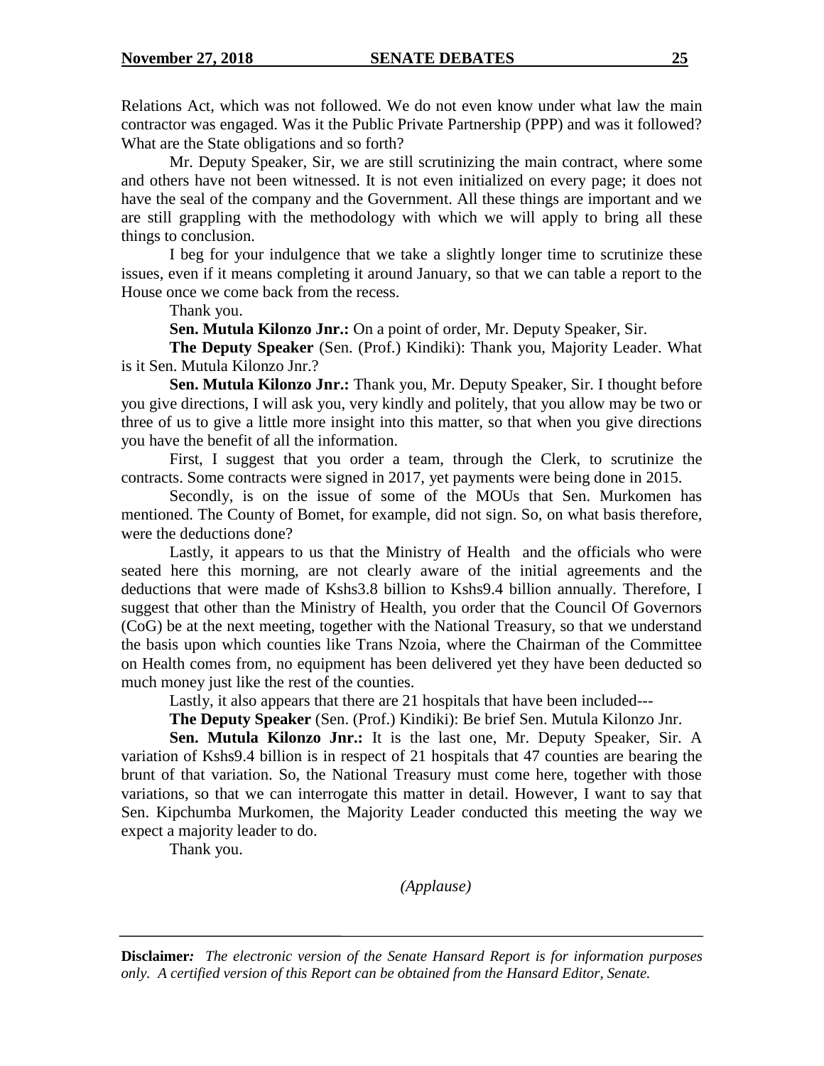Relations Act, which was not followed. We do not even know under what law the main contractor was engaged. Was it the Public Private Partnership (PPP) and was it followed? What are the State obligations and so forth?

Mr. Deputy Speaker, Sir, we are still scrutinizing the main contract, where some and others have not been witnessed. It is not even initialized on every page; it does not have the seal of the company and the Government. All these things are important and we are still grappling with the methodology with which we will apply to bring all these things to conclusion.

I beg for your indulgence that we take a slightly longer time to scrutinize these issues, even if it means completing it around January, so that we can table a report to the House once we come back from the recess.

Thank you.

**Sen. Mutula Kilonzo Jnr.:** On a point of order, Mr. Deputy Speaker, Sir.

**The Deputy Speaker** (Sen. (Prof.) Kindiki): Thank you, Majority Leader. What is it Sen. Mutula Kilonzo Jnr.?

**Sen. Mutula Kilonzo Jnr.:** Thank you, Mr. Deputy Speaker, Sir. I thought before you give directions, I will ask you, very kindly and politely, that you allow may be two or three of us to give a little more insight into this matter, so that when you give directions you have the benefit of all the information.

First, I suggest that you order a team, through the Clerk, to scrutinize the contracts. Some contracts were signed in 2017, yet payments were being done in 2015.

Secondly, is on the issue of some of the MOUs that Sen. Murkomen has mentioned. The County of Bomet, for example, did not sign. So, on what basis therefore, were the deductions done?

Lastly, it appears to us that the Ministry of Health and the officials who were seated here this morning, are not clearly aware of the initial agreements and the deductions that were made of Kshs3.8 billion to Kshs9.4 billion annually. Therefore, I suggest that other than the Ministry of Health, you order that the Council Of Governors (CoG) be at the next meeting, together with the National Treasury, so that we understand the basis upon which counties like Trans Nzoia, where the Chairman of the Committee on Health comes from, no equipment has been delivered yet they have been deducted so much money just like the rest of the counties.

Lastly, it also appears that there are 21 hospitals that have been included---

**The Deputy Speaker** (Sen. (Prof.) Kindiki): Be brief Sen. Mutula Kilonzo Jnr.

**Sen. Mutula Kilonzo Jnr.:** It is the last one, Mr. Deputy Speaker, Sir. A variation of Kshs9.4 billion is in respect of 21 hospitals that 47 counties are bearing the brunt of that variation. So, the National Treasury must come here, together with those variations, so that we can interrogate this matter in detail. However, I want to say that Sen. Kipchumba Murkomen, the Majority Leader conducted this meeting the way we expect a majority leader to do.

Thank you.

*(Applause)*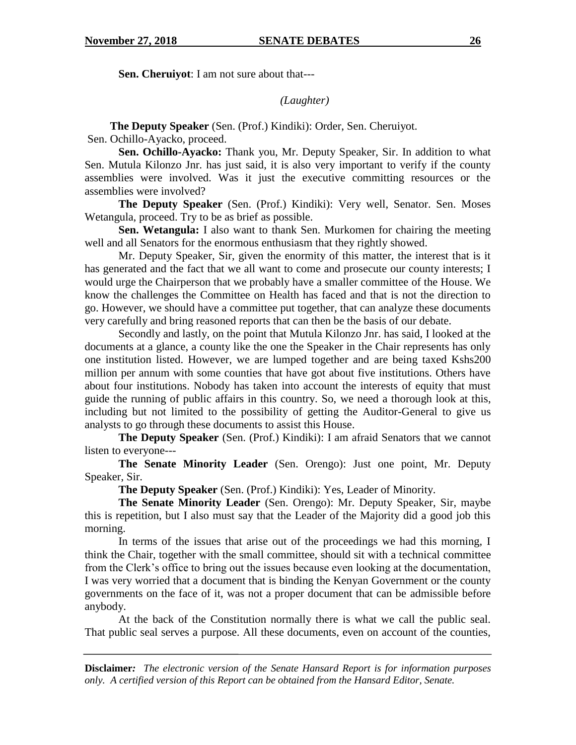**Sen. Cheruiyot**: I am not sure about that---

*(Laughter)*

**The Deputy Speaker** (Sen. (Prof.) Kindiki): Order, Sen. Cheruiyot.

Sen. Ochillo-Ayacko, proceed.

**Sen. Ochillo-Ayacko:** Thank you, Mr. Deputy Speaker, Sir. In addition to what Sen. Mutula Kilonzo Jnr. has just said, it is also very important to verify if the county assemblies were involved. Was it just the executive committing resources or the assemblies were involved?

**The Deputy Speaker** (Sen. (Prof.) Kindiki): Very well, Senator. Sen. Moses Wetangula, proceed. Try to be as brief as possible.

**Sen. Wetangula:** I also want to thank Sen. Murkomen for chairing the meeting well and all Senators for the enormous enthusiasm that they rightly showed.

Mr. Deputy Speaker, Sir, given the enormity of this matter, the interest that is it has generated and the fact that we all want to come and prosecute our county interests; I would urge the Chairperson that we probably have a smaller committee of the House. We know the challenges the Committee on Health has faced and that is not the direction to go. However, we should have a committee put together, that can analyze these documents very carefully and bring reasoned reports that can then be the basis of our debate.

Secondly and lastly, on the point that Mutula Kilonzo Jnr. has said, I looked at the documents at a glance, a county like the one the Speaker in the Chair represents has only one institution listed. However, we are lumped together and are being taxed Kshs200 million per annum with some counties that have got about five institutions. Others have about four institutions. Nobody has taken into account the interests of equity that must guide the running of public affairs in this country. So, we need a thorough look at this, including but not limited to the possibility of getting the Auditor-General to give us analysts to go through these documents to assist this House.

**The Deputy Speaker** (Sen. (Prof.) Kindiki): I am afraid Senators that we cannot listen to everyone---

**The Senate Minority Leader** (Sen. Orengo): Just one point, Mr. Deputy Speaker, Sir.

**The Deputy Speaker** (Sen. (Prof.) Kindiki): Yes, Leader of Minority.

**The Senate Minority Leader** (Sen. Orengo): Mr. Deputy Speaker, Sir, maybe this is repetition, but I also must say that the Leader of the Majority did a good job this morning.

In terms of the issues that arise out of the proceedings we had this morning, I think the Chair, together with the small committee, should sit with a technical committee from the Clerk's office to bring out the issues because even looking at the documentation, I was very worried that a document that is binding the Kenyan Government or the county governments on the face of it, was not a proper document that can be admissible before anybody.

At the back of the Constitution normally there is what we call the public seal. That public seal serves a purpose. All these documents, even on account of the counties,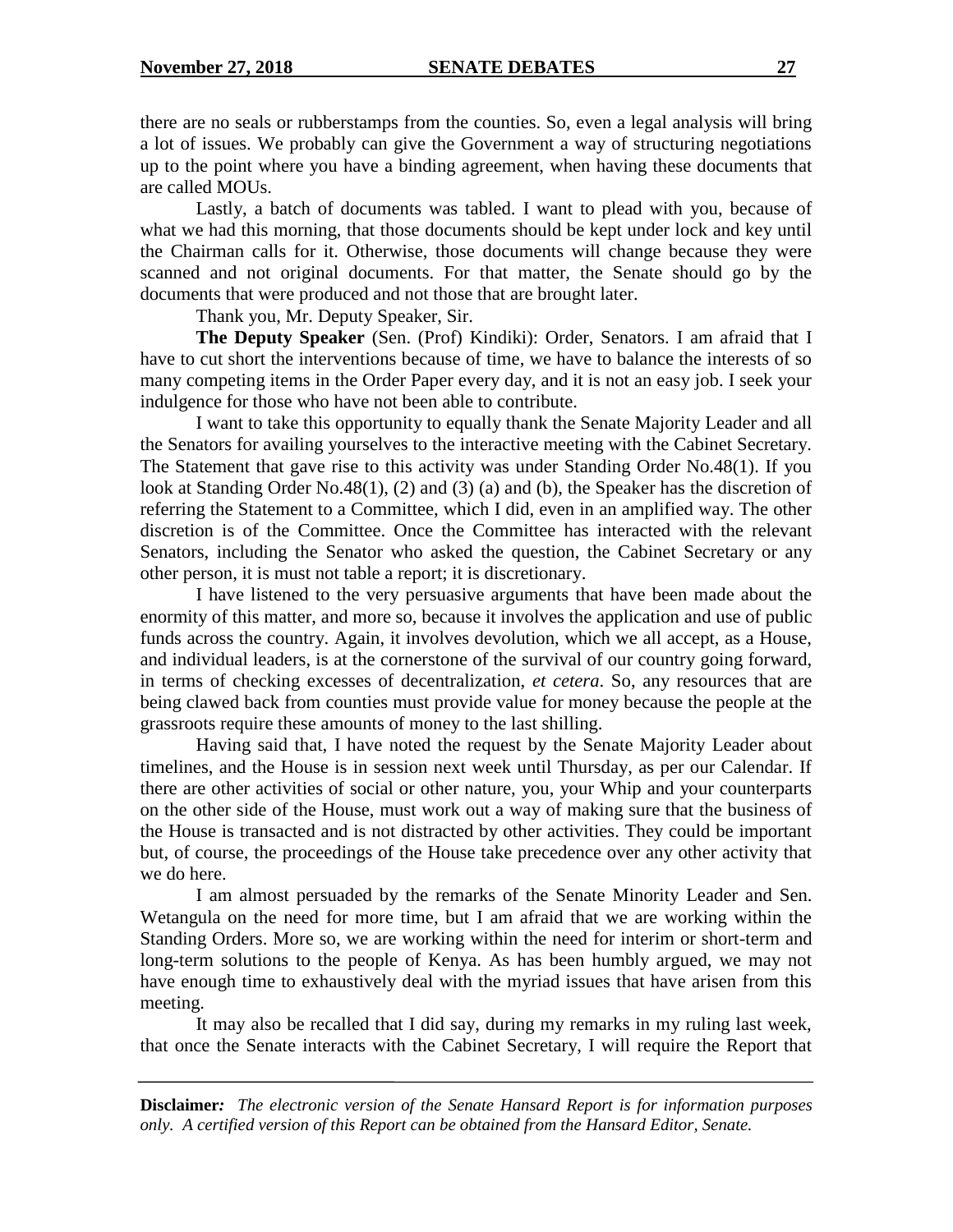there are no seals or rubberstamps from the counties. So, even a legal analysis will bring a lot of issues. We probably can give the Government a way of structuring negotiations up to the point where you have a binding agreement, when having these documents that are called MOUs.

Lastly, a batch of documents was tabled. I want to plead with you, because of what we had this morning, that those documents should be kept under lock and key until the Chairman calls for it. Otherwise, those documents will change because they were scanned and not original documents. For that matter, the Senate should go by the documents that were produced and not those that are brought later.

Thank you, Mr. Deputy Speaker, Sir.

**The Deputy Speaker** (Sen. (Prof) Kindiki): Order, Senators. I am afraid that I have to cut short the interventions because of time, we have to balance the interests of so many competing items in the Order Paper every day, and it is not an easy job. I seek your indulgence for those who have not been able to contribute.

I want to take this opportunity to equally thank the Senate Majority Leader and all the Senators for availing yourselves to the interactive meeting with the Cabinet Secretary. The Statement that gave rise to this activity was under Standing Order No.48(1). If you look at Standing Order No.48(1), (2) and (3) (a) and (b), the Speaker has the discretion of referring the Statement to a Committee, which I did, even in an amplified way. The other discretion is of the Committee. Once the Committee has interacted with the relevant Senators, including the Senator who asked the question, the Cabinet Secretary or any other person, it is must not table a report; it is discretionary.

I have listened to the very persuasive arguments that have been made about the enormity of this matter, and more so, because it involves the application and use of public funds across the country. Again, it involves devolution, which we all accept, as a House, and individual leaders, is at the cornerstone of the survival of our country going forward, in terms of checking excesses of decentralization, *et cetera*. So, any resources that are being clawed back from counties must provide value for money because the people at the grassroots require these amounts of money to the last shilling.

Having said that, I have noted the request by the Senate Majority Leader about timelines, and the House is in session next week until Thursday, as per our Calendar. If there are other activities of social or other nature, you, your Whip and your counterparts on the other side of the House, must work out a way of making sure that the business of the House is transacted and is not distracted by other activities. They could be important but, of course, the proceedings of the House take precedence over any other activity that we do here.

I am almost persuaded by the remarks of the Senate Minority Leader and Sen. Wetangula on the need for more time, but I am afraid that we are working within the Standing Orders. More so, we are working within the need for interim or short-term and long-term solutions to the people of Kenya. As has been humbly argued, we may not have enough time to exhaustively deal with the myriad issues that have arisen from this meeting.

It may also be recalled that I did say, during my remarks in my ruling last week, that once the Senate interacts with the Cabinet Secretary, I will require the Report that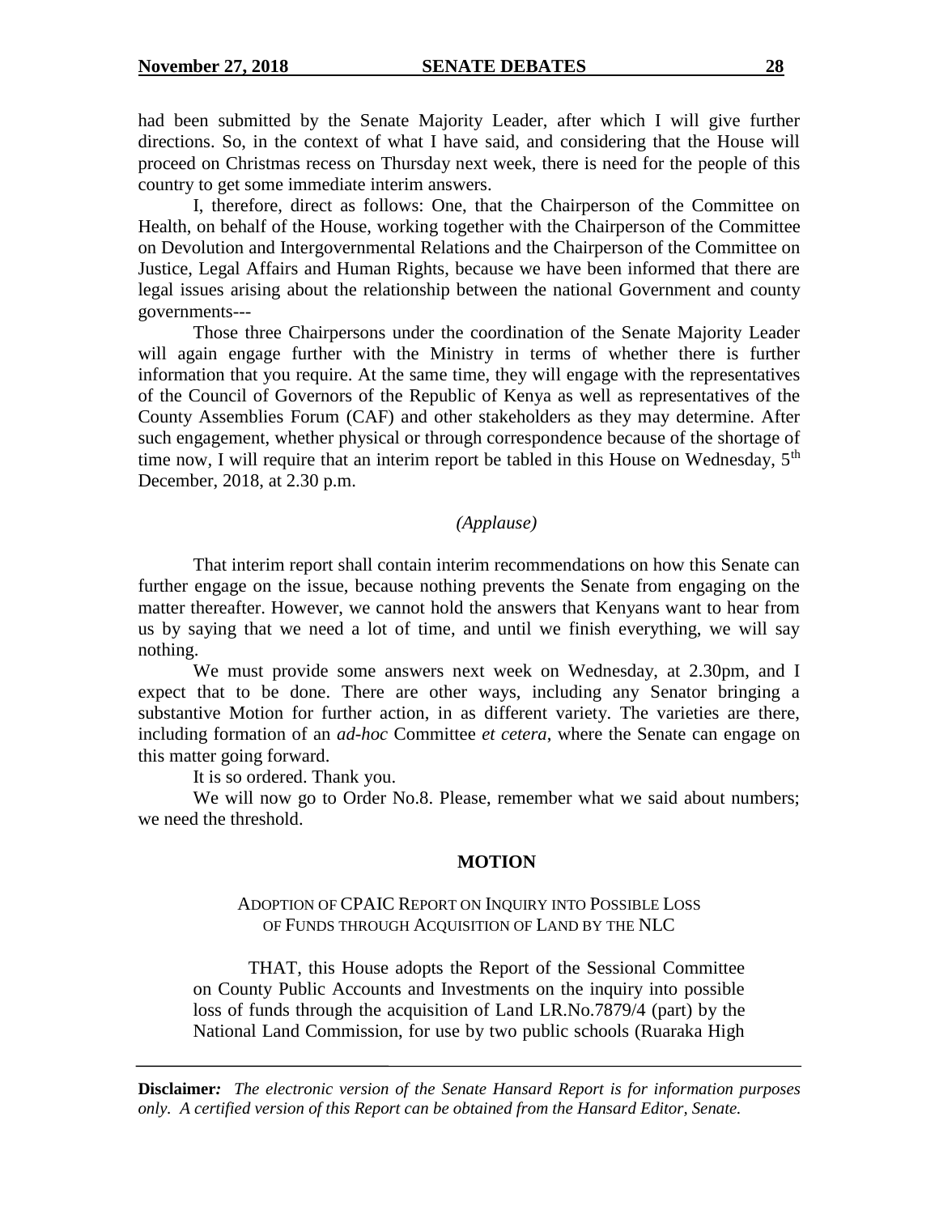had been submitted by the Senate Majority Leader, after which I will give further directions. So, in the context of what I have said, and considering that the House will proceed on Christmas recess on Thursday next week, there is need for the people of this country to get some immediate interim answers.

I, therefore, direct as follows: One, that the Chairperson of the Committee on Health, on behalf of the House, working together with the Chairperson of the Committee on Devolution and Intergovernmental Relations and the Chairperson of the Committee on Justice, Legal Affairs and Human Rights, because we have been informed that there are legal issues arising about the relationship between the national Government and county governments---

Those three Chairpersons under the coordination of the Senate Majority Leader will again engage further with the Ministry in terms of whether there is further information that you require. At the same time, they will engage with the representatives of the Council of Governors of the Republic of Kenya as well as representatives of the County Assemblies Forum (CAF) and other stakeholders as they may determine. After such engagement, whether physical or through correspondence because of the shortage of time now, I will require that an interim report be tabled in this House on Wednesday, 5th December, 2018, at 2.30 p.m.

*(Applause)*

That interim report shall contain interim recommendations on how this Senate can further engage on the issue, because nothing prevents the Senate from engaging on the matter thereafter. However, we cannot hold the answers that Kenyans want to hear from us by saying that we need a lot of time, and until we finish everything, we will say nothing.

We must provide some answers next week on Wednesday, at 2.30pm, and I expect that to be done. There are other ways, including any Senator bringing a substantive Motion for further action, in as different variety. The varieties are there, including formation of an *ad-hoc* Committee *et cetera*, where the Senate can engage on this matter going forward.

It is so ordered. Thank you.

We will now go to Order No.8. Please, remember what we said about numbers; we need the threshold.

## MOTION

### ADOPTION OF CPAIC REPORT ON INQUIRY INTO POSSIBLE LOSS OF FUNDS THROUGH ACQUISITION OF LAND BY THE NLC

THAT, this House adopts the Report of the Sessional Committee on County Public Accounts and Investments on the inquiry into possible loss of funds through the acquisition of Land LR.No.7879/4 (part) by the National Land Commission, for use by two public schools (Ruaraka High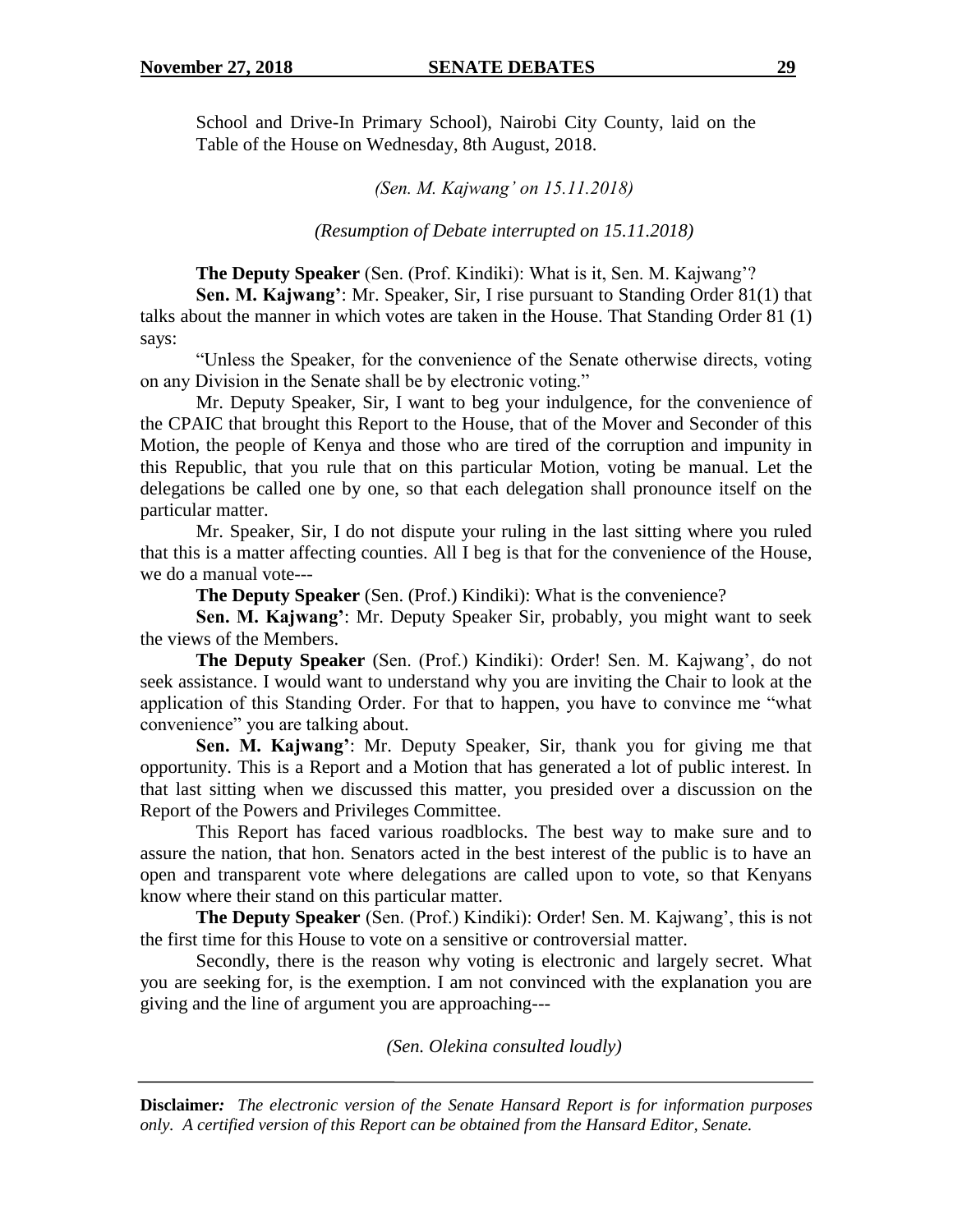School and Drive-In Primary School), Nairobi City County, laid on the Table of the House on Wednesday, 8th August, 2018.

*(Sen. M. Kajwang' on 15.11.2018)*

*(Resumption of Debate interrupted on 15.11.2018)*

**The Deputy Speaker** (Sen. (Prof. Kindiki): What is it, Sen. M. Kajwang'?

**Sen. M. Kajwang'**: Mr. Speaker, Sir, I rise pursuant to Standing Order 81(1) that talks about the manner in which votes are taken in the House. That Standing Order 81 (1) says:

"Unless the Speaker, for the convenience of the Senate otherwise directs, voting on any Division in the Senate shall be by electronic voting."

Mr. Deputy Speaker, Sir, I want to beg your indulgence, for the convenience of the CPAIC that brought this Report to the House, that of the Mover and Seconder of this Motion, the people of Kenya and those who are tired of the corruption and impunity in this Republic, that you rule that on this particular Motion, voting be manual. Let the delegations be called one by one, so that each delegation shall pronounce itself on the particular matter.

Mr. Speaker, Sir, I do not dispute your ruling in the last sitting where you ruled that this is a matter affecting counties. All I beg is that for the convenience of the House, we do a manual vote---

**The Deputy Speaker** (Sen. (Prof.) Kindiki): What is the convenience?

**Sen. M. Kajwang'**: Mr. Deputy Speaker Sir, probably, you might want to seek the views of the Members.

**The Deputy Speaker** (Sen. (Prof.) Kindiki): Order! Sen. M. Kajwang', do not seek assistance. I would want to understand why you are inviting the Chair to look at the application of this Standing Order. For that to happen, you have to convince me "what convenience" you are talking about.

**Sen. M. Kajwang'**: Mr. Deputy Speaker, Sir, thank you for giving me that opportunity. This is a Report and a Motion that has generated a lot of public interest. In that last sitting when we discussed this matter, you presided over a discussion on the Report of the Powers and Privileges Committee.

This Report has faced various roadblocks. The best way to make sure and to assure the nation, that hon. Senators acted in the best interest of the public is to have an open and transparent vote where delegations are called upon to vote, so that Kenyans know where their stand on this particular matter.

**The Deputy Speaker** (Sen. (Prof.) Kindiki): Order! Sen. M. Kajwang', this is not the first time for this House to vote on a sensitive or controversial matter.

Secondly, there is the reason why voting is electronic and largely secret. What you are seeking for, is the exemption. I am not convinced with the explanation you are giving and the line of argument you are approaching---

*(Sen. Olekina consulted loudly)*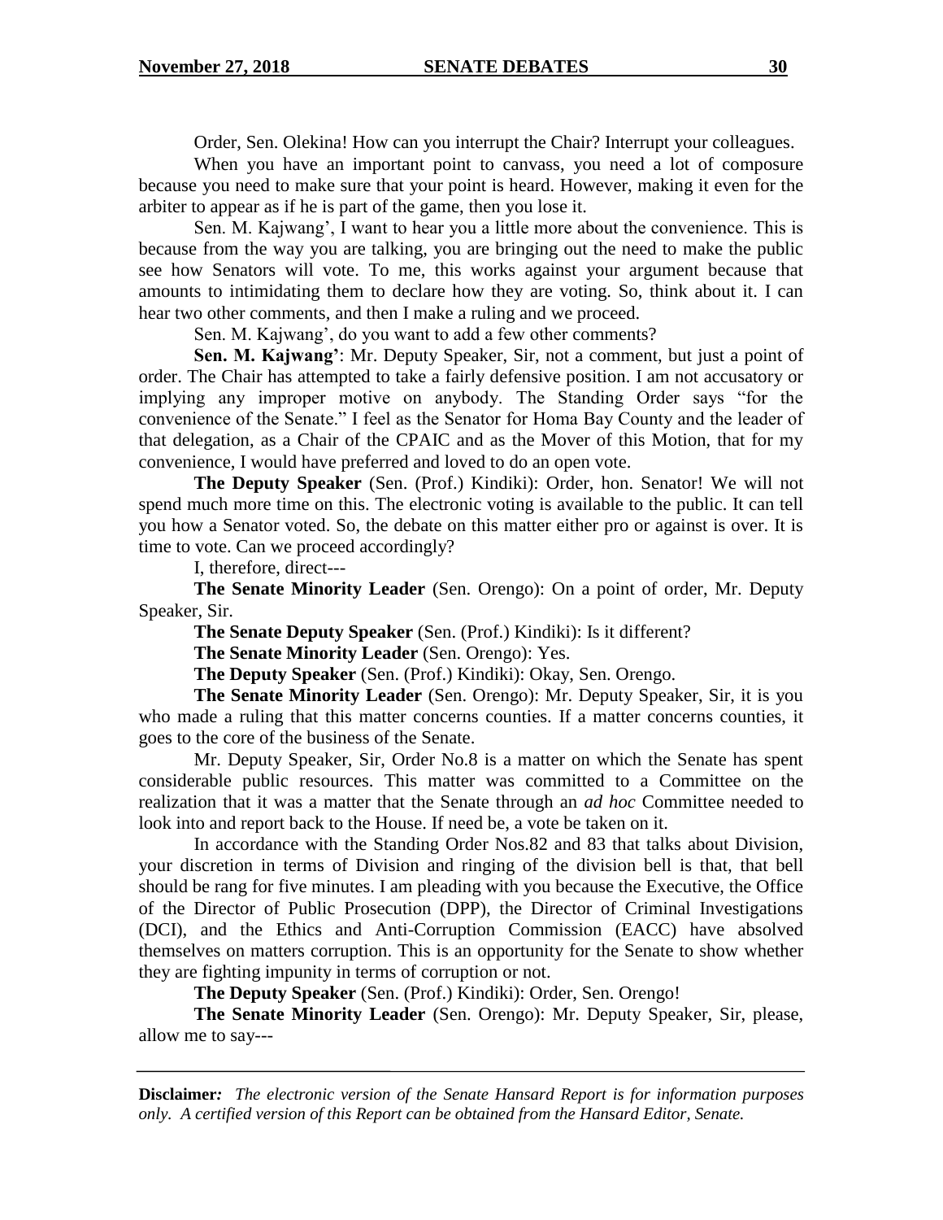Order, Sen. Olekina! How can you interrupt the Chair? Interrupt your colleagues.

When you have an important point to canvass, you need a lot of composure because you need to make sure that your point is heard. However, making it even for the arbiter to appear as if he is part of the game, then you lose it.

Sen. M. Kajwang', I want to hear you a little more about the convenience. This is because from the way you are talking, you are bringing out the need to make the public see how Senators will vote. To me, this works against your argument because that amounts to intimidating them to declare how they are voting. So, think about it. I can hear two other comments, and then I make a ruling and we proceed.

Sen. M. Kajwang', do you want to add a few other comments?

**Sen. M. Kajwang'**: Mr. Deputy Speaker, Sir, not a comment, but just a point of order. The Chair has attempted to take a fairly defensive position. I am not accusatory or implying any improper motive on anybody. The Standing Order says "for the convenience of the Senate." I feel as the Senator for Homa Bay County and the leader of that delegation, as a Chair of the CPAIC and as the Mover of this Motion, that for my convenience, I would have preferred and loved to do an open vote.

**The Deputy Speaker** (Sen. (Prof.) Kindiki): Order, hon. Senator! We will not spend much more time on this. The electronic voting is available to the public. It can tell you how a Senator voted. So, the debate on this matter either pro or against is over. It is time to vote. Can we proceed accordingly?

I, therefore, direct---

**The Senate Minority Leader** (Sen. Orengo): On a point of order, Mr. Deputy Speaker, Sir.

**The Senate Deputy Speaker** (Sen. (Prof.) Kindiki): Is it different?

**The Senate Minority Leader** (Sen. Orengo): Yes.

**The Deputy Speaker** (Sen. (Prof.) Kindiki): Okay, Sen. Orengo.

**The Senate Minority Leader** (Sen. Orengo): Mr. Deputy Speaker, Sir, it is you who made a ruling that this matter concerns counties. If a matter concerns counties, it goes to the core of the business of the Senate.

Mr. Deputy Speaker, Sir, Order No.8 is a matter on which the Senate has spent considerable public resources. This matter was committed to a Committee on the realization that it was a matter that the Senate through an *ad hoc* Committee needed to look into and report back to the House. If need be, a vote be taken on it.

In accordance with the Standing Order Nos.82 and 83 that talks about Division, your discretion in terms of Division and ringing of the division bell is that, that bell should be rang for five minutes. I am pleading with you because the Executive, the Office of the Director of Public Prosecution (DPP), the Director of Criminal Investigations (DCI), and the Ethics and Anti-Corruption Commission (EACC) have absolved themselves on matters corruption. This is an opportunity for the Senate to show whether they are fighting impunity in terms of corruption or not.

**The Deputy Speaker** (Sen. (Prof.) Kindiki): Order, Sen. Orengo!

**The Senate Minority Leader** (Sen. Orengo): Mr. Deputy Speaker, Sir, please, allow me to say---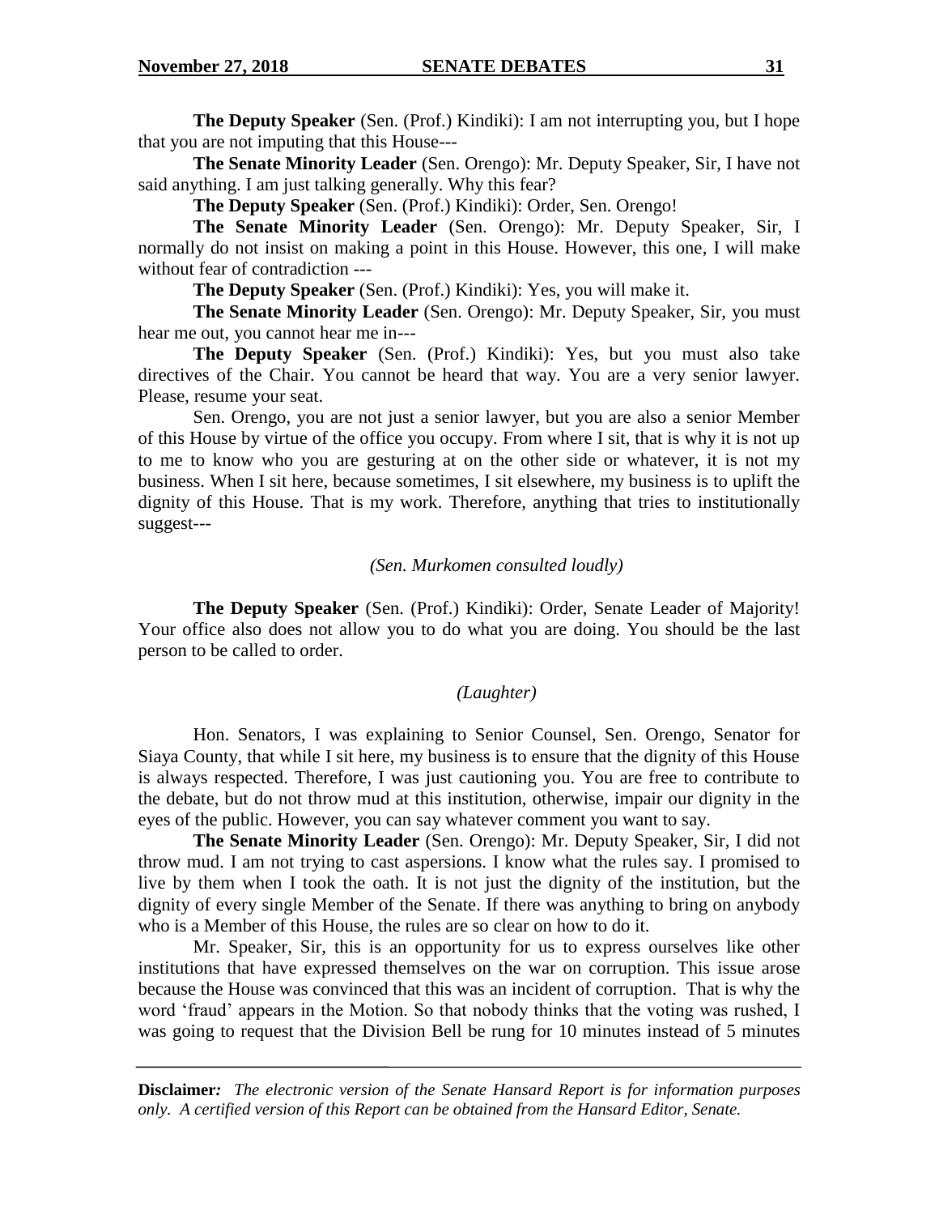**The Deputy Speaker** (Sen. (Prof.) Kindiki): I am not interrupting you, but I hope that you are not imputing that this House---

**The Senate Minority Leader** (Sen. Orengo): Mr. Deputy Speaker, Sir, I have not said anything. I am just talking generally. Why this fear?

**The Deputy Speaker** (Sen. (Prof.) Kindiki): Order, Sen. Orengo!

**The Senate Minority Leader** (Sen. Orengo): Mr. Deputy Speaker, Sir, I normally do not insist on making a point in this House. However, this one, I will make without fear of contradiction ---

**The Deputy Speaker** (Sen. (Prof.) Kindiki): Yes, you will make it.

**The Senate Minority Leader** (Sen. Orengo): Mr. Deputy Speaker, Sir, you must hear me out, you cannot hear me in---

**The Deputy Speaker** (Sen. (Prof.) Kindiki): Yes, but you must also take directives of the Chair. You cannot be heard that way. You are a very senior lawyer. Please, resume your seat.

Sen. Orengo, you are not just a senior lawyer, but you are also a senior Member of this House by virtue of the office you occupy. From where I sit, that is why it is not up to me to know who you are gesturing at on the other side or whatever, it is not my business. When I sit here, because sometimes, I sit elsewhere, my business is to uplift the dignity of this House. That is my work. Therefore, anything that tries to institutionally suggest---

*(Sen. Murkomen consulted loudly)*

**The Deputy Speaker** (Sen. (Prof.) Kindiki): Order, Senate Leader of Majority! Your office also does not allow you to do what you are doing. You should be the last person to be called to order.

*(Laughter)*

Hon. Senators, I was explaining to Senior Counsel, Sen. Orengo, Senator for Siaya County, that while I sit here, my business is to ensure that the dignity of this House is always respected. Therefore, I was just cautioning you. You are free to contribute to the debate, but do not throw mud at this institution, otherwise, impair our dignity in the eyes of the public. However, you can say whatever comment you want to say.

**The Senate Minority Leader** (Sen. Orengo): Mr. Deputy Speaker, Sir, I did not throw mud. I am not trying to cast aspersions. I know what the rules say. I promised to live by them when I took the oath. It is not just the dignity of the institution, but the dignity of every single Member of the Senate. If there was anything to bring on anybody who is a Member of this House, the rules are so clear on how to do it.

Mr. Speaker, Sir, this is an opportunity for us to express ourselves like other institutions that have expressed themselves on the war on corruption. This issue arose because the House was convinced that this was an incident of corruption. That is why the word 'fraud' appears in the Motion. So that nobody thinks that the voting was rushed, I was going to request that the Division Bell be rung for 10 minutes instead of 5 minutes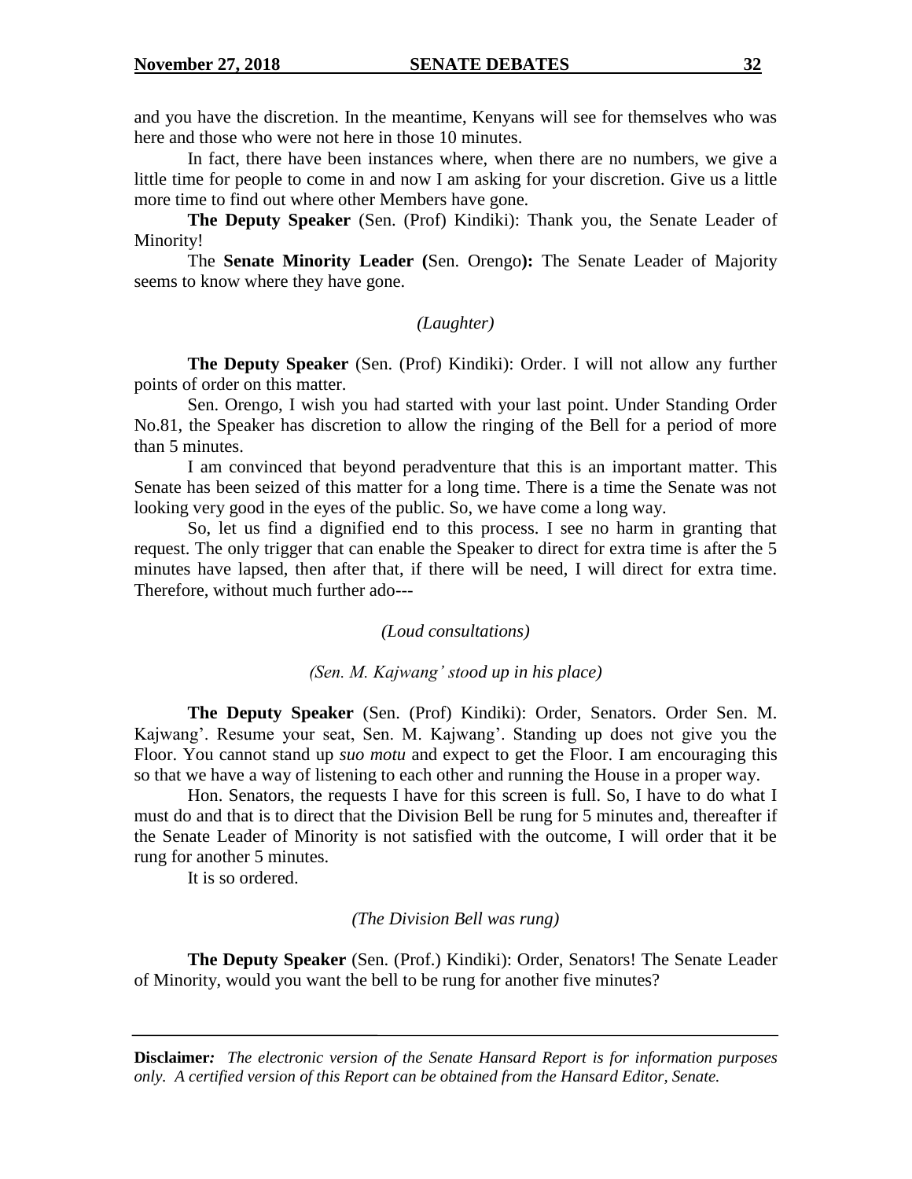and you have the discretion. In the meantime, Kenyans will see for themselves who was here and those who were not here in those 10 minutes.

In fact, there have been instances where, when there are no numbers, we give a little time for people to come in and now I am asking for your discretion. Give us a little more time to find out where other Members have gone.

**The Deputy Speaker** (Sen. (Prof) Kindiki): Thank you, the Senate Leader of Minority!

The **Senate Minority Leader (**Sen. Orengo**):** The Senate Leader of Majority seems to know where they have gone.

*(Laughter)*

**The Deputy Speaker** (Sen. (Prof) Kindiki): Order. I will not allow any further points of order on this matter.

Sen. Orengo, I wish you had started with your last point. Under Standing Order No.81, the Speaker has discretion to allow the ringing of the Bell for a period of more than 5 minutes.

I am convinced that beyond peradventure that this is an important matter. This Senate has been seized of this matter for a long time. There is a time the Senate was not looking very good in the eyes of the public. So, we have come a long way.

So, let us find a dignified end to this process. I see no harm in granting that request. The only trigger that can enable the Speaker to direct for extra time is after the 5 minutes have lapsed, then after that, if there will be need, I will direct for extra time. Therefore, without much further ado---

*(Loud consultations)*

*(Sen. M. Kajwang' stood up in his place)*

**The Deputy Speaker** (Sen. (Prof) Kindiki): Order, Senators. Order Sen. M. Kajwang'. Resume your seat, Sen. M. Kajwang'. Standing up does not give you the Floor. You cannot stand up *suo motu* and expect to get the Floor. I am encouraging this so that we have a way of listening to each other and running the House in a proper way.

Hon. Senators, the requests I have for this screen is full. So, I have to do what I must do and that is to direct that the Division Bell be rung for 5 minutes and, thereafter if the Senate Leader of Minority is not satisfied with the outcome, I will order that it be rung for another 5 minutes.

It is so ordered.

*(The Division Bell was rung)*

**The Deputy Speaker** (Sen. (Prof.) Kindiki): Order, Senators! The Senate Leader of Minority, would you want the bell to be rung for another five minutes?

**Disclaimer***: The electronic version of the Senate Hansard Report is for information purposes only. A certified version of this Report can be obtained from the Hansard Editor, Senate.*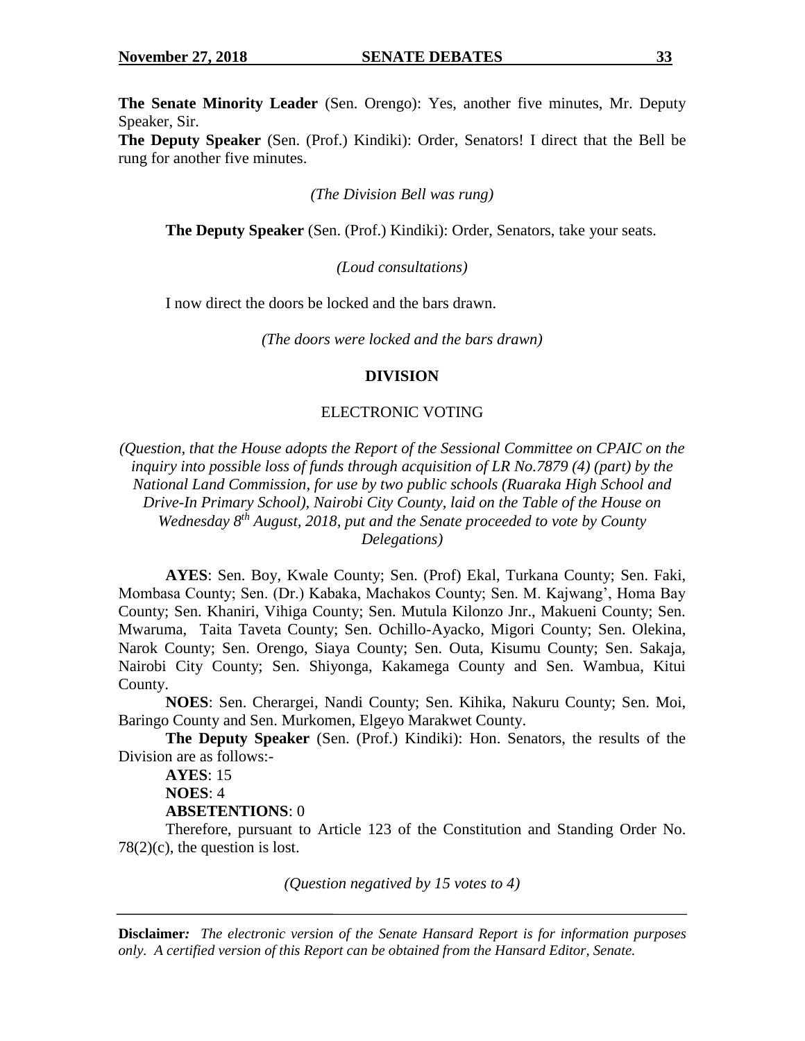**The Senate Minority Leader** (Sen. Orengo): Yes, another five minutes, Mr. Deputy Speaker, Sir.

**The Deputy Speaker** (Sen. (Prof.) Kindiki): Order, Senators! I direct that the Bell be rung for another five minutes.

*(The Division Bell was rung)*

**The Deputy Speaker** (Sen. (Prof.) Kindiki): Order, Senators, take your seats.

*(Loud consultations)*

I now direct the doors be locked and the bars drawn.

*(The doors were locked and the bars drawn)*

**DIVISION**

ELECTRONIC VOTING

*(Question, that the House adopts the Report of the Sessional Committee on CPAIC on the inquiry into possible loss of funds through acquisition of LR No.7879 (4) (part) by the National Land Commission, for use by two public schools (Ruaraka High School and Drive-In Primary School), Nairobi City County, laid on the Table of the House on Wednesday 8th August, 2018, put and the Senate proceeded to vote by County Delegations)*

**AYES**: Sen. Boy, Kwale County; Sen. (Prof) Ekal, Turkana County; Sen. Faki, Mombasa County; Sen. (Dr.) Kabaka, Machakos County; Sen. M. Kajwang', Homa Bay County; Sen. Khaniri, Vihiga County; Sen. Mutula Kilonzo Jnr., Makueni County; Sen. Mwaruma, Taita Taveta County; Sen. Ochillo-Ayacko, Migori County; Sen. Olekina, Narok County; Sen. Orengo, Siaya County; Sen. Outa, Kisumu County; Sen. Sakaja, Nairobi City County; Sen. Shiyonga, Kakamega County and Sen. Wambua, Kitui County.

**NOES**: Sen. Cherargei, Nandi County; Sen. Kihika, Nakuru County; Sen. Moi, Baringo County and Sen. Murkomen, Elgeyo Marakwet County.

**The Deputy Speaker** (Sen. (Prof.) Kindiki): Hon. Senators, the results of the Division are as follows:-

**AYES**: 15

**NOES**: 4

**ABSETENTIONS**: 0

Therefore, pursuant to Article 123 of the Constitution and Standing Order No. 78(2)(c), the question is lost.

*(Question negatived by 15 votes to 4)*

**Disclaimer:** *The electronic version of the Senate Hansard Report is for information purposes only. A certified version of this Report can be obtained from the Hansard Editor, Senate.*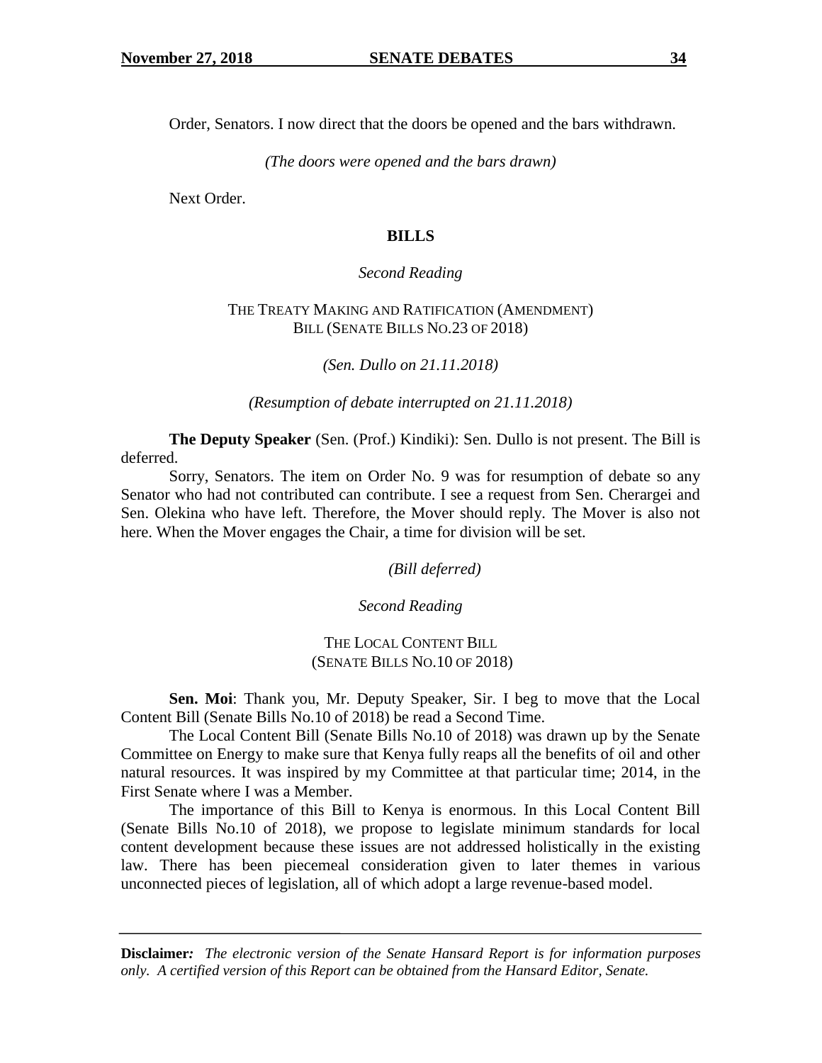Order, Senators. I now direct that the doors be opened and the bars withdrawn.

*(The doors were opened and the bars drawn)*

Next Order.

## BILLS

*Second Reading*

THE TREATY MAKING AND RATIFICATION (AMENDMENT) BILL (SENATE BILLS NO.23 OF 2018)

*(Sen. Dullo on 21.11.2018)*

*(Resumption of debate interrupted on 21.11.2018)*

**The Deputy Speaker** (Sen. (Prof.) Kindiki): Sen. Dullo is not present. The Bill is deferred.

Sorry, Senators. The item on Order No. 9 was for resumption of debate so any Senator who had not contributed can contribute. I see a request from Sen. Cherargei and Sen. Olekina who have left. Therefore, the Mover should reply. The Mover is also not here. When the Mover engages the Chair, a time for division will be set.

*(Bill deferred)*

*Second Reading*

THE LOCAL CONTENT BILL (SENATE BILLS NO.10 OF 2018)

**Sen. Moi**: Thank you, Mr. Deputy Speaker, Sir. I beg to move that the Local Content Bill (Senate Bills No.10 of 2018) be read a Second Time.

The Local Content Bill (Senate Bills No.10 of 2018) was drawn up by the Senate Committee on Energy to make sure that Kenya fully reaps all the benefits of oil and other natural resources. It was inspired by my Committee at that particular time; 2014, in the First Senate where I was a Member.

The importance of this Bill to Kenya is enormous. In this Local Content Bill (Senate Bills No.10 of 2018), we propose to legislate minimum standards for local content development because these issues are not addressed holistically in the existing law. There has been piecemeal consideration given to later themes in various unconnected pieces of legislation, all of which adopt a large revenue-based model.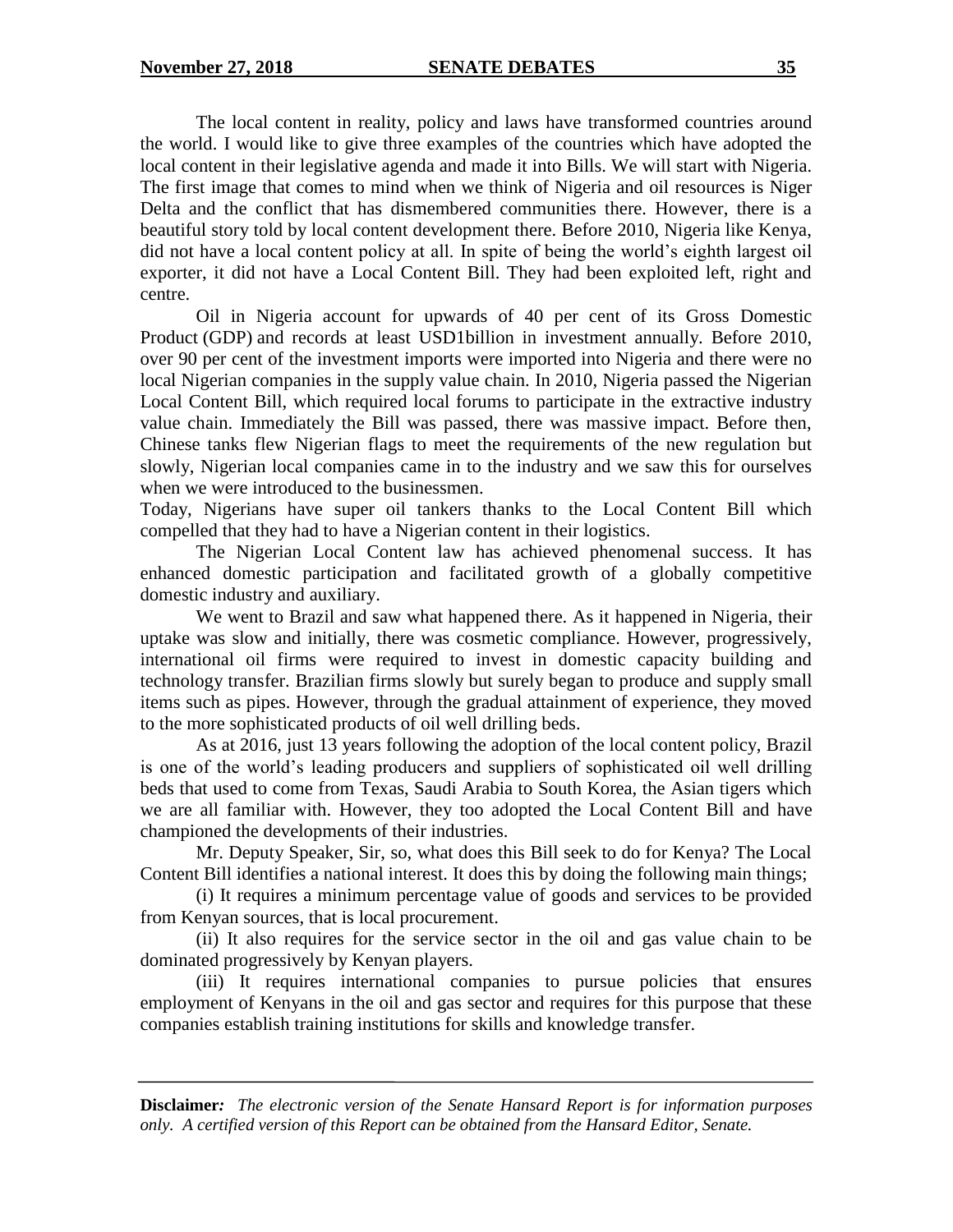The local content in reality, policy and laws have transformed countries around the world. I would like to give three examples of the countries which have adopted the local content in their legislative agenda and made it into Bills. We will start with Nigeria. The first image that comes to mind when we think of Nigeria and oil resources is Niger Delta and the conflict that has dismembered communities there. However, there is a beautiful story told by local content development there. Before 2010, Nigeria like Kenya, did not have a local content policy at all. In spite of being the world's eighth largest oil exporter, it did not have a Local Content Bill. They had been exploited left, right and centre.

Oil in Nigeria account for upwards of 40 per cent of its Gross Domestic Product (GDP) and records at least USD1billion in investment annually. Before 2010, over 90 per cent of the investment imports were imported into Nigeria and there were no local Nigerian companies in the supply value chain. In 2010, Nigeria passed the Nigerian Local Content Bill, which required local forums to participate in the extractive industry value chain. Immediately the Bill was passed, there was massive impact. Before then, Chinese tanks flew Nigerian flags to meet the requirements of the new regulation but slowly, Nigerian local companies came in to the industry and we saw this for ourselves when we were introduced to the businessmen.

Today, Nigerians have super oil tankers thanks to the Local Content Bill which compelled that they had to have a Nigerian content in their logistics.

The Nigerian Local Content law has achieved phenomenal success. It has enhanced domestic participation and facilitated growth of a globally competitive domestic industry and auxiliary.

We went to Brazil and saw what happened there. As it happened in Nigeria, their uptake was slow and initially, there was cosmetic compliance. However, progressively, international oil firms were required to invest in domestic capacity building and technology transfer. Brazilian firms slowly but surely began to produce and supply small items such as pipes. However, through the gradual attainment of experience, they moved to the more sophisticated products of oil well drilling beds.

As at 2016, just 13 years following the adoption of the local content policy, Brazil is one of the world's leading producers and suppliers of sophisticated oil well drilling beds that used to come from Texas, Saudi Arabia to South Korea, the Asian tigers which we are all familiar with. However, they too adopted the Local Content Bill and have championed the developments of their industries.

Mr. Deputy Speaker, Sir, so, what does this Bill seek to do for Kenya? The Local Content Bill identifies a national interest. It does this by doing the following main things;

(i) It requires a minimum percentage value of goods and services to be provided from Kenyan sources, that is local procurement.

(ii) It also requires for the service sector in the oil and gas value chain to be dominated progressively by Kenyan players.

(iii) It requires international companies to pursue policies that ensures employment of Kenyans in the oil and gas sector and requires for this purpose that these companies establish training institutions for skills and knowledge transfer.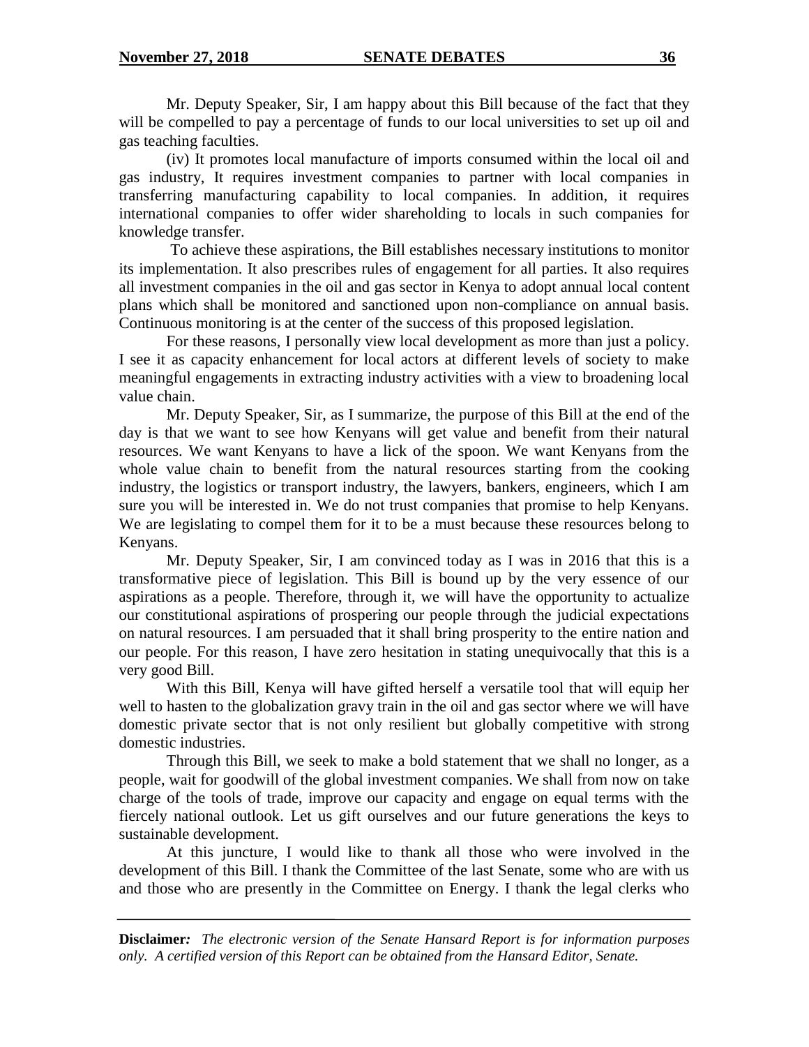Mr. Deputy Speaker, Sir, I am happy about this Bill because of the fact that they will be compelled to pay a percentage of funds to our local universities to set up oil and gas teaching faculties.

(iv) It promotes local manufacture of imports consumed within the local oil and gas industry, It requires investment companies to partner with local companies in transferring manufacturing capability to local companies. In addition, it requires international companies to offer wider shareholding to locals in such companies for knowledge transfer.

To achieve these aspirations, the Bill establishes necessary institutions to monitor its implementation. It also prescribes rules of engagement for all parties. It also requires all investment companies in the oil and gas sector in Kenya to adopt annual local content plans which shall be monitored and sanctioned upon non-compliance on annual basis. Continuous monitoring is at the center of the success of this proposed legislation.

For these reasons, I personally view local development as more than just a policy. I see it as capacity enhancement for local actors at different levels of society to make meaningful engagements in extracting industry activities with a view to broadening local value chain.

Mr. Deputy Speaker, Sir, as I summarize, the purpose of this Bill at the end of the day is that we want to see how Kenyans will get value and benefit from their natural resources. We want Kenyans to have a lick of the spoon. We want Kenyans from the whole value chain to benefit from the natural resources starting from the cooking industry, the logistics or transport industry, the lawyers, bankers, engineers, which I am sure you will be interested in. We do not trust companies that promise to help Kenyans. We are legislating to compel them for it to be a must because these resources belong to Kenyans.

Mr. Deputy Speaker, Sir, I am convinced today as I was in 2016 that this is a transformative piece of legislation. This Bill is bound up by the very essence of our aspirations as a people. Therefore, through it, we will have the opportunity to actualize our constitutional aspirations of prospering our people through the judicial expectations on natural resources. I am persuaded that it shall bring prosperity to the entire nation and our people. For this reason, I have zero hesitation in stating unequivocally that this is a very good Bill.

With this Bill, Kenya will have gifted herself a versatile tool that will equip her well to hasten to the globalization gravy train in the oil and gas sector where we will have domestic private sector that is not only resilient but globally competitive with strong domestic industries.

Through this Bill, we seek to make a bold statement that we shall no longer, as a people, wait for goodwill of the global investment companies. We shall from now on take charge of the tools of trade, improve our capacity and engage on equal terms with the fiercely national outlook. Let us gift ourselves and our future generations the keys to sustainable development.

At this juncture, I would like to thank all those who were involved in the development of this Bill. I thank the Committee of the last Senate, some who are with us and those who are presently in the Committee on Energy. I thank the legal clerks who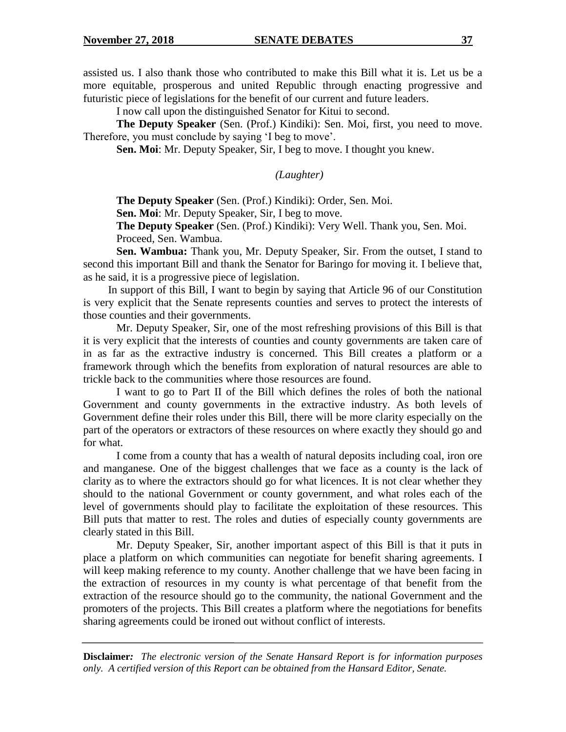assisted us. I also thank those who contributed to make this Bill what it is. Let us be a more equitable, prosperous and united Republic through enacting progressive and futuristic piece of legislations for the benefit of our current and future leaders.

I now call upon the distinguished Senator for Kitui to second.

**The Deputy Speaker** (Sen. (Prof.) Kindiki): Sen. Moi, first, you need to move. Therefore, you must conclude by saying 'I beg to move'.

**Sen. Moi**: Mr. Deputy Speaker, Sir, I beg to move. I thought you knew.

*(Laughter)*

**The Deputy Speaker** (Sen. (Prof.) Kindiki): Order, Sen. Moi.

**Sen. Moi**: Mr. Deputy Speaker, Sir, I beg to move.

**The Deputy Speaker** (Sen. (Prof.) Kindiki): Very Well. Thank you, Sen. Moi.

Proceed, Sen. Wambua.

**Sen. Wambua:** Thank you, Mr. Deputy Speaker, Sir. From the outset, I stand to second this important Bill and thank the Senator for Baringo for moving it. I believe that, as he said, it is a progressive piece of legislation.

In support of this Bill, I want to begin by saying that Article 96 of our Constitution is very explicit that the Senate represents counties and serves to protect the interests of those counties and their governments.

Mr. Deputy Speaker, Sir, one of the most refreshing provisions of this Bill is that it is very explicit that the interests of counties and county governments are taken care of in as far as the extractive industry is concerned. This Bill creates a platform or a framework through which the benefits from exploration of natural resources are able to trickle back to the communities where those resources are found.

I want to go to Part II of the Bill which defines the roles of both the national Government and county governments in the extractive industry. As both levels of Government define their roles under this Bill, there will be more clarity especially on the part of the operators or extractors of these resources on where exactly they should go and for what.

I come from a county that has a wealth of natural deposits including coal, iron ore and manganese. One of the biggest challenges that we face as a county is the lack of clarity as to where the extractors should go for what licences. It is not clear whether they should to the national Government or county government, and what roles each of the level of governments should play to facilitate the exploitation of these resources. This Bill puts that matter to rest. The roles and duties of especially county governments are clearly stated in this Bill.

Mr. Deputy Speaker, Sir, another important aspect of this Bill is that it puts in place a platform on which communities can negotiate for benefit sharing agreements. I will keep making reference to my county. Another challenge that we have been facing in the extraction of resources in my county is what percentage of that benefit from the extraction of the resource should go to the community, the national Government and the promoters of the projects. This Bill creates a platform where the negotiations for benefits sharing agreements could be ironed out without conflict of interests.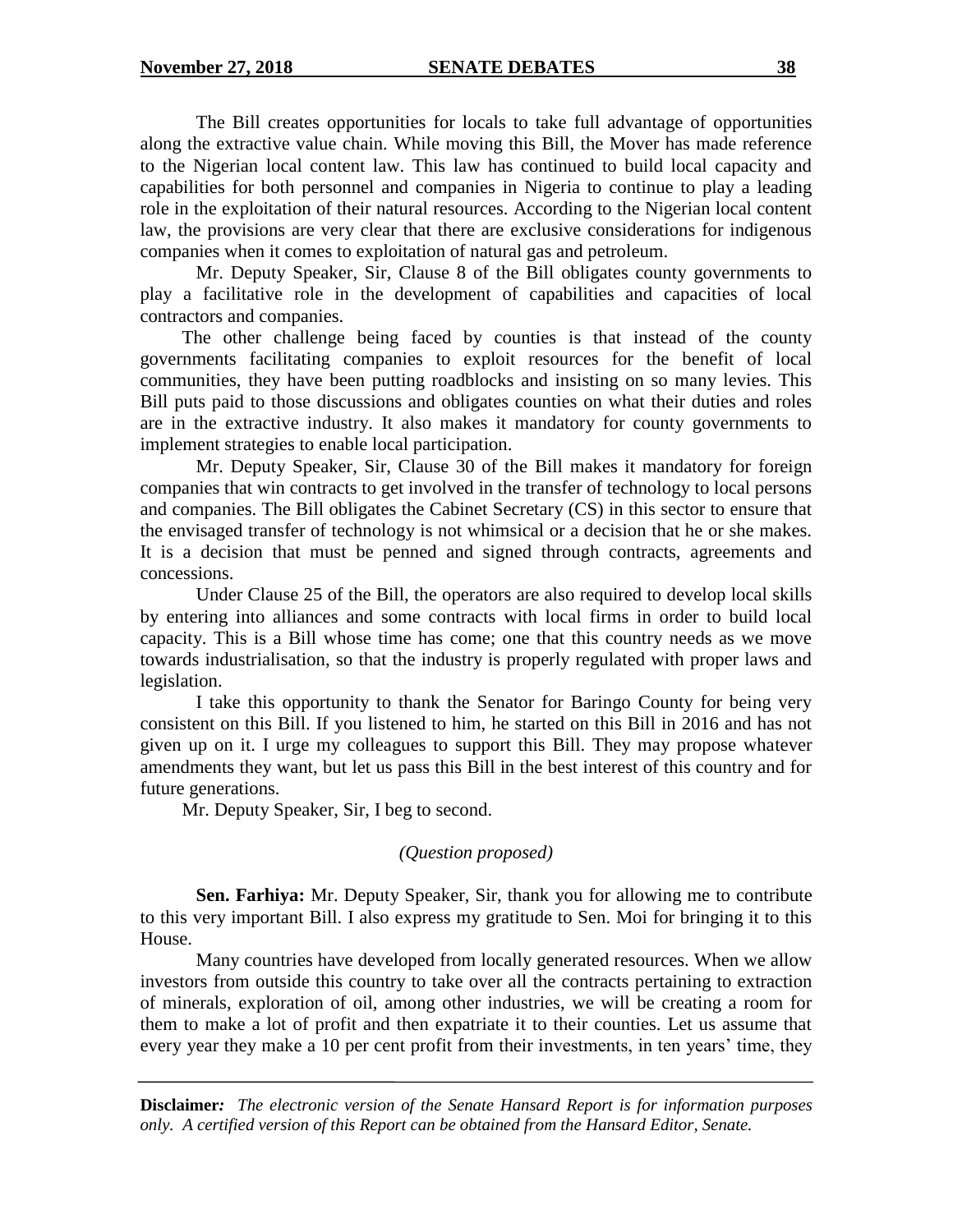The Bill creates opportunities for locals to take full advantage of opportunities along the extractive value chain. While moving this Bill, the Mover has made reference to the Nigerian local content law. This law has continued to build local capacity and capabilities for both personnel and companies in Nigeria to continue to play a leading role in the exploitation of their natural resources. According to the Nigerian local content law, the provisions are very clear that there are exclusive considerations for indigenous companies when it comes to exploitation of natural gas and petroleum.

Mr. Deputy Speaker, Sir, Clause 8 of the Bill obligates county governments to play a facilitative role in the development of capabilities and capacities of local contractors and companies.

The other challenge being faced by counties is that instead of the county governments facilitating companies to exploit resources for the benefit of local communities, they have been putting roadblocks and insisting on so many levies. This Bill puts paid to those discussions and obligates counties on what their duties and roles are in the extractive industry. It also makes it mandatory for county governments to implement strategies to enable local participation.

Mr. Deputy Speaker, Sir, Clause 30 of the Bill makes it mandatory for foreign companies that win contracts to get involved in the transfer of technology to local persons and companies. The Bill obligates the Cabinet Secretary (CS) in this sector to ensure that the envisaged transfer of technology is not whimsical or a decision that he or she makes. It is a decision that must be penned and signed through contracts, agreements and concessions.

Under Clause 25 of the Bill, the operators are also required to develop local skills by entering into alliances and some contracts with local firms in order to build local capacity. This is a Bill whose time has come; one that this country needs as we move towards industrialisation, so that the industry is properly regulated with proper laws and legislation.

I take this opportunity to thank the Senator for Baringo County for being very consistent on this Bill. If you listened to him, he started on this Bill in 2016 and has not given up on it. I urge my colleagues to support this Bill. They may propose whatever amendments they want, but let us pass this Bill in the best interest of this country and for future generations.

Mr. Deputy Speaker, Sir, I beg to second.

*(Question proposed)*

**Sen. Farhiya:** Mr. Deputy Speaker, Sir, thank you for allowing me to contribute to this very important Bill. I also express my gratitude to Sen. Moi for bringing it to this House.

Many countries have developed from locally generated resources. When we allow investors from outside this country to take over all the contracts pertaining to extraction of minerals, exploration of oil, among other industries, we will be creating a room for them to make a lot of profit and then expatriate it to their counties. Let us assume that every year they make a 10 per cent profit from their investments, in ten years' time, they

**Disclaimer:** *The electronic version of the Senate Hansard Report is for information purposes only. A certified version of this Report can be obtained from the Hansard Editor, Senate.*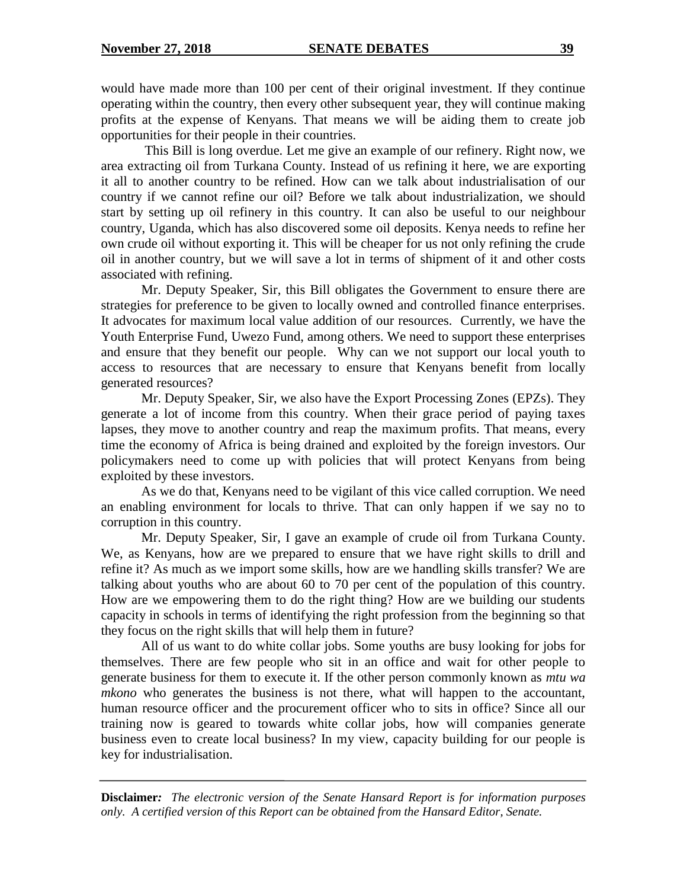would have made more than 100 per cent of their original investment. If they continue operating within the country, then every other subsequent year, they will continue making profits at the expense of Kenyans. That means we will be aiding them to create job opportunities for their people in their countries.

This Bill is long overdue. Let me give an example of our refinery. Right now, we area extracting oil from Turkana County. Instead of us refining it here, we are exporting it all to another country to be refined. How can we talk about industrialisation of our country if we cannot refine our oil? Before we talk about industrialization, we should start by setting up oil refinery in this country. It can also be useful to our neighbour country, Uganda, which has also discovered some oil deposits. Kenya needs to refine her own crude oil without exporting it. This will be cheaper for us not only refining the crude oil in another country, but we will save a lot in terms of shipment of it and other costs associated with refining.

Mr. Deputy Speaker, Sir, this Bill obligates the Government to ensure there are strategies for preference to be given to locally owned and controlled finance enterprises. It advocates for maximum local value addition of our resources. Currently, we have the Youth Enterprise Fund, Uwezo Fund, among others. We need to support these enterprises and ensure that they benefit our people. Why can we not support our local youth to access to resources that are necessary to ensure that Kenyans benefit from locally generated resources?

Mr. Deputy Speaker, Sir, we also have the Export Processing Zones (EPZs). They generate a lot of income from this country. When their grace period of paying taxes lapses, they move to another country and reap the maximum profits. That means, every time the economy of Africa is being drained and exploited by the foreign investors. Our policymakers need to come up with policies that will protect Kenyans from being exploited by these investors.

As we do that, Kenyans need to be vigilant of this vice called corruption. We need an enabling environment for locals to thrive. That can only happen if we say no to corruption in this country.

Mr. Deputy Speaker, Sir, I gave an example of crude oil from Turkana County. We, as Kenyans, how are we prepared to ensure that we have right skills to drill and refine it? As much as we import some skills, how are we handling skills transfer? We are talking about youths who are about 60 to 70 per cent of the population of this country. How are we empowering them to do the right thing? How are we building our students capacity in schools in terms of identifying the right profession from the beginning so that they focus on the right skills that will help them in future?

All of us want to do white collar jobs. Some youths are busy looking for jobs for themselves. There are few people who sit in an office and wait for other people to generate business for them to execute it. If the other person commonly known as *mtu wa mkono* who generates the business is not there, what will happen to the accountant, human resource officer and the procurement officer who to sits in office? Since all our training now is geared to towards white collar jobs, how will companies generate business even to create local business? In my view, capacity building for our people is key for industrialisation.

**Disclaimer***:* *The electronic version of the Senate Hansard Report is for information purposes only. A certified version of this Report can be obtained from the Hansard Editor, Senate.*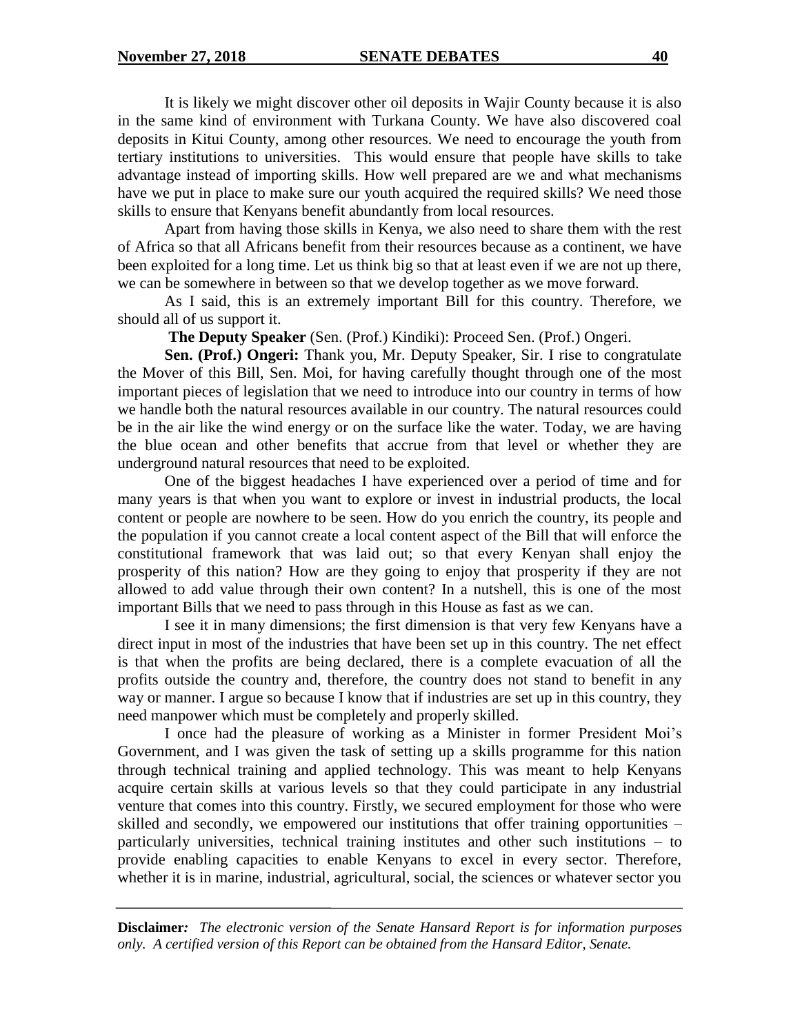It is likely we might discover other oil deposits in Wajir County because it is also in the same kind of environment with Turkana County. We have also discovered coal deposits in Kitui County, among other resources. We need to encourage the youth from tertiary institutions to universities. This would ensure that people have skills to take advantage instead of importing skills. How well prepared are we and what mechanisms have we put in place to make sure our youth acquired the required skills? We need those skills to ensure that Kenyans benefit abundantly from local resources.

Apart from having those skills in Kenya, we also need to share them with the rest of Africa so that all Africans benefit from their resources because as a continent, we have been exploited for a long time. Let us think big so that at least even if we are not up there, we can be somewhere in between so that we develop together as we move forward.

As I said, this is an extremely important Bill for this country. Therefore, we should all of us support it.

**The Deputy Speaker** (Sen. (Prof.) Kindiki): Proceed Sen. (Prof.) Ongeri.

**Sen. (Prof.) Ongeri:** Thank you, Mr. Deputy Speaker, Sir. I rise to congratulate the Mover of this Bill, Sen. Moi, for having carefully thought through one of the most important pieces of legislation that we need to introduce into our country in terms of how we handle both the natural resources available in our country. The natural resources could be in the air like the wind energy or on the surface like the water. Today, we are having the blue ocean and other benefits that accrue from that level or whether they are underground natural resources that need to be exploited.

One of the biggest headaches I have experienced over a period of time and for many years is that when you want to explore or invest in industrial products, the local content or people are nowhere to be seen. How do you enrich the country, its people and the population if you cannot create a local content aspect of the Bill that will enforce the constitutional framework that was laid out; so that every Kenyan shall enjoy the prosperity of this nation? How are they going to enjoy that prosperity if they are not allowed to add value through their own content? In a nutshell, this is one of the most important Bills that we need to pass through in this House as fast as we can.

I see it in many dimensions; the first dimension is that very few Kenyans have a direct input in most of the industries that have been set up in this country. The net effect is that when the profits are being declared, there is a complete evacuation of all the profits outside the country and, therefore, the country does not stand to benefit in any way or manner. I argue so because I know that if industries are set up in this country, they need manpower which must be completely and properly skilled.

I once had the pleasure of working as a Minister in former President Moi's Government, and I was given the task of setting up a skills programme for this nation through technical training and applied technology. This was meant to help Kenyans acquire certain skills at various levels so that they could participate in any industrial venture that comes into this country. Firstly, we secured employment for those who were skilled and secondly, we empowered our institutions that offer training opportunities – particularly universities, technical training institutes and other such institutions – to provide enabling capacities to enable Kenyans to excel in every sector. Therefore, whether it is in marine, industrial, agricultural, social, the sciences or whatever sector you

**Disclaimer:** *The electronic version of the Senate Hansard Report is for information purposes only. A certified version of this Report can be obtained from the Hansard Editor, Senate.*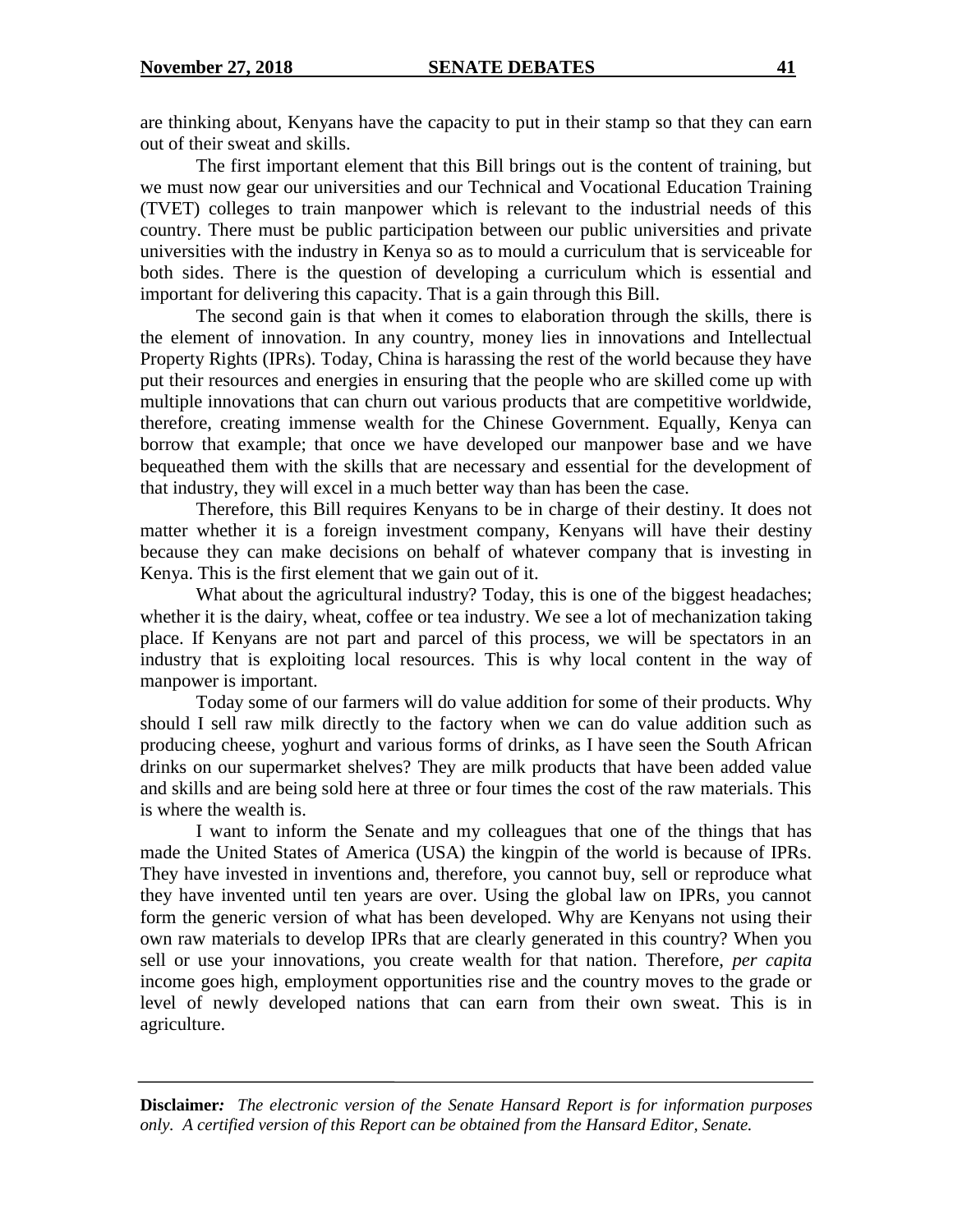are thinking about, Kenyans have the capacity to put in their stamp so that they can earn out of their sweat and skills.

The first important element that this Bill brings out is the content of training, but we must now gear our universities and our Technical and Vocational Education Training (TVET) colleges to train manpower which is relevant to the industrial needs of this country. There must be public participation between our public universities and private universities with the industry in Kenya so as to mould a curriculum that is serviceable for both sides. There is the question of developing a curriculum which is essential and important for delivering this capacity. That is a gain through this Bill.

The second gain is that when it comes to elaboration through the skills, there is the element of innovation. In any country, money lies in innovations and Intellectual Property Rights (IPRs). Today, China is harassing the rest of the world because they have put their resources and energies in ensuring that the people who are skilled come up with multiple innovations that can churn out various products that are competitive worldwide, therefore, creating immense wealth for the Chinese Government. Equally, Kenya can borrow that example; that once we have developed our manpower base and we have bequeathed them with the skills that are necessary and essential for the development of that industry, they will excel in a much better way than has been the case.

Therefore, this Bill requires Kenyans to be in charge of their destiny. It does not matter whether it is a foreign investment company, Kenyans will have their destiny because they can make decisions on behalf of whatever company that is investing in Kenya. This is the first element that we gain out of it.

What about the agricultural industry? Today, this is one of the biggest headaches; whether it is the dairy, wheat, coffee or tea industry. We see a lot of mechanization taking place. If Kenyans are not part and parcel of this process, we will be spectators in an industry that is exploiting local resources. This is why local content in the way of manpower is important.

Today some of our farmers will do value addition for some of their products. Why should I sell raw milk directly to the factory when we can do value addition such as producing cheese, yoghurt and various forms of drinks, as I have seen the South African drinks on our supermarket shelves? They are milk products that have been added value and skills and are being sold here at three or four times the cost of the raw materials. This is where the wealth is.

I want to inform the Senate and my colleagues that one of the things that has made the United States of America (USA) the kingpin of the world is because of IPRs. They have invested in inventions and, therefore, you cannot buy, sell or reproduce what they have invented until ten years are over. Using the global law on IPRs, you cannot form the generic version of what has been developed. Why are Kenyans not using their own raw materials to develop IPRs that are clearly generated in this country? When you sell or use your innovations, you create wealth for that nation. Therefore, *per capita* income goes high, employment opportunities rise and the country moves to the grade or level of newly developed nations that can earn from their own sweat. This is in agriculture.

**Disclaimer:** *The electronic version of the Senate Hansard Report is for information purposes only. A certified version of this Report can be obtained from the Hansard Editor, Senate.*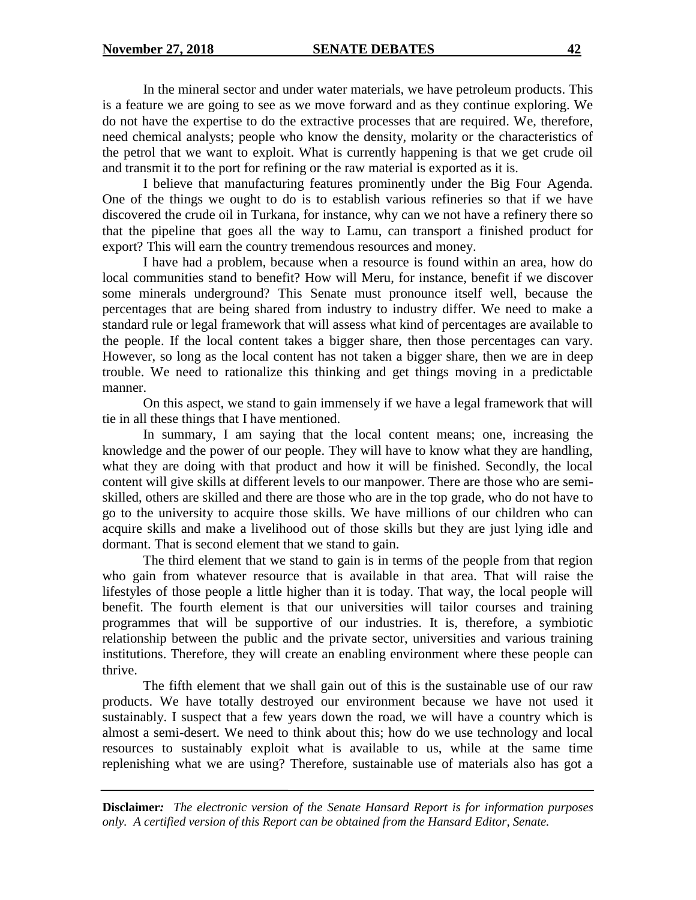In the mineral sector and under water materials, we have petroleum products. This is a feature we are going to see as we move forward and as they continue exploring. We do not have the expertise to do the extractive processes that are required. We, therefore, need chemical analysts; people who know the density, molarity or the characteristics of the petrol that we want to exploit. What is currently happening is that we get crude oil and transmit it to the port for refining or the raw material is exported as it is.

I believe that manufacturing features prominently under the Big Four Agenda. One of the things we ought to do is to establish various refineries so that if we have discovered the crude oil in Turkana, for instance, why can we not have a refinery there so that the pipeline that goes all the way to Lamu, can transport a finished product for export? This will earn the country tremendous resources and money.

I have had a problem, because when a resource is found within an area, how do local communities stand to benefit? How will Meru, for instance, benefit if we discover some minerals underground? This Senate must pronounce itself well, because the percentages that are being shared from industry to industry differ. We need to make a standard rule or legal framework that will assess what kind of percentages are available to the people. If the local content takes a bigger share, then those percentages can vary. However, so long as the local content has not taken a bigger share, then we are in deep trouble. We need to rationalize this thinking and get things moving in a predictable manner.

On this aspect, we stand to gain immensely if we have a legal framework that will tie in all these things that I have mentioned.

In summary, I am saying that the local content means; one, increasing the knowledge and the power of our people. They will have to know what they are handling, what they are doing with that product and how it will be finished. Secondly, the local content will give skills at different levels to our manpower. There are those who are semi-skilled, others are skilled and there are those who are in the top grade, who do not have to go to the university to acquire those skills. We have millions of our children who can acquire skills and make a livelihood out of those skills but they are just lying idle and dormant. That is second element that we stand to gain.

The third element that we stand to gain is in terms of the people from that region who gain from whatever resource that is available in that area. That will raise the lifestyles of those people a little higher than it is today. That way, the local people will benefit. The fourth element is that our universities will tailor courses and training programmes that will be supportive of our industries. It is, therefore, a symbiotic relationship between the public and the private sector, universities and various training institutions. Therefore, they will create an enabling environment where these people can thrive.

The fifth element that we shall gain out of this is the sustainable use of our raw products. We have totally destroyed our environment because we have not used it sustainably. I suspect that a few years down the road, we will have a country which is almost a semi-desert. We need to think about this; how do we use technology and local resources to sustainably exploit what is available to us, while at the same time replenishing what we are using? Therefore, sustainable use of materials also has got a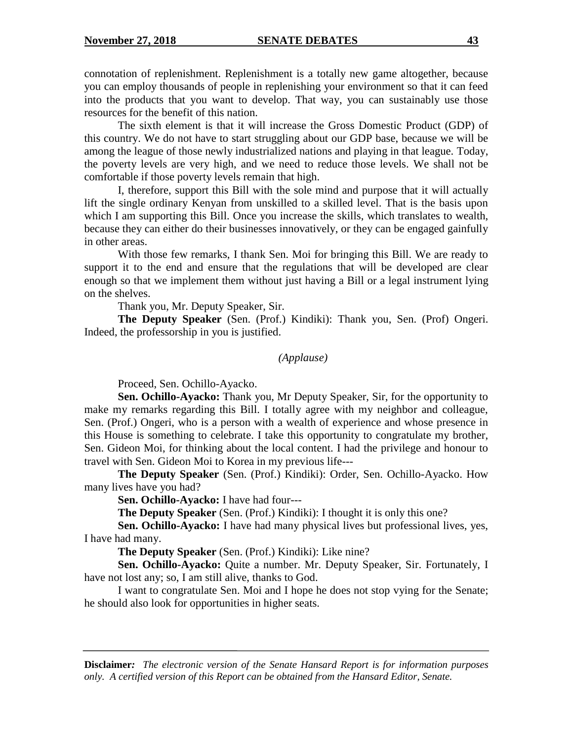connotation of replenishment. Replenishment is a totally new game altogether, because you can employ thousands of people in replenishing your environment so that it can feed into the products that you want to develop. That way, you can sustainably use those resources for the benefit of this nation.

The sixth element is that it will increase the Gross Domestic Product (GDP) of this country. We do not have to start struggling about our GDP base, because we will be among the league of those newly industrialized nations and playing in that league. Today, the poverty levels are very high, and we need to reduce those levels. We shall not be comfortable if those poverty levels remain that high.

I, therefore, support this Bill with the sole mind and purpose that it will actually lift the single ordinary Kenyan from unskilled to a skilled level. That is the basis upon which I am supporting this Bill. Once you increase the skills, which translates to wealth, because they can either do their businesses innovatively, or they can be engaged gainfully in other areas.

With those few remarks, I thank Sen. Moi for bringing this Bill. We are ready to support it to the end and ensure that the regulations that will be developed are clear enough so that we implement them without just having a Bill or a legal instrument lying on the shelves.

Thank you, Mr. Deputy Speaker, Sir.

**The Deputy Speaker** (Sen. (Prof.) Kindiki): Thank you, Sen. (Prof) Ongeri. Indeed, the professorship in you is justified.

*(Applause)*

Proceed, Sen. Ochillo-Ayacko.

**Sen. Ochillo-Ayacko:** Thank you, Mr Deputy Speaker, Sir, for the opportunity to make my remarks regarding this Bill. I totally agree with my neighbor and colleague, Sen. (Prof.) Ongeri, who is a person with a wealth of experience and whose presence in this House is something to celebrate. I take this opportunity to congratulate my brother, Sen. Gideon Moi, for thinking about the local content. I had the privilege and honour to travel with Sen. Gideon Moi to Korea in my previous life---

**The Deputy Speaker** (Sen. (Prof.) Kindiki): Order, Sen. Ochillo-Ayacko. How many lives have you had?

**Sen. Ochillo-Ayacko:** I have had four---

**The Deputy Speaker** (Sen. (Prof.) Kindiki): I thought it is only this one?

**Sen. Ochillo-Ayacko:** I have had many physical lives but professional lives, yes, I have had many.

**The Deputy Speaker** (Sen. (Prof.) Kindiki): Like nine?

**Sen. Ochillo-Ayacko:** Quite a number. Mr. Deputy Speaker, Sir. Fortunately, I have not lost any; so, I am still alive, thanks to God.

I want to congratulate Sen. Moi and I hope he does not stop vying for the Senate; he should also look for opportunities in higher seats.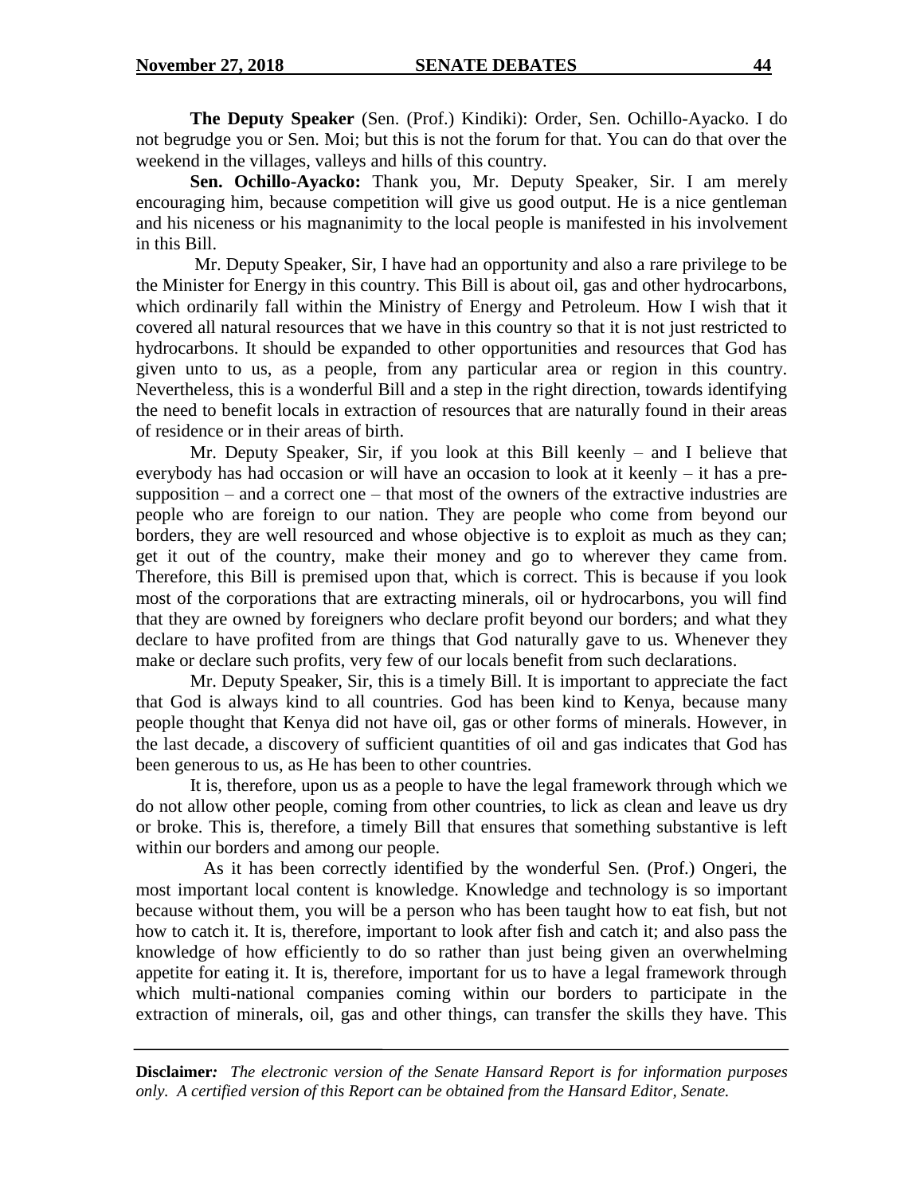**The Deputy Speaker** (Sen. (Prof.) Kindiki): Order, Sen. Ochillo-Ayacko. I do not begrudge you or Sen. Moi; but this is not the forum for that. You can do that over the weekend in the villages, valleys and hills of this country.

**Sen. Ochillo-Ayacko:** Thank you, Mr. Deputy Speaker, Sir. I am merely encouraging him, because competition will give us good output. He is a nice gentleman and his niceness or his magnanimity to the local people is manifested in his involvement in this Bill.

Mr. Deputy Speaker, Sir, I have had an opportunity and also a rare privilege to be the Minister for Energy in this country. This Bill is about oil, gas and other hydrocarbons, which ordinarily fall within the Ministry of Energy and Petroleum. How I wish that it covered all natural resources that we have in this country so that it is not just restricted to hydrocarbons. It should be expanded to other opportunities and resources that God has given unto to us, as a people, from any particular area or region in this country. Nevertheless, this is a wonderful Bill and a step in the right direction, towards identifying the need to benefit locals in extraction of resources that are naturally found in their areas of residence or in their areas of birth.

Mr. Deputy Speaker, Sir, if you look at this Bill keenly – and I believe that everybody has had occasion or will have an occasion to look at it keenly – it has a pre-supposition – and a correct one – that most of the owners of the extractive industries are people who are foreign to our nation. They are people who come from beyond our borders, they are well resourced and whose objective is to exploit as much as they can; get it out of the country, make their money and go to wherever they came from. Therefore, this Bill is premised upon that, which is correct. This is because if you look most of the corporations that are extracting minerals, oil or hydrocarbons, you will find that they are owned by foreigners who declare profit beyond our borders; and what they declare to have profited from are things that God naturally gave to us. Whenever they make or declare such profits, very few of our locals benefit from such declarations.

Mr. Deputy Speaker, Sir, this is a timely Bill. It is important to appreciate the fact that God is always kind to all countries. God has been kind to Kenya, because many people thought that Kenya did not have oil, gas or other forms of minerals. However, in the last decade, a discovery of sufficient quantities of oil and gas indicates that God has been generous to us, as He has been to other countries.

It is, therefore, upon us as a people to have the legal framework through which we do not allow other people, coming from other countries, to lick as clean and leave us dry or broke. This is, therefore, a timely Bill that ensures that something substantive is left within our borders and among our people.

As it has been correctly identified by the wonderful Sen. (Prof.) Ongeri, the most important local content is knowledge. Knowledge and technology is so important because without them, you will be a person who has been taught how to eat fish, but not how to catch it. It is, therefore, important to look after fish and catch it; and also pass the knowledge of how efficiently to do so rather than just being given an overwhelming appetite for eating it. It is, therefore, important for us to have a legal framework through which multi-national companies coming within our borders to participate in the extraction of minerals, oil, gas and other things, can transfer the skills they have. This

**Disclaimer:** *The electronic version of the Senate Hansard Report is for information purposes only. A certified version of this Report can be obtained from the Hansard Editor, Senate.*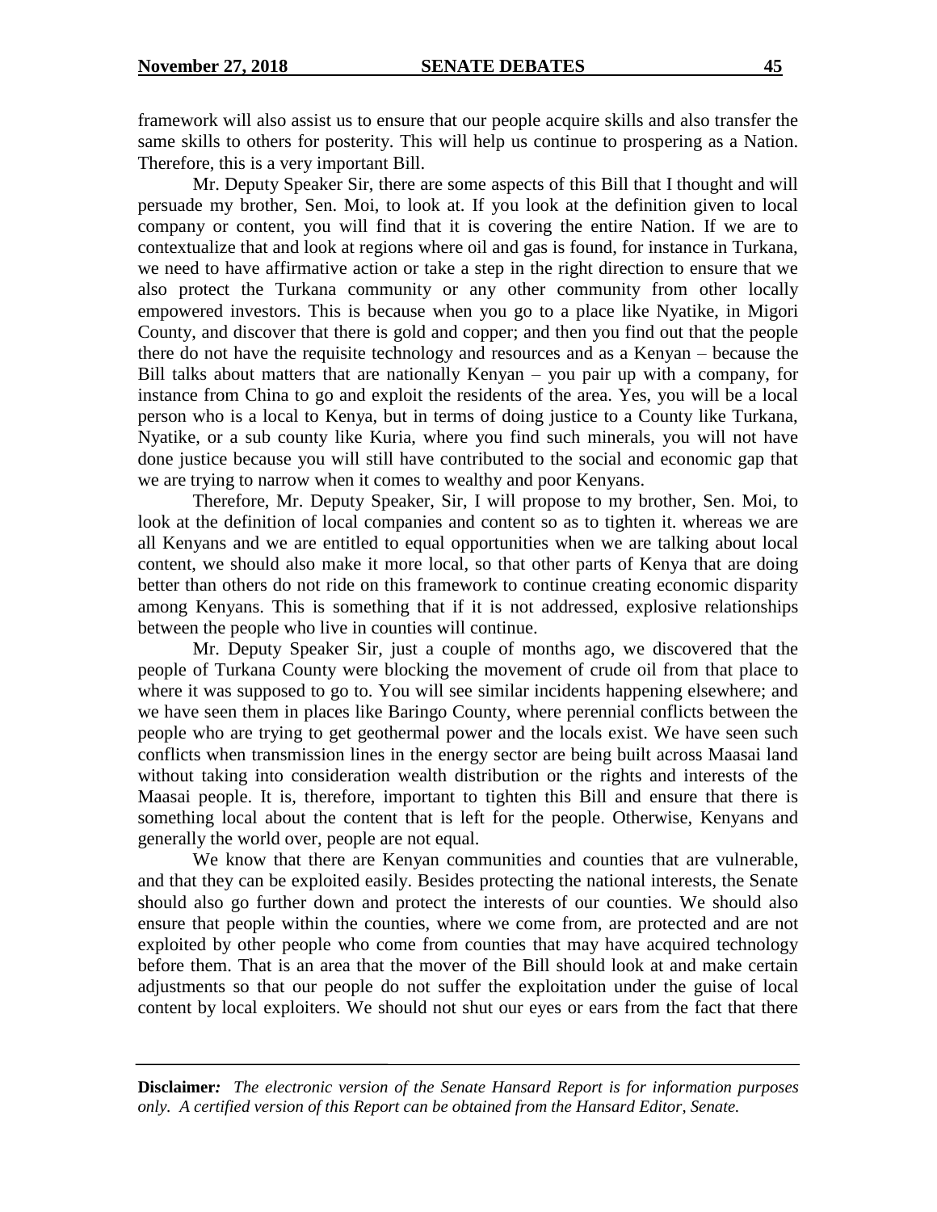framework will also assist us to ensure that our people acquire skills and also transfer the same skills to others for posterity. This will help us continue to prospering as a Nation. Therefore, this is a very important Bill.

Mr. Deputy Speaker Sir, there are some aspects of this Bill that I thought and will persuade my brother, Sen. Moi, to look at. If you look at the definition given to local company or content, you will find that it is covering the entire Nation. If we are to contextualize that and look at regions where oil and gas is found, for instance in Turkana, we need to have affirmative action or take a step in the right direction to ensure that we also protect the Turkana community or any other community from other locally empowered investors. This is because when you go to a place like Nyatike, in Migori County, and discover that there is gold and copper; and then you find out that the people there do not have the requisite technology and resources and as a Kenyan – because the Bill talks about matters that are nationally Kenyan – you pair up with a company, for instance from China to go and exploit the residents of the area. Yes, you will be a local person who is a local to Kenya, but in terms of doing justice to a County like Turkana, Nyatike, or a sub county like Kuria, where you find such minerals, you will not have done justice because you will still have contributed to the social and economic gap that we are trying to narrow when it comes to wealthy and poor Kenyans.

Therefore, Mr. Deputy Speaker, Sir, I will propose to my brother, Sen. Moi, to look at the definition of local companies and content so as to tighten it. whereas we are all Kenyans and we are entitled to equal opportunities when we are talking about local content, we should also make it more local, so that other parts of Kenya that are doing better than others do not ride on this framework to continue creating economic disparity among Kenyans. This is something that if it is not addressed, explosive relationships between the people who live in counties will continue.

Mr. Deputy Speaker Sir, just a couple of months ago, we discovered that the people of Turkana County were blocking the movement of crude oil from that place to where it was supposed to go to. You will see similar incidents happening elsewhere; and we have seen them in places like Baringo County, where perennial conflicts between the people who are trying to get geothermal power and the locals exist. We have seen such conflicts when transmission lines in the energy sector are being built across Maasai land without taking into consideration wealth distribution or the rights and interests of the Maasai people. It is, therefore, important to tighten this Bill and ensure that there is something local about the content that is left for the people. Otherwise, Kenyans and generally the world over, people are not equal.

We know that there are Kenyan communities and counties that are vulnerable, and that they can be exploited easily. Besides protecting the national interests, the Senate should also go further down and protect the interests of our counties. We should also ensure that people within the counties, where we come from, are protected and are not exploited by other people who come from counties that may have acquired technology before them. That is an area that the mover of the Bill should look at and make certain adjustments so that our people do not suffer the exploitation under the guise of local content by local exploiters. We should not shut our eyes or ears from the fact that there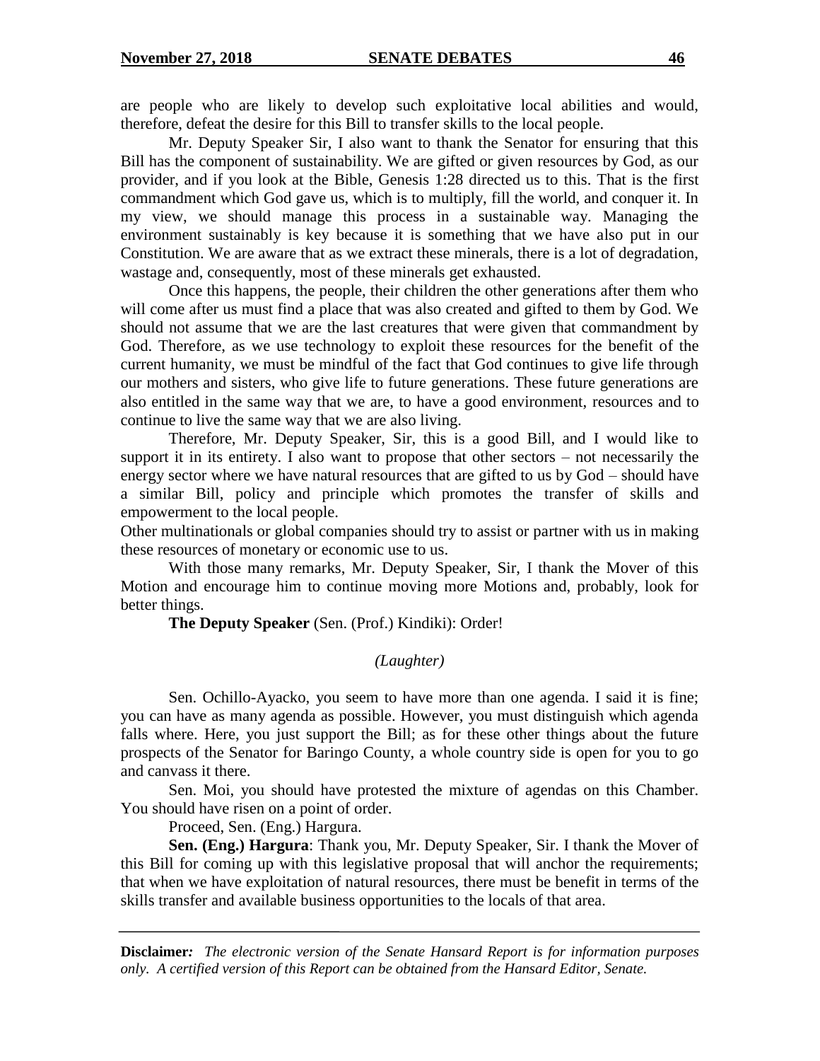are people who are likely to develop such exploitative local abilities and would, therefore, defeat the desire for this Bill to transfer skills to the local people.

Mr. Deputy Speaker Sir, I also want to thank the Senator for ensuring that this Bill has the component of sustainability. We are gifted or given resources by God, as our provider, and if you look at the Bible, Genesis 1:28 directed us to this. That is the first commandment which God gave us, which is to multiply, fill the world, and conquer it. In my view, we should manage this process in a sustainable way. Managing the environment sustainably is key because it is something that we have also put in our Constitution. We are aware that as we extract these minerals, there is a lot of degradation, wastage and, consequently, most of these minerals get exhausted.

Once this happens, the people, their children the other generations after them who will come after us must find a place that was also created and gifted to them by God. We should not assume that we are the last creatures that were given that commandment by God. Therefore, as we use technology to exploit these resources for the benefit of the current humanity, we must be mindful of the fact that God continues to give life through our mothers and sisters, who give life to future generations. These future generations are also entitled in the same way that we are, to have a good environment, resources and to continue to live the same way that we are also living.

Therefore, Mr. Deputy Speaker, Sir, this is a good Bill, and I would like to support it in its entirety. I also want to propose that other sectors – not necessarily the energy sector where we have natural resources that are gifted to us by God – should have a similar Bill, policy and principle which promotes the transfer of skills and empowerment to the local people.

Other multinationals or global companies should try to assist or partner with us in making these resources of monetary or economic use to us.

With those many remarks, Mr. Deputy Speaker, Sir, I thank the Mover of this Motion and encourage him to continue moving more Motions and, probably, look for better things.

**The Deputy Speaker** (Sen. (Prof.) Kindiki): Order!

*(Laughter)*

Sen. Ochillo-Ayacko, you seem to have more than one agenda. I said it is fine; you can have as many agenda as possible. However, you must distinguish which agenda falls where. Here, you just support the Bill; as for these other things about the future prospects of the Senator for Baringo County, a whole country side is open for you to go and canvass it there.

Sen. Moi, you should have protested the mixture of agendas on this Chamber. You should have risen on a point of order.

Proceed, Sen. (Eng.) Hargura.

**Sen. (Eng.) Hargura**: Thank you, Mr. Deputy Speaker, Sir. I thank the Mover of this Bill for coming up with this legislative proposal that will anchor the requirements; that when we have exploitation of natural resources, there must be benefit in terms of the skills transfer and available business opportunities to the locals of that area.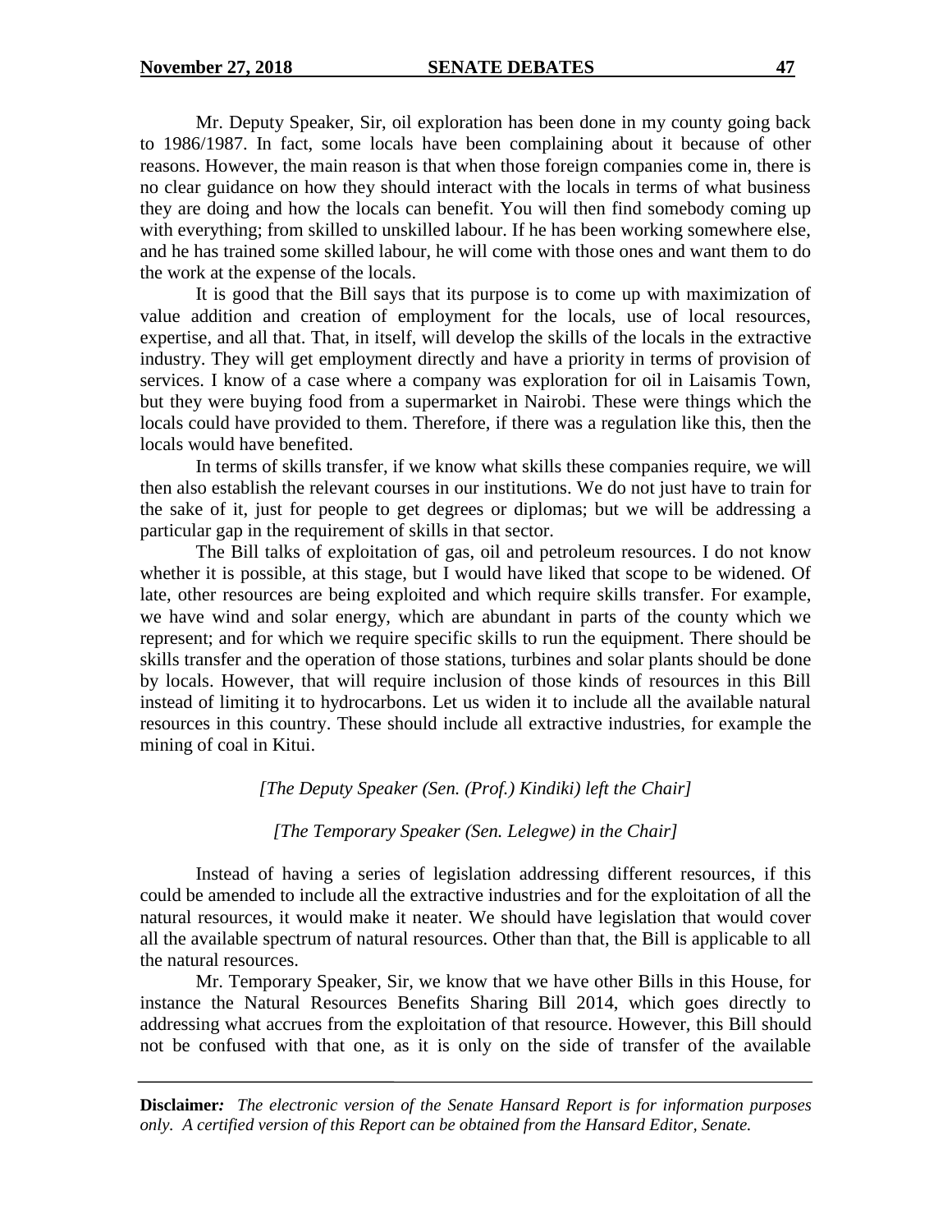Mr. Deputy Speaker, Sir, oil exploration has been done in my county going back to 1986/1987. In fact, some locals have been complaining about it because of other reasons. However, the main reason is that when those foreign companies come in, there is no clear guidance on how they should interact with the locals in terms of what business they are doing and how the locals can benefit. You will then find somebody coming up with everything; from skilled to unskilled labour. If he has been working somewhere else, and he has trained some skilled labour, he will come with those ones and want them to do the work at the expense of the locals.

It is good that the Bill says that its purpose is to come up with maximization of value addition and creation of employment for the locals, use of local resources, expertise, and all that. That, in itself, will develop the skills of the locals in the extractive industry. They will get employment directly and have a priority in terms of provision of services. I know of a case where a company was exploration for oil in Laisamis Town, but they were buying food from a supermarket in Nairobi. These were things which the locals could have provided to them. Therefore, if there was a regulation like this, then the locals would have benefited.

In terms of skills transfer, if we know what skills these companies require, we will then also establish the relevant courses in our institutions. We do not just have to train for the sake of it, just for people to get degrees or diplomas; but we will be addressing a particular gap in the requirement of skills in that sector.

The Bill talks of exploitation of gas, oil and petroleum resources. I do not know whether it is possible, at this stage, but I would have liked that scope to be widened. Of late, other resources are being exploited and which require skills transfer. For example, we have wind and solar energy, which are abundant in parts of the county which we represent; and for which we require specific skills to run the equipment. There should be skills transfer and the operation of those stations, turbines and solar plants should be done by locals. However, that will require inclusion of those kinds of resources in this Bill instead of limiting it to hydrocarbons. Let us widen it to include all the available natural resources in this country. These should include all extractive industries, for example the mining of coal in Kitui.

*[The Deputy Speaker (Sen. (Prof.) Kindiki) left the Chair]*

*[The Temporary Speaker (Sen. Lelegwe) in the Chair]*

Instead of having a series of legislation addressing different resources, if this could be amended to include all the extractive industries and for the exploitation of all the natural resources, it would make it neater. We should have legislation that would cover all the available spectrum of natural resources. Other than that, the Bill is applicable to all the natural resources.

Mr. Temporary Speaker, Sir, we know that we have other Bills in this House, for instance the Natural Resources Benefits Sharing Bill 2014, which goes directly to addressing what accrues from the exploitation of that resource. However, this Bill should not be confused with that one, as it is only on the side of transfer of the available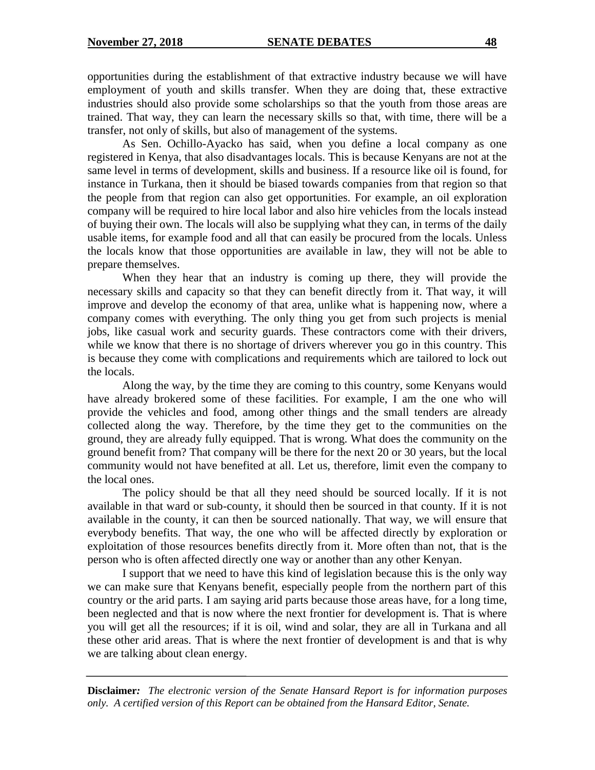opportunities during the establishment of that extractive industry because we will have employment of youth and skills transfer. When they are doing that, these extractive industries should also provide some scholarships so that the youth from those areas are trained. That way, they can learn the necessary skills so that, with time, there will be a transfer, not only of skills, but also of management of the systems.

As Sen. Ochillo-Ayacko has said, when you define a local company as one registered in Kenya, that also disadvantages locals. This is because Kenyans are not at the same level in terms of development, skills and business. If a resource like oil is found, for instance in Turkana, then it should be biased towards companies from that region so that the people from that region can also get opportunities. For example, an oil exploration company will be required to hire local labor and also hire vehicles from the locals instead of buying their own. The locals will also be supplying what they can, in terms of the daily usable items, for example food and all that can easily be procured from the locals. Unless the locals know that those opportunities are available in law, they will not be able to prepare themselves.

When they hear that an industry is coming up there, they will provide the necessary skills and capacity so that they can benefit directly from it. That way, it will improve and develop the economy of that area, unlike what is happening now, where a company comes with everything. The only thing you get from such projects is menial jobs, like casual work and security guards. These contractors come with their drivers, while we know that there is no shortage of drivers wherever you go in this country. This is because they come with complications and requirements which are tailored to lock out the locals.

Along the way, by the time they are coming to this country, some Kenyans would have already brokered some of these facilities. For example, I am the one who will provide the vehicles and food, among other things and the small tenders are already collected along the way. Therefore, by the time they get to the communities on the ground, they are already fully equipped. That is wrong. What does the community on the ground benefit from? That company will be there for the next 20 or 30 years, but the local community would not have benefited at all. Let us, therefore, limit even the company to the local ones.

The policy should be that all they need should be sourced locally. If it is not available in that ward or sub-county, it should then be sourced in that county. If it is not available in the county, it can then be sourced nationally. That way, we will ensure that everybody benefits. That way, the one who will be affected directly by exploration or exploitation of those resources benefits directly from it. More often than not, that is the person who is often affected directly one way or another than any other Kenyan.

I support that we need to have this kind of legislation because this is the only way we can make sure that Kenyans benefit, especially people from the northern part of this country or the arid parts. I am saying arid parts because those areas have, for a long time, been neglected and that is now where the next frontier for development is. That is where you will get all the resources; if it is oil, wind and solar, they are all in Turkana and all these other arid areas. That is where the next frontier of development is and that is why we are talking about clean energy.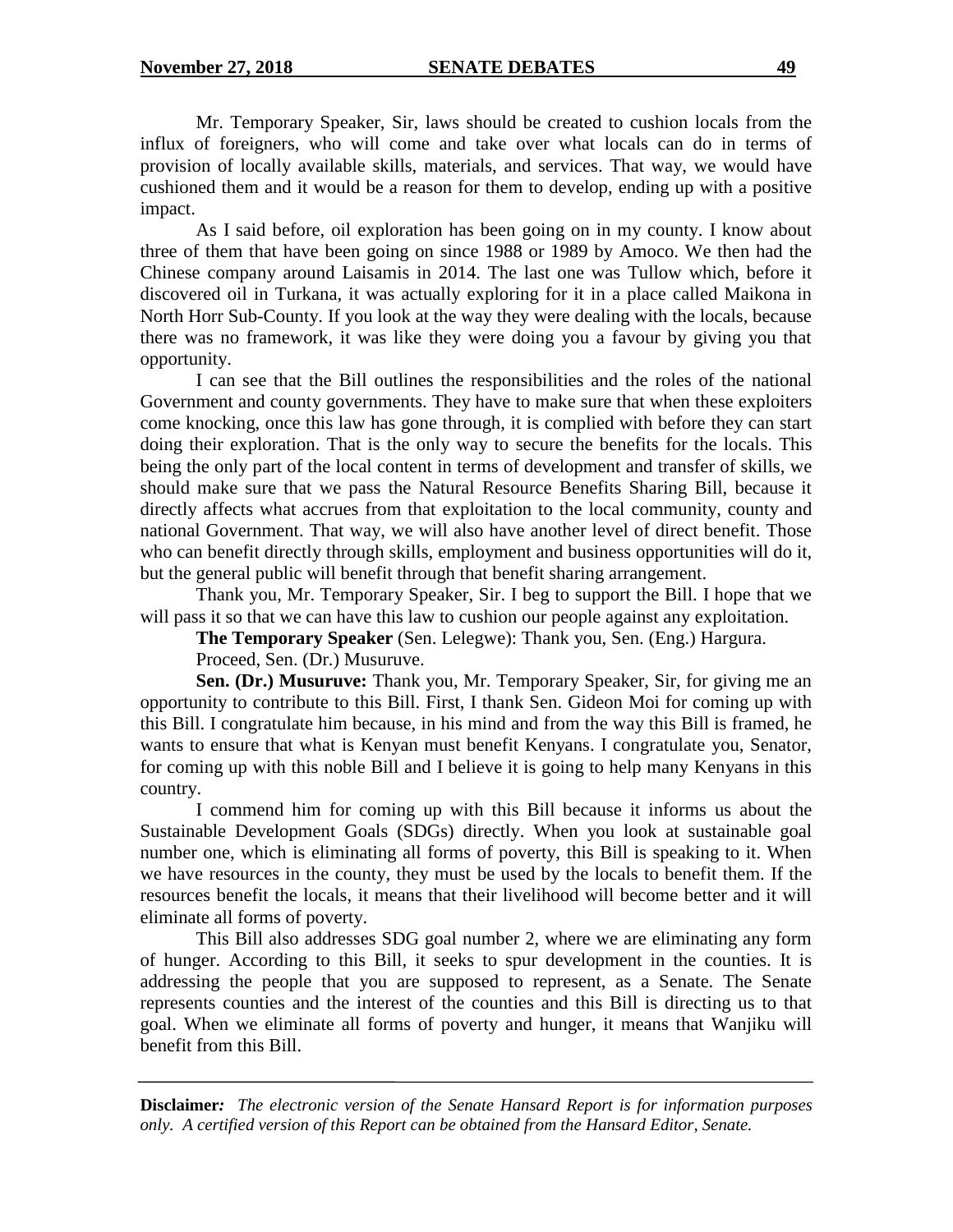Mr. Temporary Speaker, Sir, laws should be created to cushion locals from the influx of foreigners, who will come and take over what locals can do in terms of provision of locally available skills, materials, and services. That way, we would have cushioned them and it would be a reason for them to develop, ending up with a positive impact.

As I said before, oil exploration has been going on in my county. I know about three of them that have been going on since 1988 or 1989 by Amoco. We then had the Chinese company around Laisamis in 2014. The last one was Tullow which, before it discovered oil in Turkana, it was actually exploring for it in a place called Maikona in North Horr Sub-County. If you look at the way they were dealing with the locals, because there was no framework, it was like they were doing you a favour by giving you that opportunity.

I can see that the Bill outlines the responsibilities and the roles of the national Government and county governments. They have to make sure that when these exploiters come knocking, once this law has gone through, it is complied with before they can start doing their exploration. That is the only way to secure the benefits for the locals. This being the only part of the local content in terms of development and transfer of skills, we should make sure that we pass the Natural Resource Benefits Sharing Bill, because it directly affects what accrues from that exploitation to the local community, county and national Government. That way, we will also have another level of direct benefit. Those who can benefit directly through skills, employment and business opportunities will do it, but the general public will benefit through that benefit sharing arrangement.

Thank you, Mr. Temporary Speaker, Sir. I beg to support the Bill. I hope that we will pass it so that we can have this law to cushion our people against any exploitation.

**The Temporary Speaker** (Sen. Lelegwe): Thank you, Sen. (Eng.) Hargura.

Proceed, Sen. (Dr.) Musuruve.

**Sen. (Dr.) Musuruve:** Thank you, Mr. Temporary Speaker, Sir, for giving me an opportunity to contribute to this Bill. First, I thank Sen. Gideon Moi for coming up with this Bill. I congratulate him because, in his mind and from the way this Bill is framed, he wants to ensure that what is Kenyan must benefit Kenyans. I congratulate you, Senator, for coming up with this noble Bill and I believe it is going to help many Kenyans in this country.

I commend him for coming up with this Bill because it informs us about the Sustainable Development Goals (SDGs) directly. When you look at sustainable goal number one, which is eliminating all forms of poverty, this Bill is speaking to it. When we have resources in the county, they must be used by the locals to benefit them. If the resources benefit the locals, it means that their livelihood will become better and it will eliminate all forms of poverty.

This Bill also addresses SDG goal number 2, where we are eliminating any form of hunger. According to this Bill, it seeks to spur development in the counties. It is addressing the people that you are supposed to represent, as a Senate. The Senate represents counties and the interest of the counties and this Bill is directing us to that goal. When we eliminate all forms of poverty and hunger, it means that Wanjiku will benefit from this Bill.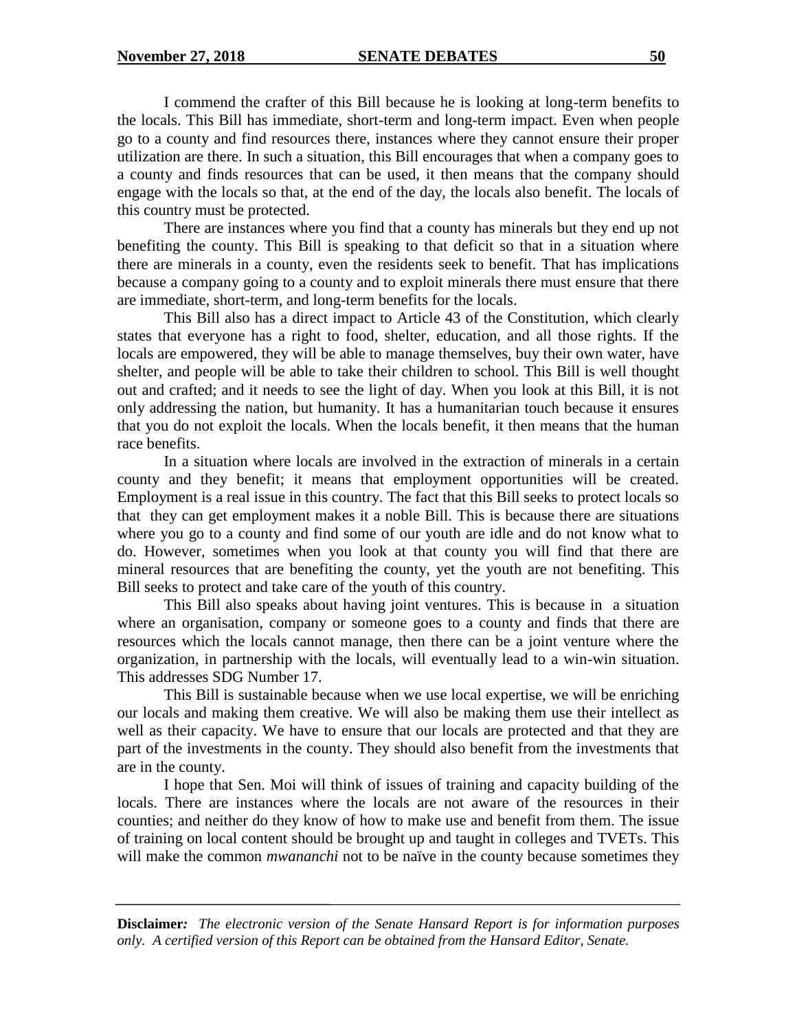I commend the crafter of this Bill because he is looking at long-term benefits to the locals. This Bill has immediate, short-term and long-term impact. Even when people go to a county and find resources there, instances where they cannot ensure their proper utilization are there. In such a situation, this Bill encourages that when a company goes to a county and finds resources that can be used, it then means that the company should engage with the locals so that, at the end of the day, the locals also benefit. The locals of this country must be protected.

There are instances where you find that a county has minerals but they end up not benefiting the county. This Bill is speaking to that deficit so that in a situation where there are minerals in a county, even the residents seek to benefit. That has implications because a company going to a county and to exploit minerals there must ensure that there are immediate, short-term, and long-term benefits for the locals.

This Bill also has a direct impact to Article 43 of the Constitution, which clearly states that everyone has a right to food, shelter, education, and all those rights. If the locals are empowered, they will be able to manage themselves, buy their own water, have shelter, and people will be able to take their children to school. This Bill is well thought out and crafted; and it needs to see the light of day. When you look at this Bill, it is not only addressing the nation, but humanity. It has a humanitarian touch because it ensures that you do not exploit the locals. When the locals benefit, it then means that the human race benefits.

In a situation where locals are involved in the extraction of minerals in a certain county and they benefit; it means that employment opportunities will be created. Employment is a real issue in this country. The fact that this Bill seeks to protect locals so that they can get employment makes it a noble Bill. This is because there are situations where you go to a county and find some of our youth are idle and do not know what to do. However, sometimes when you look at that county you will find that there are mineral resources that are benefiting the county, yet the youth are not benefiting. This Bill seeks to protect and take care of the youth of this country.

This Bill also speaks about having joint ventures. This is because in a situation where an organisation, company or someone goes to a county and finds that there are resources which the locals cannot manage, then there can be a joint venture where the organization, in partnership with the locals, will eventually lead to a win-win situation. This addresses SDG Number 17.

This Bill is sustainable because when we use local expertise, we will be enriching our locals and making them creative. We will also be making them use their intellect as well as their capacity. We have to ensure that our locals are protected and that they are part of the investments in the county. They should also benefit from the investments that are in the county.

I hope that Sen. Moi will think of issues of training and capacity building of the locals. There are instances where the locals are not aware of the resources in their counties; and neither do they know of how to make use and benefit from them. The issue of training on local content should be brought up and taught in colleges and TVETs. This will make the common *mwananchi* not to be naïve in the county because sometimes they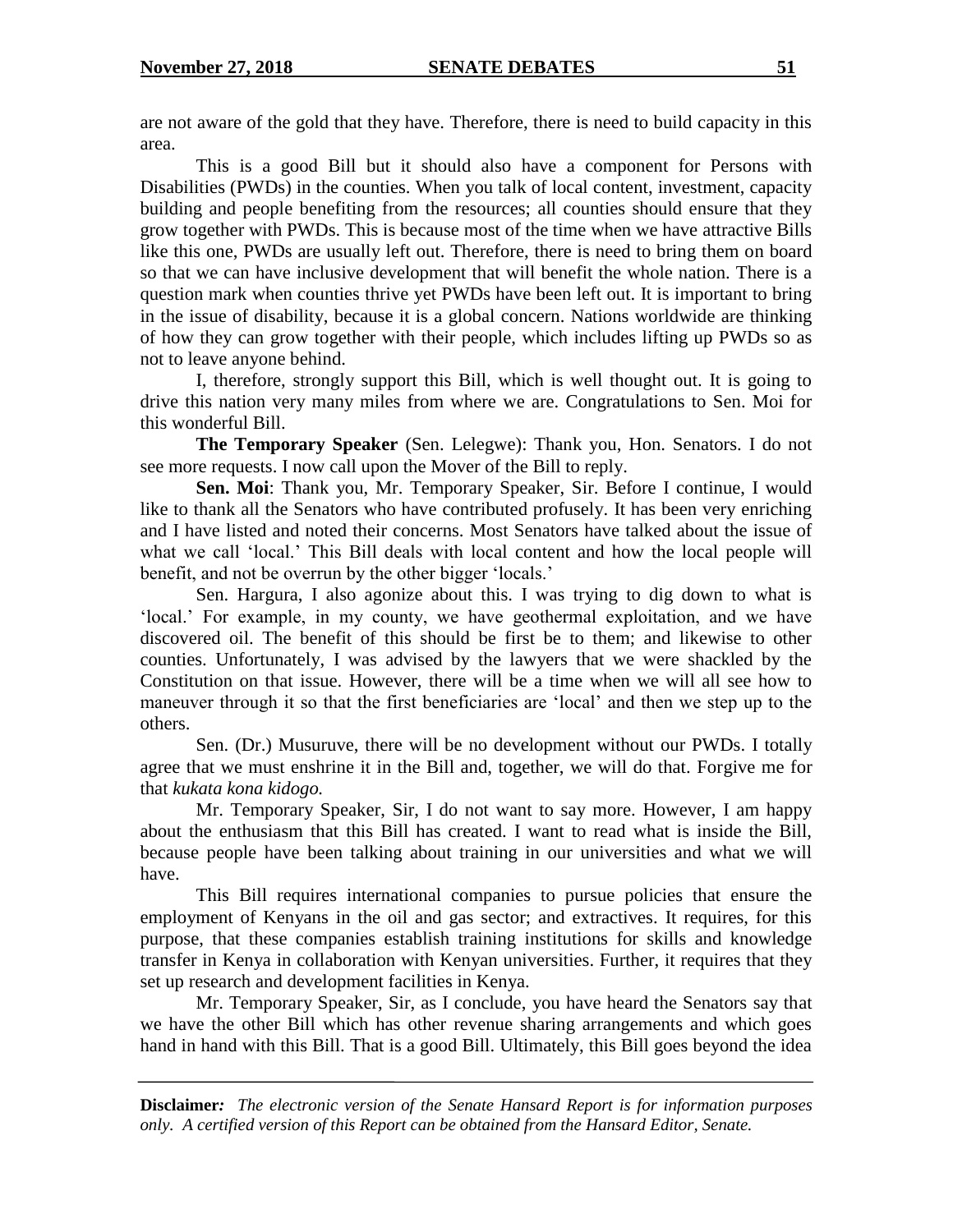are not aware of the gold that they have. Therefore, there is need to build capacity in this area.

This is a good Bill but it should also have a component for Persons with Disabilities (PWDs) in the counties. When you talk of local content, investment, capacity building and people benefiting from the resources; all counties should ensure that they grow together with PWDs. This is because most of the time when we have attractive Bills like this one, PWDs are usually left out. Therefore, there is need to bring them on board so that we can have inclusive development that will benefit the whole nation. There is a question mark when counties thrive yet PWDs have been left out. It is important to bring in the issue of disability, because it is a global concern. Nations worldwide are thinking of how they can grow together with their people, which includes lifting up PWDs so as not to leave anyone behind.

I, therefore, strongly support this Bill, which is well thought out. It is going to drive this nation very many miles from where we are. Congratulations to Sen. Moi for this wonderful Bill.

**The Temporary Speaker** (Sen. Lelegwe): Thank you, Hon. Senators. I do not see more requests. I now call upon the Mover of the Bill to reply.

**Sen. Moi**: Thank you, Mr. Temporary Speaker, Sir. Before I continue, I would like to thank all the Senators who have contributed profusely. It has been very enriching and I have listed and noted their concerns. Most Senators have talked about the issue of what we call 'local.' This Bill deals with local content and how the local people will benefit, and not be overrun by the other bigger 'locals.'

Sen. Hargura, I also agonize about this. I was trying to dig down to what is 'local.' For example, in my county, we have geothermal exploitation, and we have discovered oil. The benefit of this should be first be to them; and likewise to other counties. Unfortunately, I was advised by the lawyers that we were shackled by the Constitution on that issue. However, there will be a time when we will all see how to maneuver through it so that the first beneficiaries are 'local' and then we step up to the others.

Sen. (Dr.) Musuruve, there will be no development without our PWDs. I totally agree that we must enshrine it in the Bill and, together, we will do that. Forgive me for that *kukata kona kidogo.*

Mr. Temporary Speaker, Sir, I do not want to say more. However, I am happy about the enthusiasm that this Bill has created. I want to read what is inside the Bill, because people have been talking about training in our universities and what we will have.

This Bill requires international companies to pursue policies that ensure the employment of Kenyans in the oil and gas sector; and extractives. It requires, for this purpose, that these companies establish training institutions for skills and knowledge transfer in Kenya in collaboration with Kenyan universities. Further, it requires that they set up research and development facilities in Kenya.

Mr. Temporary Speaker, Sir, as I conclude, you have heard the Senators say that we have the other Bill which has other revenue sharing arrangements and which goes hand in hand with this Bill. That is a good Bill. Ultimately, this Bill goes beyond the idea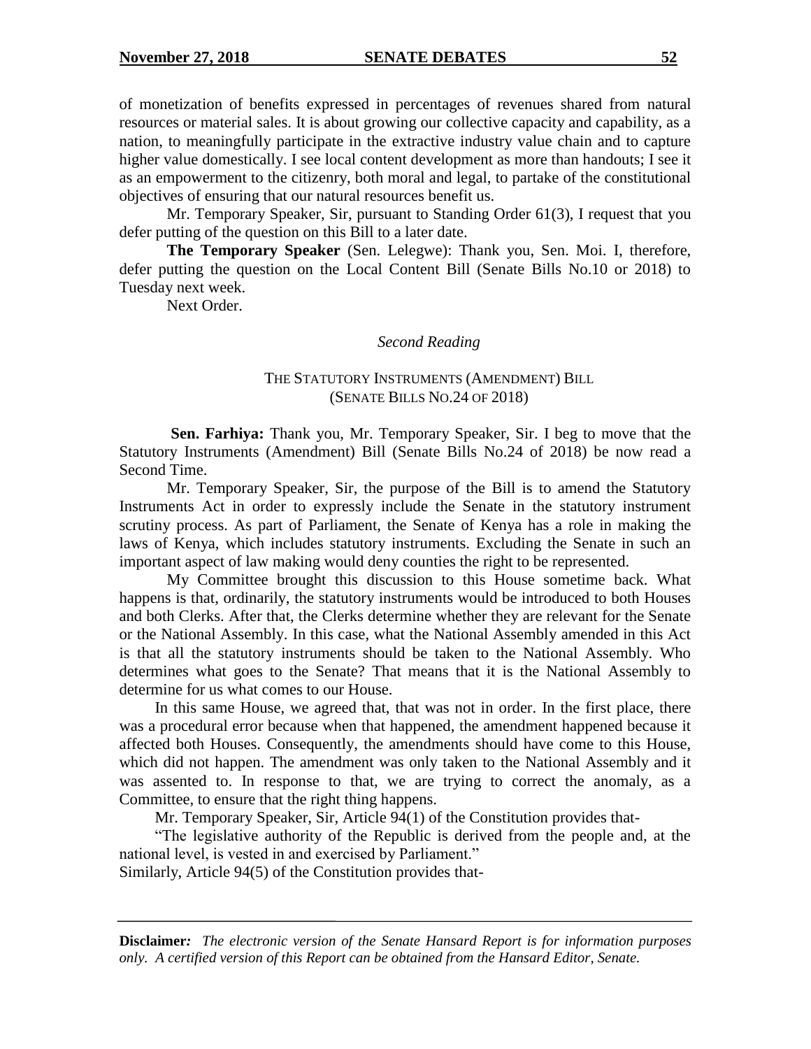of monetization of benefits expressed in percentages of revenues shared from natural resources or material sales. It is about growing our collective capacity and capability, as a nation, to meaningfully participate in the extractive industry value chain and to capture higher value domestically. I see local content development as more than handouts; I see it as an empowerment to the citizenry, both moral and legal, to partake of the constitutional objectives of ensuring that our natural resources benefit us.

Mr. Temporary Speaker, Sir, pursuant to Standing Order 61(3), I request that you defer putting of the question on this Bill to a later date.

**The Temporary Speaker** (Sen. Lelegwe): Thank you, Sen. Moi. I, therefore, defer putting the question on the Local Content Bill (Senate Bills No.10 or 2018) to Tuesday next week.

Next Order.

*Second Reading*

THE STATUTORY INSTRUMENTS (AMENDMENT) BILL
(SENATE BILLS NO.24 OF 2018)

**Sen. Farhiya:** Thank you, Mr. Temporary Speaker, Sir. I beg to move that the Statutory Instruments (Amendment) Bill (Senate Bills No.24 of 2018) be now read a Second Time.

Mr. Temporary Speaker, Sir, the purpose of the Bill is to amend the Statutory Instruments Act in order to expressly include the Senate in the statutory instrument scrutiny process. As part of Parliament, the Senate of Kenya has a role in making the laws of Kenya, which includes statutory instruments. Excluding the Senate in such an important aspect of law making would deny counties the right to be represented.

My Committee brought this discussion to this House sometime back. What happens is that, ordinarily, the statutory instruments would be introduced to both Houses and both Clerks. After that, the Clerks determine whether they are relevant for the Senate or the National Assembly. In this case, what the National Assembly amended in this Act is that all the statutory instruments should be taken to the National Assembly. Who determines what goes to the Senate? That means that it is the National Assembly to determine for us what comes to our House.

In this same House, we agreed that, that was not in order. In the first place, there was a procedural error because when that happened, the amendment happened because it affected both Houses. Consequently, the amendments should have come to this House, which did not happen. The amendment was only taken to the National Assembly and it was assented to. In response to that, we are trying to correct the anomaly, as a Committee, to ensure that the right thing happens.

Mr. Temporary Speaker, Sir, Article 94(1) of the Constitution provides that-

"The legislative authority of the Republic is derived from the people and, at the national level, is vested in and exercised by Parliament."

Similarly, Article 94(5) of the Constitution provides that-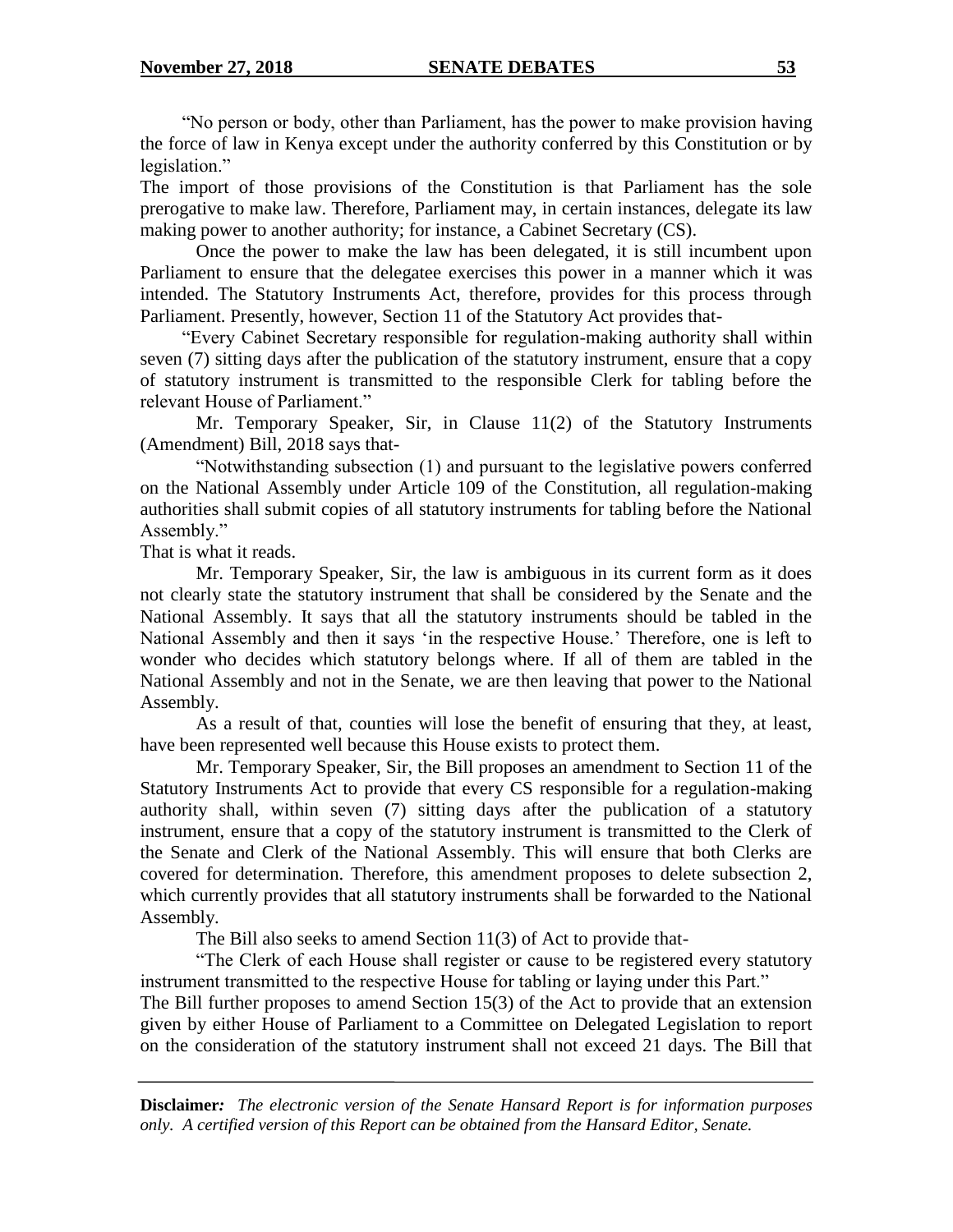"No person or body, other than Parliament, has the power to make provision having the force of law in Kenya except under the authority conferred by this Constitution or by legislation."

The import of those provisions of the Constitution is that Parliament has the sole prerogative to make law. Therefore, Parliament may, in certain instances, delegate its law making power to another authority; for instance, a Cabinet Secretary (CS).

Once the power to make the law has been delegated, it is still incumbent upon Parliament to ensure that the delegatee exercises this power in a manner which it was intended. The Statutory Instruments Act, therefore, provides for this process through Parliament. Presently, however, Section 11 of the Statutory Act provides that-

"Every Cabinet Secretary responsible for regulation-making authority shall within seven (7) sitting days after the publication of the statutory instrument, ensure that a copy of statutory instrument is transmitted to the responsible Clerk for tabling before the relevant House of Parliament."

Mr. Temporary Speaker, Sir, in Clause 11(2) of the Statutory Instruments (Amendment) Bill, 2018 says that-

"Notwithstanding subsection (1) and pursuant to the legislative powers conferred on the National Assembly under Article 109 of the Constitution, all regulation-making authorities shall submit copies of all statutory instruments for tabling before the National Assembly."

That is what it reads.

Mr. Temporary Speaker, Sir, the law is ambiguous in its current form as it does not clearly state the statutory instrument that shall be considered by the Senate and the National Assembly. It says that all the statutory instruments should be tabled in the National Assembly and then it says 'in the respective House.' Therefore, one is left to wonder who decides which statutory belongs where. If all of them are tabled in the National Assembly and not in the Senate, we are then leaving that power to the National Assembly.

As a result of that, counties will lose the benefit of ensuring that they, at least, have been represented well because this House exists to protect them.

Mr. Temporary Speaker, Sir, the Bill proposes an amendment to Section 11 of the Statutory Instruments Act to provide that every CS responsible for a regulation-making authority shall, within seven (7) sitting days after the publication of a statutory instrument, ensure that a copy of the statutory instrument is transmitted to the Clerk of the Senate and Clerk of the National Assembly. This will ensure that both Clerks are covered for determination. Therefore, this amendment proposes to delete subsection 2, which currently provides that all statutory instruments shall be forwarded to the National Assembly.

The Bill also seeks to amend Section 11(3) of Act to provide that-

"The Clerk of each House shall register or cause to be registered every statutory instrument transmitted to the respective House for tabling or laying under this Part."

The Bill further proposes to amend Section 15(3) of the Act to provide that an extension given by either House of Parliament to a Committee on Delegated Legislation to report on the consideration of the statutory instrument shall not exceed 21 days. The Bill that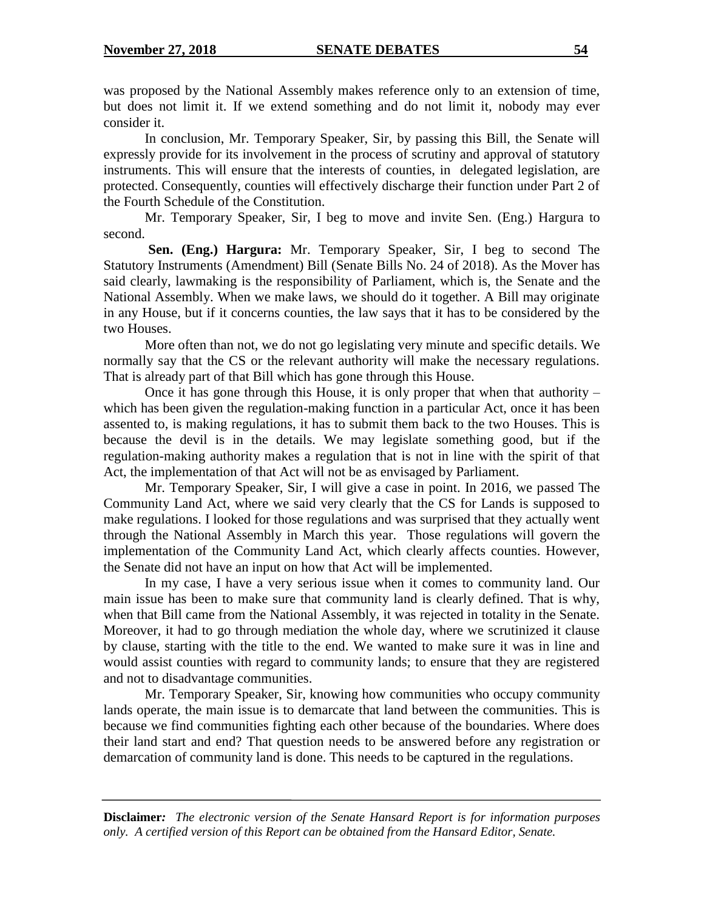was proposed by the National Assembly makes reference only to an extension of time, but does not limit it. If we extend something and do not limit it, nobody may ever consider it.

In conclusion, Mr. Temporary Speaker, Sir, by passing this Bill, the Senate will expressly provide for its involvement in the process of scrutiny and approval of statutory instruments. This will ensure that the interests of counties, in delegated legislation, are protected. Consequently, counties will effectively discharge their function under Part 2 of the Fourth Schedule of the Constitution.

Mr. Temporary Speaker, Sir, I beg to move and invite Sen. (Eng.) Hargura to second.

**Sen. (Eng.) Hargura:** Mr. Temporary Speaker, Sir, I beg to second The Statutory Instruments (Amendment) Bill (Senate Bills No. 24 of 2018). As the Mover has said clearly, lawmaking is the responsibility of Parliament, which is, the Senate and the National Assembly. When we make laws, we should do it together. A Bill may originate in any House, but if it concerns counties, the law says that it has to be considered by the two Houses.

More often than not, we do not go legislating very minute and specific details. We normally say that the CS or the relevant authority will make the necessary regulations. That is already part of that Bill which has gone through this House.

Once it has gone through this House, it is only proper that when that authority – which has been given the regulation-making function in a particular Act, once it has been assented to, is making regulations, it has to submit them back to the two Houses. This is because the devil is in the details. We may legislate something good, but if the regulation-making authority makes a regulation that is not in line with the spirit of that Act, the implementation of that Act will not be as envisaged by Parliament.

Mr. Temporary Speaker, Sir, I will give a case in point. In 2016, we passed The Community Land Act, where we said very clearly that the CS for Lands is supposed to make regulations. I looked for those regulations and was surprised that they actually went through the National Assembly in March this year. Those regulations will govern the implementation of the Community Land Act, which clearly affects counties. However, the Senate did not have an input on how that Act will be implemented.

In my case, I have a very serious issue when it comes to community land. Our main issue has been to make sure that community land is clearly defined. That is why, when that Bill came from the National Assembly, it was rejected in totality in the Senate. Moreover, it had to go through mediation the whole day, where we scrutinized it clause by clause, starting with the title to the end. We wanted to make sure it was in line and would assist counties with regard to community lands; to ensure that they are registered and not to disadvantage communities.

Mr. Temporary Speaker, Sir, knowing how communities who occupy community lands operate, the main issue is to demarcate that land between the communities. This is because we find communities fighting each other because of the boundaries. Where does their land start and end? That question needs to be answered before any registration or demarcation of community land is done. This needs to be captured in the regulations.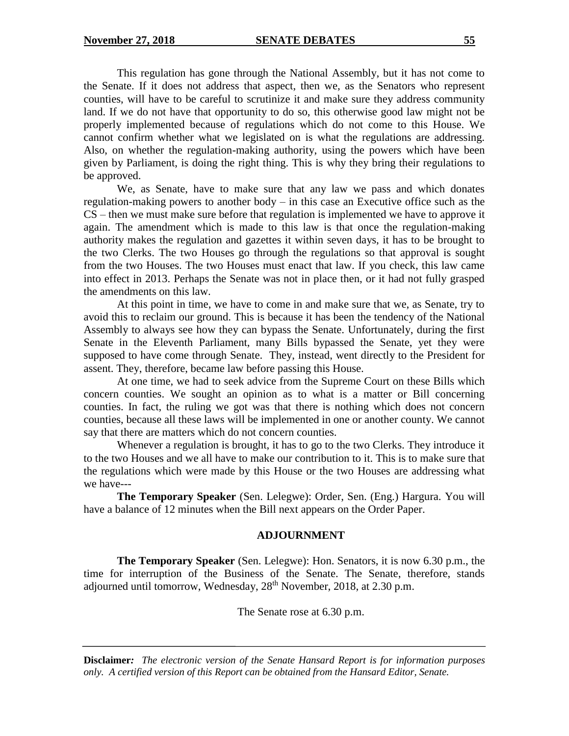This regulation has gone through the National Assembly, but it has not come to the Senate. If it does not address that aspect, then we, as the Senators who represent counties, will have to be careful to scrutinize it and make sure they address community land. If we do not have that opportunity to do so, this otherwise good law might not be properly implemented because of regulations which do not come to this House. We cannot confirm whether what we legislated on is what the regulations are addressing. Also, on whether the regulation-making authority, using the powers which have been given by Parliament, is doing the right thing. This is why they bring their regulations to be approved.

We, as Senate, have to make sure that any law we pass and which donates regulation-making powers to another body – in this case an Executive office such as the CS – then we must make sure before that regulation is implemented we have to approve it again. The amendment which is made to this law is that once the regulation-making authority makes the regulation and gazettes it within seven days, it has to be brought to the two Clerks. The two Houses go through the regulations so that approval is sought from the two Houses. The two Houses must enact that law. If you check, this law came into effect in 2013. Perhaps the Senate was not in place then, or it had not fully grasped the amendments on this law.

At this point in time, we have to come in and make sure that we, as Senate, try to avoid this to reclaim our ground. This is because it has been the tendency of the National Assembly to always see how they can bypass the Senate. Unfortunately, during the first Senate in the Eleventh Parliament, many Bills bypassed the Senate, yet they were supposed to have come through Senate. They, instead, went directly to the President for assent. They, therefore, became law before passing this House.

At one time, we had to seek advice from the Supreme Court on these Bills which concern counties. We sought an opinion as to what is a matter or Bill concerning counties. In fact, the ruling we got was that there is nothing which does not concern counties, because all these laws will be implemented in one or another county. We cannot say that there are matters which do not concern counties.

Whenever a regulation is brought, it has to go to the two Clerks. They introduce it to the two Houses and we all have to make our contribution to it. This is to make sure that the regulations which were made by this House or the two Houses are addressing what we have---

**The Temporary Speaker** (Sen. Lelegwe): Order, Sen. (Eng.) Hargura. You will have a balance of 12 minutes when the Bill next appears on the Order Paper.

## ADJOURNMENT

**The Temporary Speaker** (Sen. Lelegwe): Hon. Senators, it is now 6.30 p.m., the time for interruption of the Business of the Senate. The Senate, therefore, stands adjourned until tomorrow, Wednesday, 28th November, 2018, at 2.30 p.m.

The Senate rose at 6.30 p.m.

**Disclaimer:** *The electronic version of the Senate Hansard Report is for information purposes only. A certified version of this Report can be obtained from the Hansard Editor, Senate.*